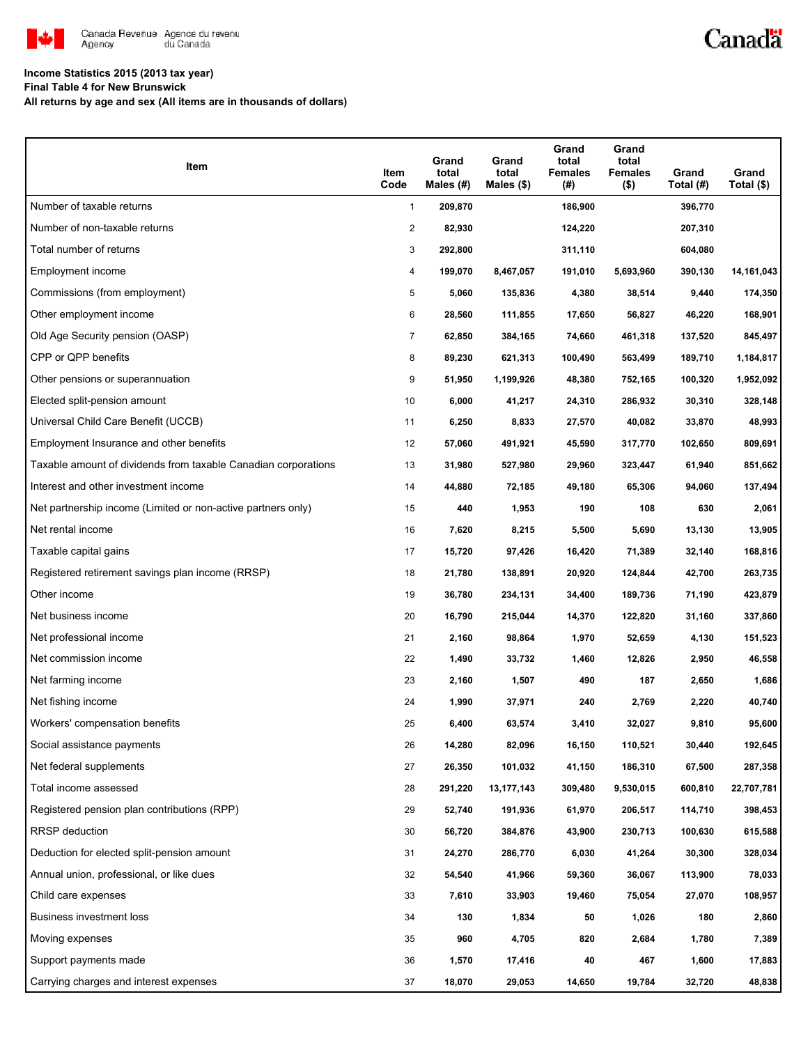**Income Statistics 2015 (2013 tax year)**

**Final Table 4 for New Brunswick**

**All returns by age and sex (All items are in thousands of dollars)**

| Item | Item Code | Grand total Males (#) | Grand total Males ($) | Grand total Females (#) | Grand total Females ($) | Grand Total (#) | Grand Total ($) |
|---|---|---|---|---|---|---|---|
| Number of taxable returns | 1 | 209,870 | | 186,900 | | 396,770 | |
| Number of non-taxable returns | 2 | 82,930 | | 124,220 | | 207,310 | |
| Total number of returns | 3 | 292,800 | | 311,110 | | 604,080 | |
| Employment income | 4 | 199,070 | 8,467,057 | 191,010 | 5,693,960 | 390,130 | 14,161,043 |
| Commissions (from employment) | 5 | 5,060 | 135,836 | 4,380 | 38,514 | 9,440 | 174,350 |
| Other employment income | 6 | 28,560 | 111,855 | 17,650 | 56,827 | 46,220 | 168,901 |
| Old Age Security pension (OASP) | 7 | 62,850 | 384,165 | 74,660 | 461,318 | 137,520 | 845,497 |
| CPP or QPP benefits | 8 | 89,230 | 621,313 | 100,490 | 563,499 | 189,710 | 1,184,817 |
| Other pensions or superannuation | 9 | 51,950 | 1,199,926 | 48,380 | 752,165 | 100,320 | 1,952,092 |
| Elected split-pension amount | 10 | 6,000 | 41,217 | 24,310 | 286,932 | 30,310 | 328,148 |
| Universal Child Care Benefit (UCCB) | 11 | 6,250 | 8,833 | 27,570 | 40,082 | 33,870 | 48,993 |
| Employment Insurance and other benefits | 12 | 57,060 | 491,921 | 45,590 | 317,770 | 102,650 | 809,691 |
| Taxable amount of dividends from taxable Canadian corporations | 13 | 31,980 | 527,980 | 29,960 | 323,447 | 61,940 | 851,662 |
| Interest and other investment income | 14 | 44,880 | 72,185 | 49,180 | 65,306 | 94,060 | 137,494 |
| Net partnership income (Limited or non-active partners only) | 15 | 440 | 1,953 | 190 | 108 | 630 | 2,061 |
| Net rental income | 16 | 7,620 | 8,215 | 5,500 | 5,690 | 13,130 | 13,905 |
| Taxable capital gains | 17 | 15,720 | 97,426 | 16,420 | 71,389 | 32,140 | 168,816 |
| Registered retirement savings plan income (RRSP) | 18 | 21,780 | 138,891 | 20,920 | 124,844 | 42,700 | 263,735 |
| Other income | 19 | 36,780 | 234,131 | 34,400 | 189,736 | 71,190 | 423,879 |
| Net business income | 20 | 16,790 | 215,044 | 14,370 | 122,820 | 31,160 | 337,860 |
| Net professional income | 21 | 2,160 | 98,864 | 1,970 | 52,659 | 4,130 | 151,523 |
| Net commission income | 22 | 1,490 | 33,732 | 1,460 | 12,826 | 2,950 | 46,558 |
| Net farming income | 23 | 2,160 | 1,507 | 490 | 187 | 2,650 | 1,686 |
| Net fishing income | 24 | 1,990 | 37,971 | 240 | 2,769 | 2,220 | 40,740 |
| Workers' compensation benefits | 25 | 6,400 | 63,574 | 3,410 | 32,027 | 9,810 | 95,600 |
| Social assistance payments | 26 | 14,280 | 82,096 | 16,150 | 110,521 | 30,440 | 192,645 |
| Net federal supplements | 27 | 26,350 | 101,032 | 41,150 | 186,310 | 67,500 | 287,358 |
| Total income assessed | 28 | 291,220 | 13,177,143 | 309,480 | 9,530,015 | 600,810 | 22,707,781 |
| Registered pension plan contributions (RPP) | 29 | 52,740 | 191,936 | 61,970 | 206,517 | 114,710 | 398,453 |
| RRSP deduction | 30 | 56,720 | 384,876 | 43,900 | 230,713 | 100,630 | 615,588 |
| Deduction for elected split-pension amount | 31 | 24,270 | 286,770 | 6,030 | 41,264 | 30,300 | 328,034 |
| Annual union, professional, or like dues | 32 | 54,540 | 41,966 | 59,360 | 36,067 | 113,900 | 78,033 |
| Child care expenses | 33 | 7,610 | 33,903 | 19,460 | 75,054 | 27,070 | 108,957 |
| Business investment loss | 34 | 130 | 1,834 | 50 | 1,026 | 180 | 2,860 |
| Moving expenses | 35 | 960 | 4,705 | 820 | 2,684 | 1,780 | 7,389 |
| Support payments made | 36 | 1,570 | 17,416 | 40 | 467 | 1,600 | 17,883 |
| Carrying charges and interest expenses | 37 | 18,070 | 29,053 | 14,650 | 19,784 | 32,720 | 48,838 |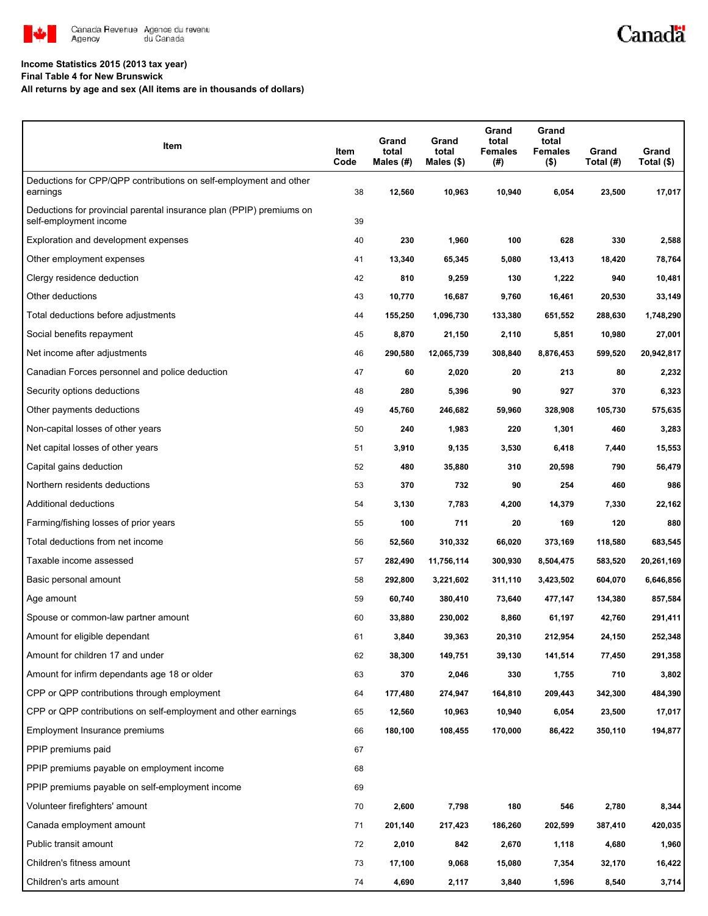**Income Statistics 2015 (2013 tax year)**
**Final Table 4 for New Brunswick**
**All returns by age and sex (All items are in thousands of dollars)**

| Item | Item Code | Grand total Males (#) | Grand total Males ($) | Grand total Females (#) | Grand total Females ($) | Grand Total (#) | Grand Total ($) |
|---|---|---|---|---|---|---|---|
| Deductions for CPP/QPP contributions on self-employment and other earnings | 38 | 12,560 | 10,963 | 10,940 | 6,054 | 23,500 | 17,017 |
| Deductions for provincial parental insurance plan (PPIP) premiums on self-employment income | 39 | | | | | | |
| Exploration and development expenses | 40 | 230 | 1,960 | 100 | 628 | 330 | 2,588 |
| Other employment expenses | 41 | 13,340 | 65,345 | 5,080 | 13,413 | 18,420 | 78,764 |
| Clergy residence deduction | 42 | 810 | 9,259 | 130 | 1,222 | 940 | 10,481 |
| Other deductions | 43 | 10,770 | 16,687 | 9,760 | 16,461 | 20,530 | 33,149 |
| Total deductions before adjustments | 44 | 155,250 | 1,096,730 | 133,380 | 651,552 | 288,630 | 1,748,290 |
| Social benefits repayment | 45 | 8,870 | 21,150 | 2,110 | 5,851 | 10,980 | 27,001 |
| Net income after adjustments | 46 | 290,580 | 12,065,739 | 308,840 | 8,876,453 | 599,520 | 20,942,817 |
| Canadian Forces personnel and police deduction | 47 | 60 | 2,020 | 20 | 213 | 80 | 2,232 |
| Security options deductions | 48 | 280 | 5,396 | 90 | 927 | 370 | 6,323 |
| Other payments deductions | 49 | 45,760 | 246,682 | 59,960 | 328,908 | 105,730 | 575,635 |
| Non-capital losses of other years | 50 | 240 | 1,983 | 220 | 1,301 | 460 | 3,283 |
| Net capital losses of other years | 51 | 3,910 | 9,135 | 3,530 | 6,418 | 7,440 | 15,553 |
| Capital gains deduction | 52 | 480 | 35,880 | 310 | 20,598 | 790 | 56,479 |
| Northern residents deductions | 53 | 370 | 732 | 90 | 254 | 460 | 986 |
| Additional deductions | 54 | 3,130 | 7,783 | 4,200 | 14,379 | 7,330 | 22,162 |
| Farming/fishing losses of prior years | 55 | 100 | 711 | 20 | 169 | 120 | 880 |
| Total deductions from net income | 56 | 52,560 | 310,332 | 66,020 | 373,169 | 118,580 | 683,545 |
| Taxable income assessed | 57 | 282,490 | 11,756,114 | 300,930 | 8,504,475 | 583,520 | 20,261,169 |
| Basic personal amount | 58 | 292,800 | 3,221,602 | 311,110 | 3,423,502 | 604,070 | 6,646,856 |
| Age amount | 59 | 60,740 | 380,410 | 73,640 | 477,147 | 134,380 | 857,584 |
| Spouse or common-law partner amount | 60 | 33,880 | 230,002 | 8,860 | 61,197 | 42,760 | 291,411 |
| Amount for eligible dependant | 61 | 3,840 | 39,363 | 20,310 | 212,954 | 24,150 | 252,348 |
| Amount for children 17 and under | 62 | 38,300 | 149,751 | 39,130 | 141,514 | 77,450 | 291,358 |
| Amount for infirm dependants age 18 or older | 63 | 370 | 2,046 | 330 | 1,755 | 710 | 3,802 |
| CPP or QPP contributions through employment | 64 | 177,480 | 274,947 | 164,810 | 209,443 | 342,300 | 484,390 |
| CPP or QPP contributions on self-employment and other earnings | 65 | 12,560 | 10,963 | 10,940 | 6,054 | 23,500 | 17,017 |
| Employment Insurance premiums | 66 | 180,100 | 108,455 | 170,000 | 86,422 | 350,110 | 194,877 |
| PPIP premiums paid | 67 | | | | | | |
| PPIP premiums payable on employment income | 68 | | | | | | |
| PPIP premiums payable on self-employment income | 69 | | | | | | |
| Volunteer firefighters' amount | 70 | 2,600 | 7,798 | 180 | 546 | 2,780 | 8,344 |
| Canada employment amount | 71 | 201,140 | 217,423 | 186,260 | 202,599 | 387,410 | 420,035 |
| Public transit amount | 72 | 2,010 | 842 | 2,670 | 1,118 | 4,680 | 1,960 |
| Children's fitness amount | 73 | 17,100 | 9,068 | 15,080 | 7,354 | 32,170 | 16,422 |
| Children's arts amount | 74 | 4,690 | 2,117 | 3,840 | 1,596 | 8,540 | 3,714 |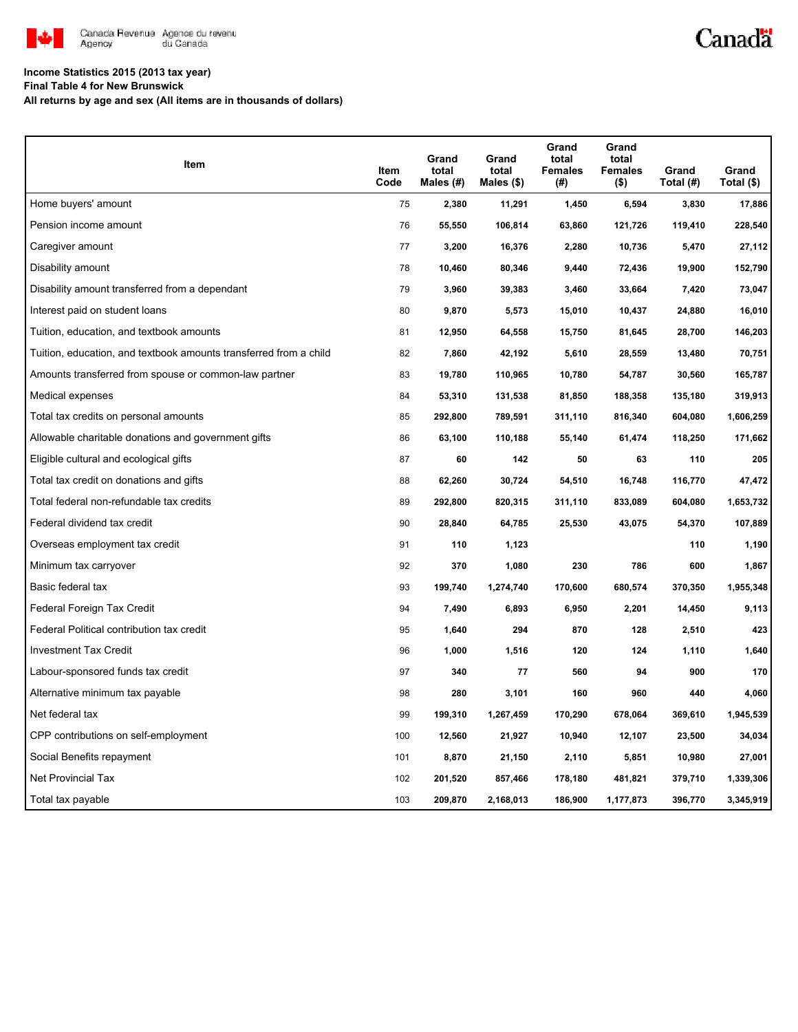**Income Statistics 2015 (2013 tax year)**
**Final Table 4 for New Brunswick**
**All returns by age and sex (All items are in thousands of dollars)**

| Item | Item Code | Grand total Males (#) | Grand total Males ($) | Grand total Females (#) | Grand total Females ($) | Grand Total (#) | Grand Total ($) |
|---|---|---|---|---|---|---|---|
| Home buyers' amount | 75 | 2,380 | 11,291 | 1,450 | 6,594 | 3,830 | 17,886 |
| Pension income amount | 76 | 55,550 | 106,814 | 63,860 | 121,726 | 119,410 | 228,540 |
| Caregiver amount | 77 | 3,200 | 16,376 | 2,280 | 10,736 | 5,470 | 27,112 |
| Disability amount | 78 | 10,460 | 80,346 | 9,440 | 72,436 | 19,900 | 152,790 |
| Disability amount transferred from a dependant | 79 | 3,960 | 39,383 | 3,460 | 33,664 | 7,420 | 73,047 |
| Interest paid on student loans | 80 | 9,870 | 5,573 | 15,010 | 10,437 | 24,880 | 16,010 |
| Tuition, education, and textbook amounts | 81 | 12,950 | 64,558 | 15,750 | 81,645 | 28,700 | 146,203 |
| Tuition, education, and textbook amounts transferred from a child | 82 | 7,860 | 42,192 | 5,610 | 28,559 | 13,480 | 70,751 |
| Amounts transferred from spouse or common-law partner | 83 | 19,780 | 110,965 | 10,780 | 54,787 | 30,560 | 165,787 |
| Medical expenses | 84 | 53,310 | 131,538 | 81,850 | 188,358 | 135,180 | 319,913 |
| Total tax credits on personal amounts | 85 | 292,800 | 789,591 | 311,110 | 816,340 | 604,080 | 1,606,259 |
| Allowable charitable donations and government gifts | 86 | 63,100 | 110,188 | 55,140 | 61,474 | 118,250 | 171,662 |
| Eligible cultural and ecological gifts | 87 | 60 | 142 | 50 | 63 | 110 | 205 |
| Total tax credit on donations and gifts | 88 | 62,260 | 30,724 | 54,510 | 16,748 | 116,770 | 47,472 |
| Total federal non-refundable tax credits | 89 | 292,800 | 820,315 | 311,110 | 833,089 | 604,080 | 1,653,732 |
| Federal dividend tax credit | 90 | 28,840 | 64,785 | 25,530 | 43,075 | 54,370 | 107,889 |
| Overseas employment tax credit | 91 | 110 | 1,123 | | | 110 | 1,190 |
| Minimum tax carryover | 92 | 370 | 1,080 | 230 | 786 | 600 | 1,867 |
| Basic federal tax | 93 | 199,740 | 1,274,740 | 170,600 | 680,574 | 370,350 | 1,955,348 |
| Federal Foreign Tax Credit | 94 | 7,490 | 6,893 | 6,950 | 2,201 | 14,450 | 9,113 |
| Federal Political contribution tax credit | 95 | 1,640 | 294 | 870 | 128 | 2,510 | 423 |
| Investment Tax Credit | 96 | 1,000 | 1,516 | 120 | 124 | 1,110 | 1,640 |
| Labour-sponsored funds tax credit | 97 | 340 | 77 | 560 | 94 | 900 | 170 |
| Alternative minimum tax payable | 98 | 280 | 3,101 | 160 | 960 | 440 | 4,060 |
| Net federal tax | 99 | 199,310 | 1,267,459 | 170,290 | 678,064 | 369,610 | 1,945,539 |
| CPP contributions on self-employment | 100 | 12,560 | 21,927 | 10,940 | 12,107 | 23,500 | 34,034 |
| Social Benefits repayment | 101 | 8,870 | 21,150 | 2,110 | 5,851 | 10,980 | 27,001 |
| Net Provincial Tax | 102 | 201,520 | 857,466 | 178,180 | 481,821 | 379,710 | 1,339,306 |
| Total tax payable | 103 | 209,870 | 2,168,013 | 186,900 | 1,177,873 | 396,770 | 3,345,919 |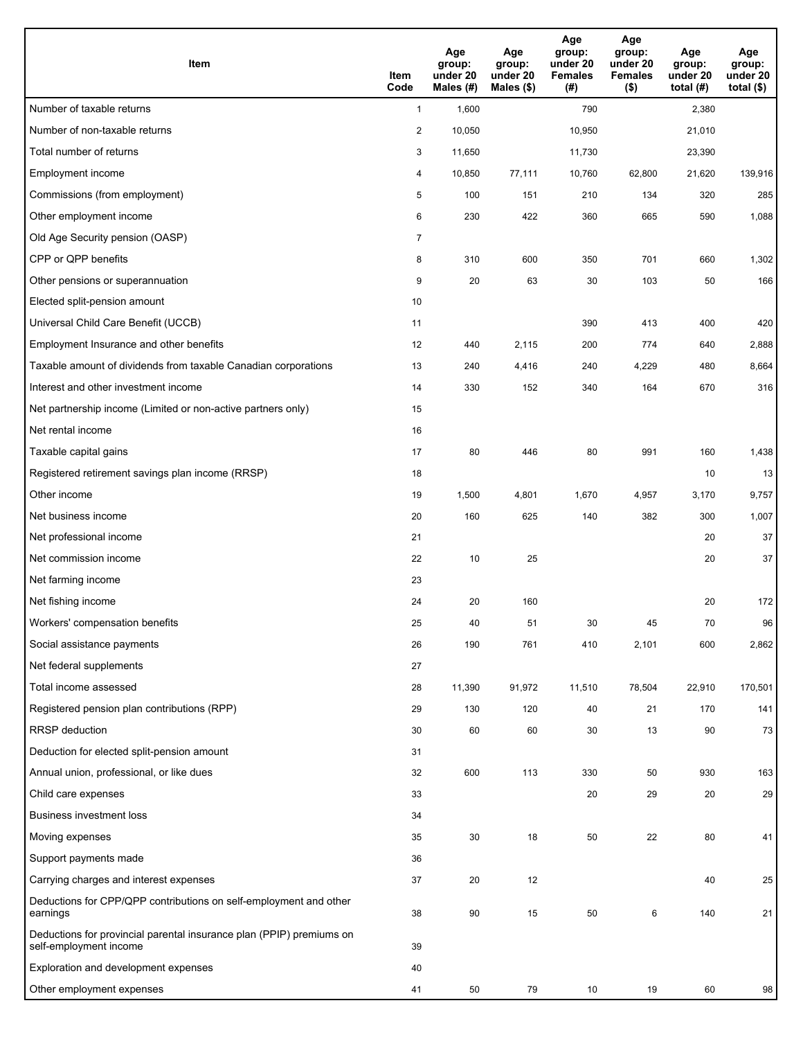| Item | Item Code | Age group: under 20 Males (#) | Age group: under 20 Males ($) | Age group: under 20 Females (#) | Age group: under 20 Females ($) | Age group: under 20 total (#) | Age group: under 20 total ($) |
|---|---|---|---|---|---|---|---|
| Number of taxable returns | 1 | 1,600 | | 790 | | 2,380 | |
| Number of non-taxable returns | 2 | 10,050 | | 10,950 | | 21,010 | |
| Total number of returns | 3 | 11,650 | | 11,730 | | 23,390 | |
| Employment income | 4 | 10,850 | 77,111 | 10,760 | 62,800 | 21,620 | 139,916 |
| Commissions (from employment) | 5 | 100 | 151 | 210 | 134 | 320 | 285 |
| Other employment income | 6 | 230 | 422 | 360 | 665 | 590 | 1,088 |
| Old Age Security pension (OASP) | 7 | | | | | | |
| CPP or QPP benefits | 8 | 310 | 600 | 350 | 701 | 660 | 1,302 |
| Other pensions or superannuation | 9 | 20 | 63 | 30 | 103 | 50 | 166 |
| Elected split-pension amount | 10 | | | | | | |
| Universal Child Care Benefit (UCCB) | 11 | | | 390 | 413 | 400 | 420 |
| Employment Insurance and other benefits | 12 | 440 | 2,115 | 200 | 774 | 640 | 2,888 |
| Taxable amount of dividends from taxable Canadian corporations | 13 | 240 | 4,416 | 240 | 4,229 | 480 | 8,664 |
| Interest and other investment income | 14 | 330 | 152 | 340 | 164 | 670 | 316 |
| Net partnership income (Limited or non-active partners only) | 15 | | | | | | |
| Net rental income | 16 | | | | | | |
| Taxable capital gains | 17 | 80 | 446 | 80 | 991 | 160 | 1,438 |
| Registered retirement savings plan income (RRSP) | 18 | | | | | 10 | 13 |
| Other income | 19 | 1,500 | 4,801 | 1,670 | 4,957 | 3,170 | 9,757 |
| Net business income | 20 | 160 | 625 | 140 | 382 | 300 | 1,007 |
| Net professional income | 21 | | | | | 20 | 37 |
| Net commission income | 22 | 10 | 25 | | | 20 | 37 |
| Net farming income | 23 | | | | | | |
| Net fishing income | 24 | 20 | 160 | | | 20 | 172 |
| Workers' compensation benefits | 25 | 40 | 51 | 30 | 45 | 70 | 96 |
| Social assistance payments | 26 | 190 | 761 | 410 | 2,101 | 600 | 2,862 |
| Net federal supplements | 27 | | | | | | |
| Total income assessed | 28 | 11,390 | 91,972 | 11,510 | 78,504 | 22,910 | 170,501 |
| Registered pension plan contributions (RPP) | 29 | 130 | 120 | 40 | 21 | 170 | 141 |
| RRSP deduction | 30 | 60 | 60 | 30 | 13 | 90 | 73 |
| Deduction for elected split-pension amount | 31 | | | | | | |
| Annual union, professional, or like dues | 32 | 600 | 113 | 330 | 50 | 930 | 163 |
| Child care expenses | 33 | | | 20 | 29 | 20 | 29 |
| Business investment loss | 34 | | | | | | |
| Moving expenses | 35 | 30 | 18 | 50 | 22 | 80 | 41 |
| Support payments made | 36 | | | | | | |
| Carrying charges and interest expenses | 37 | 20 | 12 | | | 40 | 25 |
| Deductions for CPP/QPP contributions on self-employment and other earnings | 38 | 90 | 15 | 50 | 6 | 140 | 21 |
| Deductions for provincial parental insurance plan (PPIP) premiums on self-employment income | 39 | | | | | | |
| Exploration and development expenses | 40 | | | | | | |
| Other employment expenses | 41 | 50 | 79 | 10 | 19 | 60 | 98 |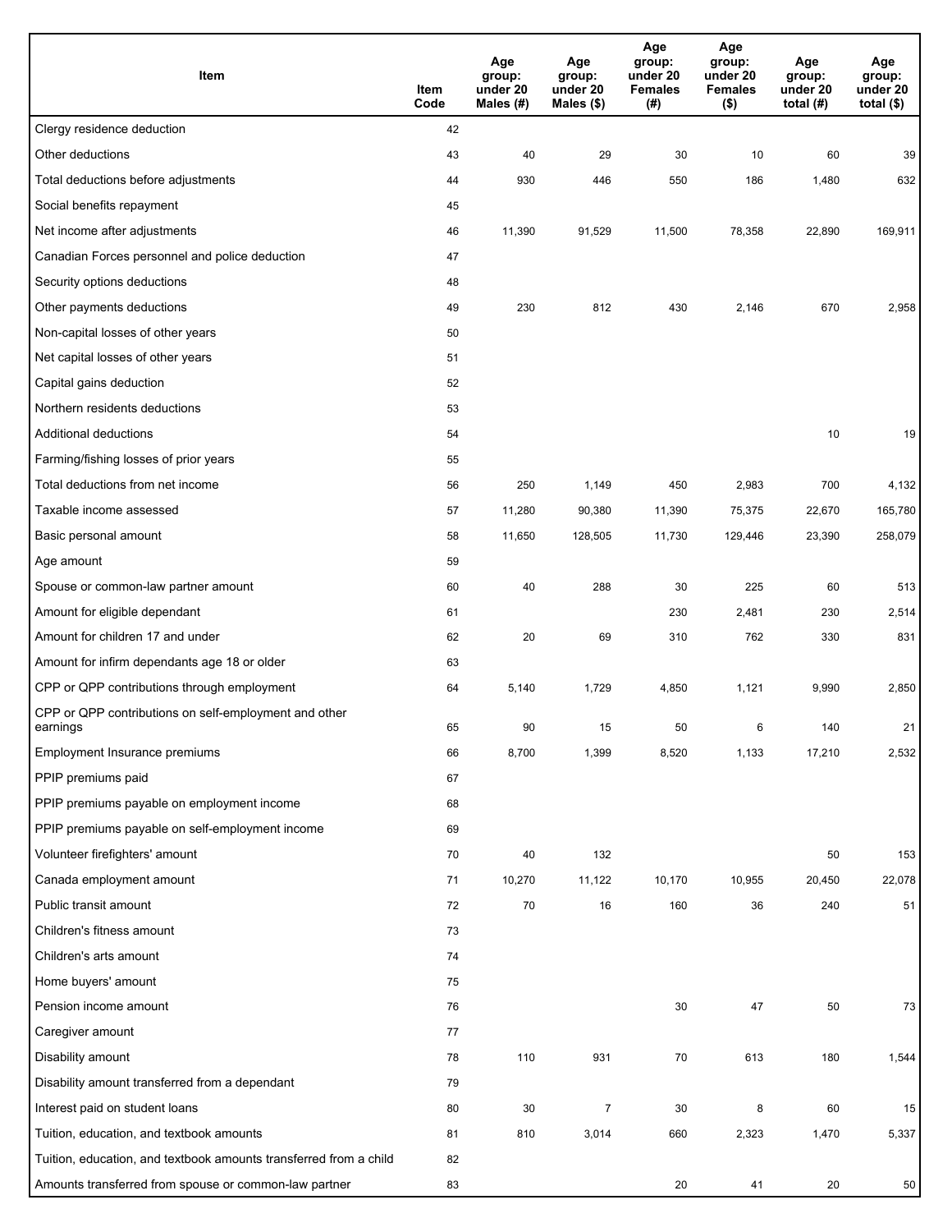| Item | Item Code | Age group: under 20 Males (#) | Age group: under 20 Males ($) | Age group: under 20 Females (#) | Age group: under 20 Females ($) | Age group: under 20 total (#) | Age group: under 20 total ($) |
|---|---|---|---|---|---|---|---|
| Clergy residence deduction | 42 | | | | | | |
| Other deductions | 43 | 40 | 29 | 30 | 10 | 60 | 39 |
| Total deductions before adjustments | 44 | 930 | 446 | 550 | 186 | 1,480 | 632 |
| Social benefits repayment | 45 | | | | | | |
| Net income after adjustments | 46 | 11,390 | 91,529 | 11,500 | 78,358 | 22,890 | 169,911 |
| Canadian Forces personnel and police deduction | 47 | | | | | | |
| Security options deductions | 48 | | | | | | |
| Other payments deductions | 49 | 230 | 812 | 430 | 2,146 | 670 | 2,958 |
| Non-capital losses of other years | 50 | | | | | | |
| Net capital losses of other years | 51 | | | | | | |
| Capital gains deduction | 52 | | | | | | |
| Northern residents deductions | 53 | | | | | | |
| Additional deductions | 54 | | | | | 10 | 19 |
| Farming/fishing losses of prior years | 55 | | | | | | |
| Total deductions from net income | 56 | 250 | 1,149 | 450 | 2,983 | 700 | 4,132 |
| Taxable income assessed | 57 | 11,280 | 90,380 | 11,390 | 75,375 | 22,670 | 165,780 |
| Basic personal amount | 58 | 11,650 | 128,505 | 11,730 | 129,446 | 23,390 | 258,079 |
| Age amount | 59 | | | | | | |
| Spouse or common-law partner amount | 60 | 40 | 288 | 30 | 225 | 60 | 513 |
| Amount for eligible dependant | 61 | | | 230 | 2,481 | 230 | 2,514 |
| Amount for children 17 and under | 62 | 20 | 69 | 310 | 762 | 330 | 831 |
| Amount for infirm dependants age 18 or older | 63 | | | | | | |
| CPP or QPP contributions through employment | 64 | 5,140 | 1,729 | 4,850 | 1,121 | 9,990 | 2,850 |
| CPP or QPP contributions on self-employment and other earnings | 65 | 90 | 15 | 50 | 6 | 140 | 21 |
| Employment Insurance premiums | 66 | 8,700 | 1,399 | 8,520 | 1,133 | 17,210 | 2,532 |
| PPIP premiums paid | 67 | | | | | | |
| PPIP premiums payable on employment income | 68 | | | | | | |
| PPIP premiums payable on self-employment income | 69 | | | | | | |
| Volunteer firefighters' amount | 70 | 40 | 132 | | | 50 | 153 |
| Canada employment amount | 71 | 10,270 | 11,122 | 10,170 | 10,955 | 20,450 | 22,078 |
| Public transit amount | 72 | 70 | 16 | 160 | 36 | 240 | 51 |
| Children's fitness amount | 73 | | | | | | |
| Children's arts amount | 74 | | | | | | |
| Home buyers' amount | 75 | | | | | | |
| Pension income amount | 76 | | | 30 | 47 | 50 | 73 |
| Caregiver amount | 77 | | | | | | |
| Disability amount | 78 | 110 | 931 | 70 | 613 | 180 | 1,544 |
| Disability amount transferred from a dependant | 79 | | | | | | |
| Interest paid on student loans | 80 | 30 | 7 | 30 | 8 | 60 | 15 |
| Tuition, education, and textbook amounts | 81 | 810 | 3,014 | 660 | 2,323 | 1,470 | 5,337 |
| Tuition, education, and textbook amounts transferred from a child | 82 | | | | | | |
| Amounts transferred from spouse or common-law partner | 83 | | | 20 | 41 | 20 | 50 |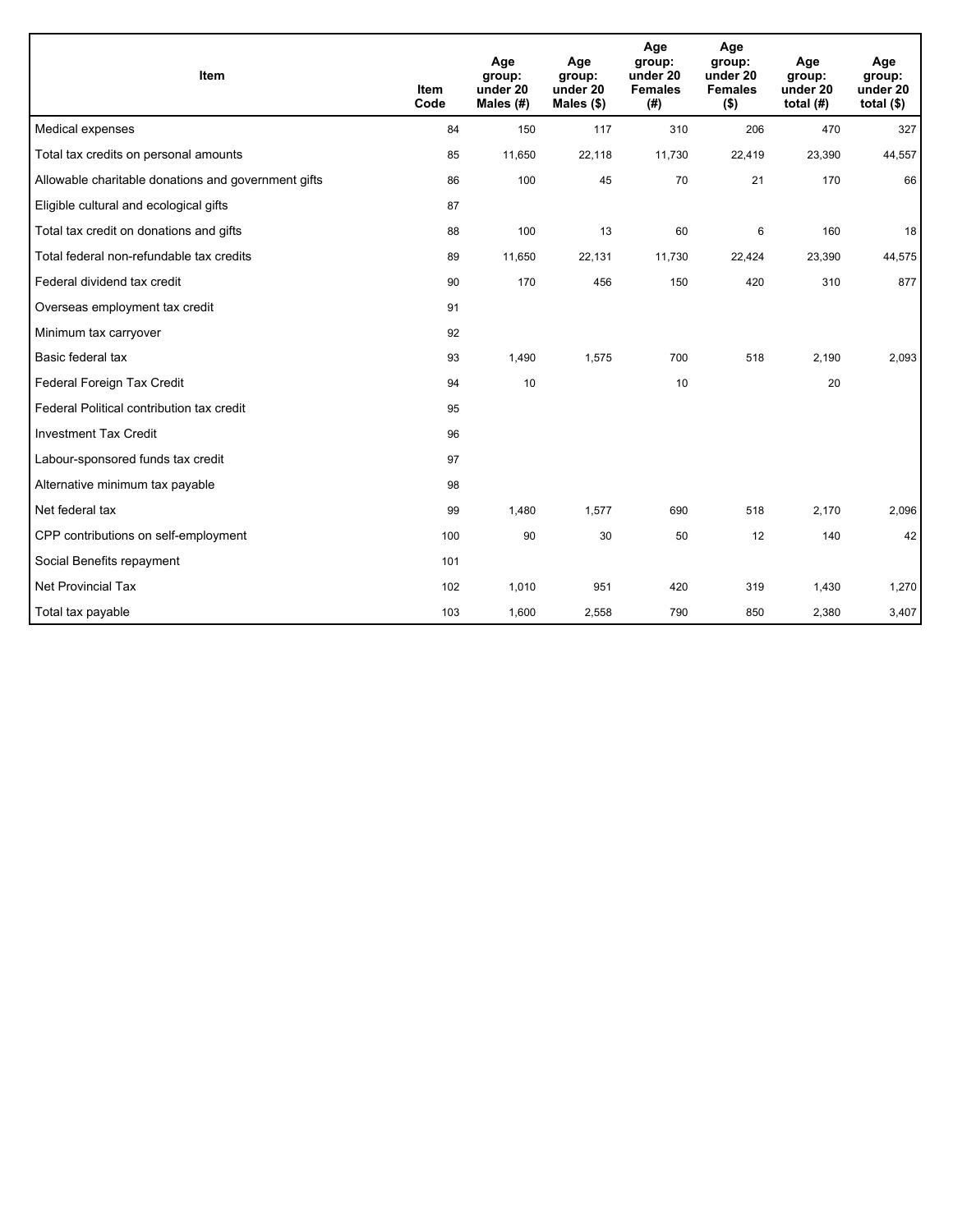| Item | Item Code | Age group: under 20 Males (#) | Age group: under 20 Males ($) | Age group: under 20 Females (#) | Age group: under 20 Females ($) | Age group: under 20 total (#) | Age group: under 20 total ($) |
|---|---|---|---|---|---|---|---|
| Medical expenses | 84 | 150 | 117 | 310 | 206 | 470 | 327 |
| Total tax credits on personal amounts | 85 | 11,650 | 22,118 | 11,730 | 22,419 | 23,390 | 44,557 |
| Allowable charitable donations and government gifts | 86 | 100 | 45 | 70 | 21 | 170 | 66 |
| Eligible cultural and ecological gifts | 87 | | | | | | |
| Total tax credit on donations and gifts | 88 | 100 | 13 | 60 | 6 | 160 | 18 |
| Total federal non-refundable tax credits | 89 | 11,650 | 22,131 | 11,730 | 22,424 | 23,390 | 44,575 |
| Federal dividend tax credit | 90 | 170 | 456 | 150 | 420 | 310 | 877 |
| Overseas employment tax credit | 91 | | | | | | |
| Minimum tax carryover | 92 | | | | | | |
| Basic federal tax | 93 | 1,490 | 1,575 | 700 | 518 | 2,190 | 2,093 |
| Federal Foreign Tax Credit | 94 | 10 | | 10 | | 20 | |
| Federal Political contribution tax credit | 95 | | | | | | |
| Investment Tax Credit | 96 | | | | | | |
| Labour-sponsored funds tax credit | 97 | | | | | | |
| Alternative minimum tax payable | 98 | | | | | | |
| Net federal tax | 99 | 1,480 | 1,577 | 690 | 518 | 2,170 | 2,096 |
| CPP contributions on self-employment | 100 | 90 | 30 | 50 | 12 | 140 | 42 |
| Social Benefits repayment | 101 | | | | | | |
| Net Provincial Tax | 102 | 1,010 | 951 | 420 | 319 | 1,430 | 1,270 |
| Total tax payable | 103 | 1,600 | 2,558 | 790 | 850 | 2,380 | 3,407 |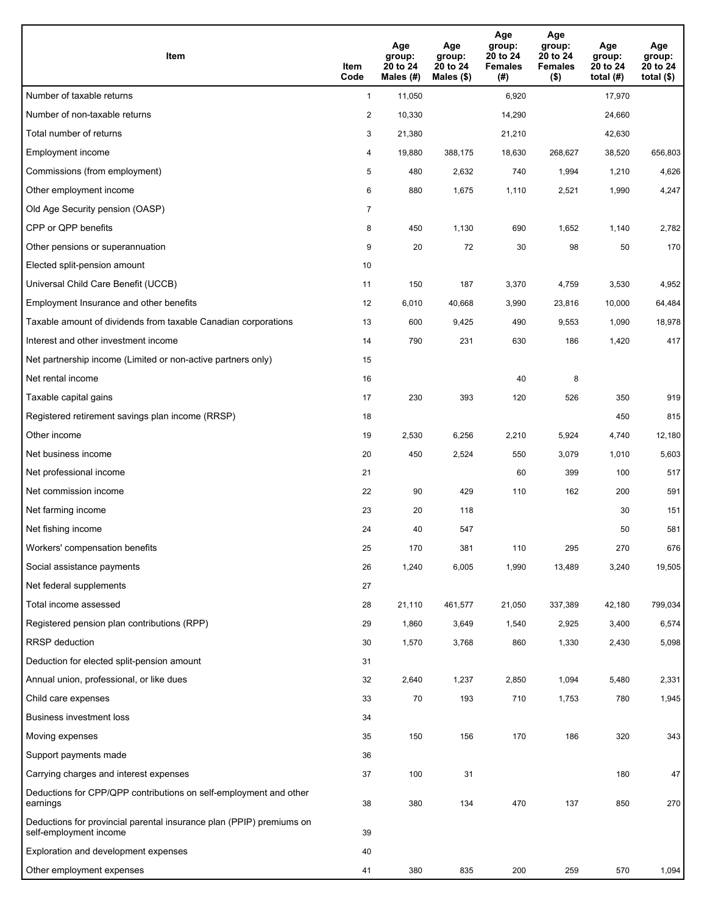| Item | Item Code | Age group: 20 to 24 Males (#) | Age group: 20 to 24 Males ($) | Age group: 20 to 24 Females (#) | Age group: 20 to 24 Females ($) | Age group: 20 to 24 total (#) | Age group: 20 to 24 total ($) |
|---|---|---|---|---|---|---|---|
| Number of taxable returns | 1 | 11,050 | | 6,920 | | 17,970 | |
| Number of non-taxable returns | 2 | 10,330 | | 14,290 | | 24,660 | |
| Total number of returns | 3 | 21,380 | | 21,210 | | 42,630 | |
| Employment income | 4 | 19,880 | 388,175 | 18,630 | 268,627 | 38,520 | 656,803 |
| Commissions (from employment) | 5 | 480 | 2,632 | 740 | 1,994 | 1,210 | 4,626 |
| Other employment income | 6 | 880 | 1,675 | 1,110 | 2,521 | 1,990 | 4,247 |
| Old Age Security pension (OASP) | 7 | | | | | | |
| CPP or QPP benefits | 8 | 450 | 1,130 | 690 | 1,652 | 1,140 | 2,782 |
| Other pensions or superannuation | 9 | 20 | 72 | 30 | 98 | 50 | 170 |
| Elected split-pension amount | 10 | | | | | | |
| Universal Child Care Benefit (UCCB) | 11 | 150 | 187 | 3,370 | 4,759 | 3,530 | 4,952 |
| Employment Insurance and other benefits | 12 | 6,010 | 40,668 | 3,990 | 23,816 | 10,000 | 64,484 |
| Taxable amount of dividends from taxable Canadian corporations | 13 | 600 | 9,425 | 490 | 9,553 | 1,090 | 18,978 |
| Interest and other investment income | 14 | 790 | 231 | 630 | 186 | 1,420 | 417 |
| Net partnership income (Limited or non-active partners only) | 15 | | | | | | |
| Net rental income | 16 | | | 40 | 8 | | |
| Taxable capital gains | 17 | 230 | 393 | 120 | 526 | 350 | 919 |
| Registered retirement savings plan income (RRSP) | 18 | | | | | 450 | 815 |
| Other income | 19 | 2,530 | 6,256 | 2,210 | 5,924 | 4,740 | 12,180 |
| Net business income | 20 | 450 | 2,524 | 550 | 3,079 | 1,010 | 5,603 |
| Net professional income | 21 | | | 60 | 399 | 100 | 517 |
| Net commission income | 22 | 90 | 429 | 110 | 162 | 200 | 591 |
| Net farming income | 23 | 20 | 118 | | | 30 | 151 |
| Net fishing income | 24 | 40 | 547 | | | 50 | 581 |
| Workers' compensation benefits | 25 | 170 | 381 | 110 | 295 | 270 | 676 |
| Social assistance payments | 26 | 1,240 | 6,005 | 1,990 | 13,489 | 3,240 | 19,505 |
| Net federal supplements | 27 | | | | | | |
| Total income assessed | 28 | 21,110 | 461,577 | 21,050 | 337,389 | 42,180 | 799,034 |
| Registered pension plan contributions (RPP) | 29 | 1,860 | 3,649 | 1,540 | 2,925 | 3,400 | 6,574 |
| RRSP deduction | 30 | 1,570 | 3,768 | 860 | 1,330 | 2,430 | 5,098 |
| Deduction for elected split-pension amount | 31 | | | | | | |
| Annual union, professional, or like dues | 32 | 2,640 | 1,237 | 2,850 | 1,094 | 5,480 | 2,331 |
| Child care expenses | 33 | 70 | 193 | 710 | 1,753 | 780 | 1,945 |
| Business investment loss | 34 | | | | | | |
| Moving expenses | 35 | 150 | 156 | 170 | 186 | 320 | 343 |
| Support payments made | 36 | | | | | | |
| Carrying charges and interest expenses | 37 | 100 | 31 | | | 180 | 47 |
| Deductions for CPP/QPP contributions on self-employment and other earnings | 38 | 380 | 134 | 470 | 137 | 850 | 270 |
| Deductions for provincial parental insurance plan (PPIP) premiums on self-employment income | 39 | | | | | | |
| Exploration and development expenses | 40 | | | | | | |
| Other employment expenses | 41 | 380 | 835 | 200 | 259 | 570 | 1,094 |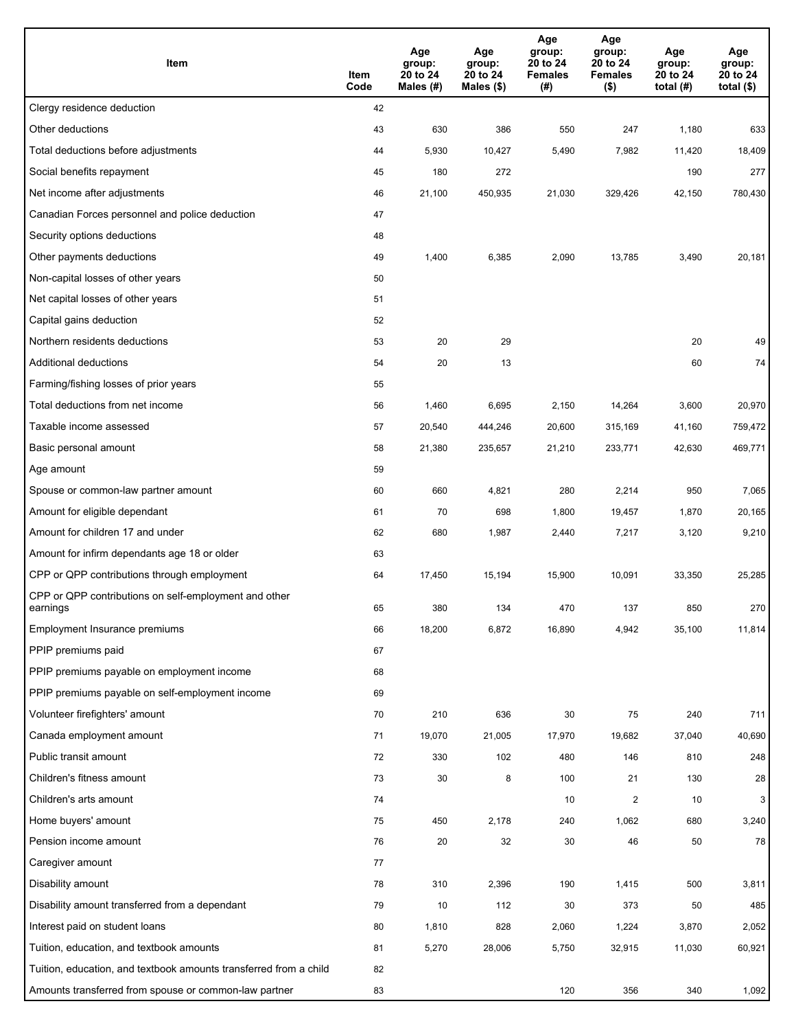| Item | Item Code | Age group: 20 to 24 Males (#) | Age group: 20 to 24 Males ($) | Age group: 20 to 24 Females (#) | Age group: 20 to 24 Females ($) | Age group: 20 to 24 total (#) | Age group: 20 to 24 total ($) |
|---|---|---|---|---|---|---|---|
| Clergy residence deduction | 42 | | | | | | |
| Other deductions | 43 | 630 | 386 | 550 | 247 | 1,180 | 633 |
| Total deductions before adjustments | 44 | 5,930 | 10,427 | 5,490 | 7,982 | 11,420 | 18,409 |
| Social benefits repayment | 45 | 180 | 272 | | | 190 | 277 |
| Net income after adjustments | 46 | 21,100 | 450,935 | 21,030 | 329,426 | 42,150 | 780,430 |
| Canadian Forces personnel and police deduction | 47 | | | | | | |
| Security options deductions | 48 | | | | | | |
| Other payments deductions | 49 | 1,400 | 6,385 | 2,090 | 13,785 | 3,490 | 20,181 |
| Non-capital losses of other years | 50 | | | | | | |
| Net capital losses of other years | 51 | | | | | | |
| Capital gains deduction | 52 | | | | | | |
| Northern residents deductions | 53 | 20 | 29 | | | 20 | 49 |
| Additional deductions | 54 | 20 | 13 | | | 60 | 74 |
| Farming/fishing losses of prior years | 55 | | | | | | |
| Total deductions from net income | 56 | 1,460 | 6,695 | 2,150 | 14,264 | 3,600 | 20,970 |
| Taxable income assessed | 57 | 20,540 | 444,246 | 20,600 | 315,169 | 41,160 | 759,472 |
| Basic personal amount | 58 | 21,380 | 235,657 | 21,210 | 233,771 | 42,630 | 469,771 |
| Age amount | 59 | | | | | | |
| Spouse or common-law partner amount | 60 | 660 | 4,821 | 280 | 2,214 | 950 | 7,065 |
| Amount for eligible dependant | 61 | 70 | 698 | 1,800 | 19,457 | 1,870 | 20,165 |
| Amount for children 17 and under | 62 | 680 | 1,987 | 2,440 | 7,217 | 3,120 | 9,210 |
| Amount for infirm dependants age 18 or older | 63 | | | | | | |
| CPP or QPP contributions through employment | 64 | 17,450 | 15,194 | 15,900 | 10,091 | 33,350 | 25,285 |
| CPP or QPP contributions on self-employment and other earnings | 65 | 380 | 134 | 470 | 137 | 850 | 270 |
| Employment Insurance premiums | 66 | 18,200 | 6,872 | 16,890 | 4,942 | 35,100 | 11,814 |
| PPIP premiums paid | 67 | | | | | | |
| PPIP premiums payable on employment income | 68 | | | | | | |
| PPIP premiums payable on self-employment income | 69 | | | | | | |
| Volunteer firefighters' amount | 70 | 210 | 636 | 30 | 75 | 240 | 711 |
| Canada employment amount | 71 | 19,070 | 21,005 | 17,970 | 19,682 | 37,040 | 40,690 |
| Public transit amount | 72 | 330 | 102 | 480 | 146 | 810 | 248 |
| Children's fitness amount | 73 | 30 | 8 | 100 | 21 | 130 | 28 |
| Children's arts amount | 74 | | | 10 | 2 | 10 | 3 |
| Home buyers' amount | 75 | 450 | 2,178 | 240 | 1,062 | 680 | 3,240 |
| Pension income amount | 76 | 20 | 32 | 30 | 46 | 50 | 78 |
| Caregiver amount | 77 | | | | | | |
| Disability amount | 78 | 310 | 2,396 | 190 | 1,415 | 500 | 3,811 |
| Disability amount transferred from a dependant | 79 | 10 | 112 | 30 | 373 | 50 | 485 |
| Interest paid on student loans | 80 | 1,810 | 828 | 2,060 | 1,224 | 3,870 | 2,052 |
| Tuition, education, and textbook amounts | 81 | 5,270 | 28,006 | 5,750 | 32,915 | 11,030 | 60,921 |
| Tuition, education, and textbook amounts transferred from a child | 82 | | | | | | |
| Amounts transferred from spouse or common-law partner | 83 | | | 120 | 356 | 340 | 1,092 |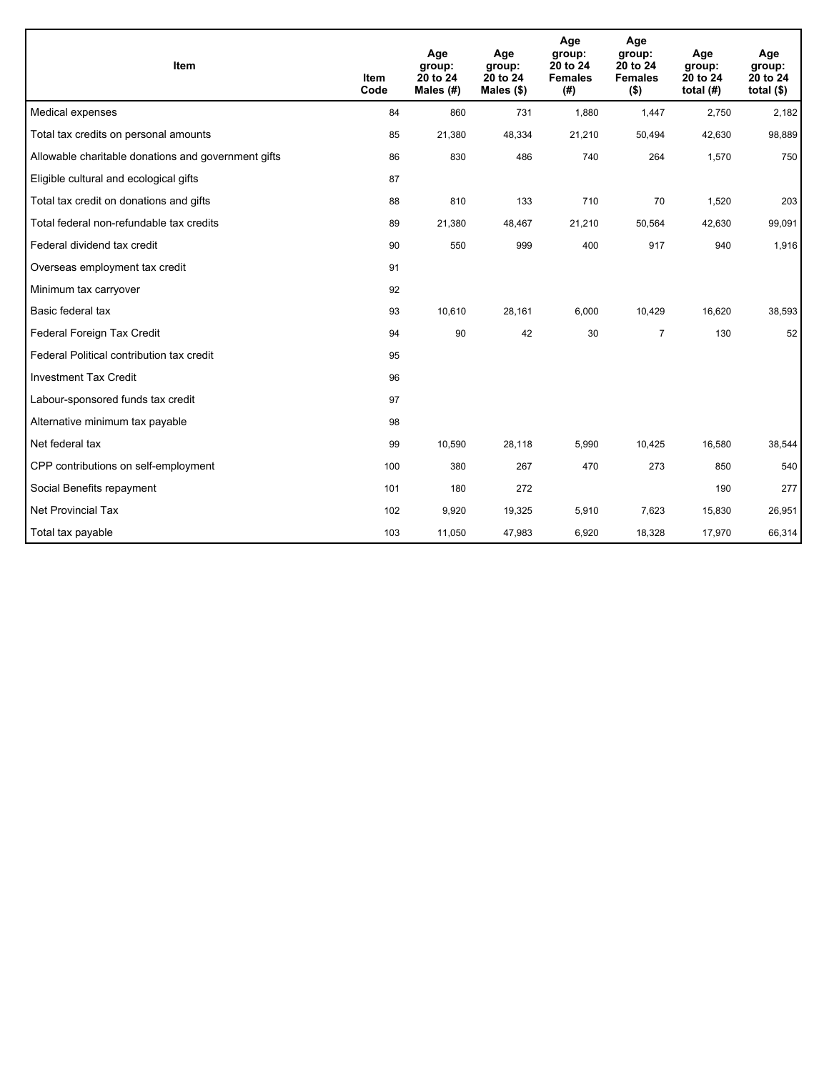| Item | Item Code | Age group: 20 to 24 Males (#) | Age group: 20 to 24 Males ($) | Age group: 20 to 24 Females (#) | Age group: 20 to 24 Females ($) | Age group: 20 to 24 total (#) | Age group: 20 to 24 total ($) |
|---|---|---|---|---|---|---|---|
| Medical expenses | 84 | 860 | 731 | 1,880 | 1,447 | 2,750 | 2,182 |
| Total tax credits on personal amounts | 85 | 21,380 | 48,334 | 21,210 | 50,494 | 42,630 | 98,889 |
| Allowable charitable donations and government gifts | 86 | 830 | 486 | 740 | 264 | 1,570 | 750 |
| Eligible cultural and ecological gifts | 87 | | | | | | |
| Total tax credit on donations and gifts | 88 | 810 | 133 | 710 | 70 | 1,520 | 203 |
| Total federal non-refundable tax credits | 89 | 21,380 | 48,467 | 21,210 | 50,564 | 42,630 | 99,091 |
| Federal dividend tax credit | 90 | 550 | 999 | 400 | 917 | 940 | 1,916 |
| Overseas employment tax credit | 91 | | | | | | |
| Minimum tax carryover | 92 | | | | | | |
| Basic federal tax | 93 | 10,610 | 28,161 | 6,000 | 10,429 | 16,620 | 38,593 |
| Federal Foreign Tax Credit | 94 | 90 | 42 | 30 | 7 | 130 | 52 |
| Federal Political contribution tax credit | 95 | | | | | | |
| Investment Tax Credit | 96 | | | | | | |
| Labour-sponsored funds tax credit | 97 | | | | | | |
| Alternative minimum tax payable | 98 | | | | | | |
| Net federal tax | 99 | 10,590 | 28,118 | 5,990 | 10,425 | 16,580 | 38,544 |
| CPP contributions on self-employment | 100 | 380 | 267 | 470 | 273 | 850 | 540 |
| Social Benefits repayment | 101 | 180 | 272 | | | 190 | 277 |
| Net Provincial Tax | 102 | 9,920 | 19,325 | 5,910 | 7,623 | 15,830 | 26,951 |
| Total tax payable | 103 | 11,050 | 47,983 | 6,920 | 18,328 | 17,970 | 66,314 |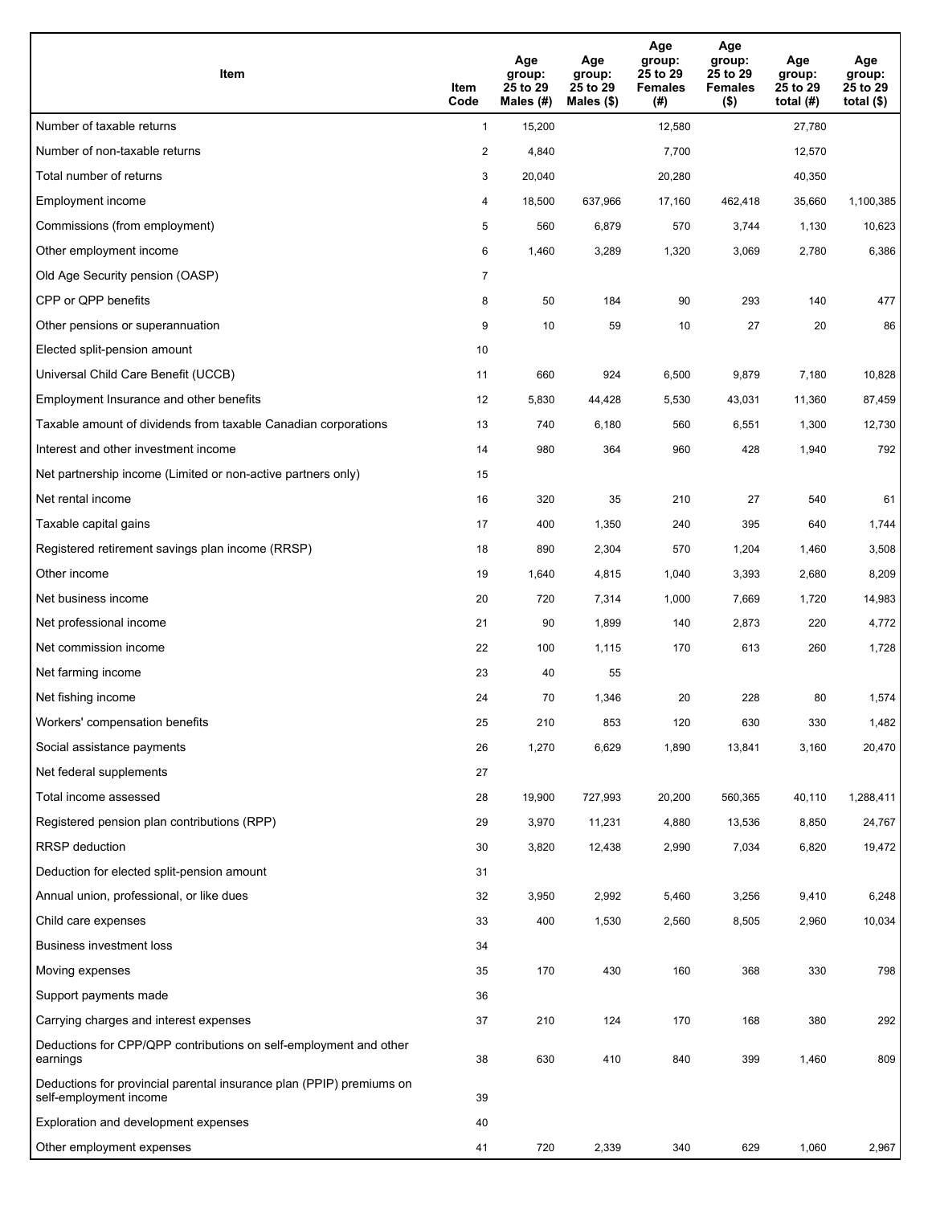| Item | Item Code | Age group: 25 to 29 Males (#) | Age group: 25 to 29 Males ($) | Age group: 25 to 29 Females (#) | Age group: 25 to 29 Females ($) | Age group: 25 to 29 total (#) | Age group: 25 to 29 total ($) |
|---|---|---|---|---|---|---|---|
| Number of taxable returns | 1 | 15,200 | | 12,580 | | 27,780 | |
| Number of non-taxable returns | 2 | 4,840 | | 7,700 | | 12,570 | |
| Total number of returns | 3 | 20,040 | | 20,280 | | 40,350 | |
| Employment income | 4 | 18,500 | 637,966 | 17,160 | 462,418 | 35,660 | 1,100,385 |
| Commissions (from employment) | 5 | 560 | 6,879 | 570 | 3,744 | 1,130 | 10,623 |
| Other employment income | 6 | 1,460 | 3,289 | 1,320 | 3,069 | 2,780 | 6,386 |
| Old Age Security pension (OASP) | 7 | | | | | | |
| CPP or QPP benefits | 8 | 50 | 184 | 90 | 293 | 140 | 477 |
| Other pensions or superannuation | 9 | 10 | 59 | 10 | 27 | 20 | 86 |
| Elected split-pension amount | 10 | | | | | | |
| Universal Child Care Benefit (UCCB) | 11 | 660 | 924 | 6,500 | 9,879 | 7,180 | 10,828 |
| Employment Insurance and other benefits | 12 | 5,830 | 44,428 | 5,530 | 43,031 | 11,360 | 87,459 |
| Taxable amount of dividends from taxable Canadian corporations | 13 | 740 | 6,180 | 560 | 6,551 | 1,300 | 12,730 |
| Interest and other investment income | 14 | 980 | 364 | 960 | 428 | 1,940 | 792 |
| Net partnership income (Limited or non-active partners only) | 15 | | | | | | |
| Net rental income | 16 | 320 | 35 | 210 | 27 | 540 | 61 |
| Taxable capital gains | 17 | 400 | 1,350 | 240 | 395 | 640 | 1,744 |
| Registered retirement savings plan income (RRSP) | 18 | 890 | 2,304 | 570 | 1,204 | 1,460 | 3,508 |
| Other income | 19 | 1,640 | 4,815 | 1,040 | 3,393 | 2,680 | 8,209 |
| Net business income | 20 | 720 | 7,314 | 1,000 | 7,669 | 1,720 | 14,983 |
| Net professional income | 21 | 90 | 1,899 | 140 | 2,873 | 220 | 4,772 |
| Net commission income | 22 | 100 | 1,115 | 170 | 613 | 260 | 1,728 |
| Net farming income | 23 | 40 | 55 | | | | |
| Net fishing income | 24 | 70 | 1,346 | 20 | 228 | 80 | 1,574 |
| Workers' compensation benefits | 25 | 210 | 853 | 120 | 630 | 330 | 1,482 |
| Social assistance payments | 26 | 1,270 | 6,629 | 1,890 | 13,841 | 3,160 | 20,470 |
| Net federal supplements | 27 | | | | | | |
| Total income assessed | 28 | 19,900 | 727,993 | 20,200 | 560,365 | 40,110 | 1,288,411 |
| Registered pension plan contributions (RPP) | 29 | 3,970 | 11,231 | 4,880 | 13,536 | 8,850 | 24,767 |
| RRSP deduction | 30 | 3,820 | 12,438 | 2,990 | 7,034 | 6,820 | 19,472 |
| Deduction for elected split-pension amount | 31 | | | | | | |
| Annual union, professional, or like dues | 32 | 3,950 | 2,992 | 5,460 | 3,256 | 9,410 | 6,248 |
| Child care expenses | 33 | 400 | 1,530 | 2,560 | 8,505 | 2,960 | 10,034 |
| Business investment loss | 34 | | | | | | |
| Moving expenses | 35 | 170 | 430 | 160 | 368 | 330 | 798 |
| Support payments made | 36 | | | | | | |
| Carrying charges and interest expenses | 37 | 210 | 124 | 170 | 168 | 380 | 292 |
| Deductions for CPP/QPP contributions on self-employment and other earnings | 38 | 630 | 410 | 840 | 399 | 1,460 | 809 |
| Deductions for provincial parental insurance plan (PPIP) premiums on self-employment income | 39 | | | | | | |
| Exploration and development expenses | 40 | | | | | | |
| Other employment expenses | 41 | 720 | 2,339 | 340 | 629 | 1,060 | 2,967 |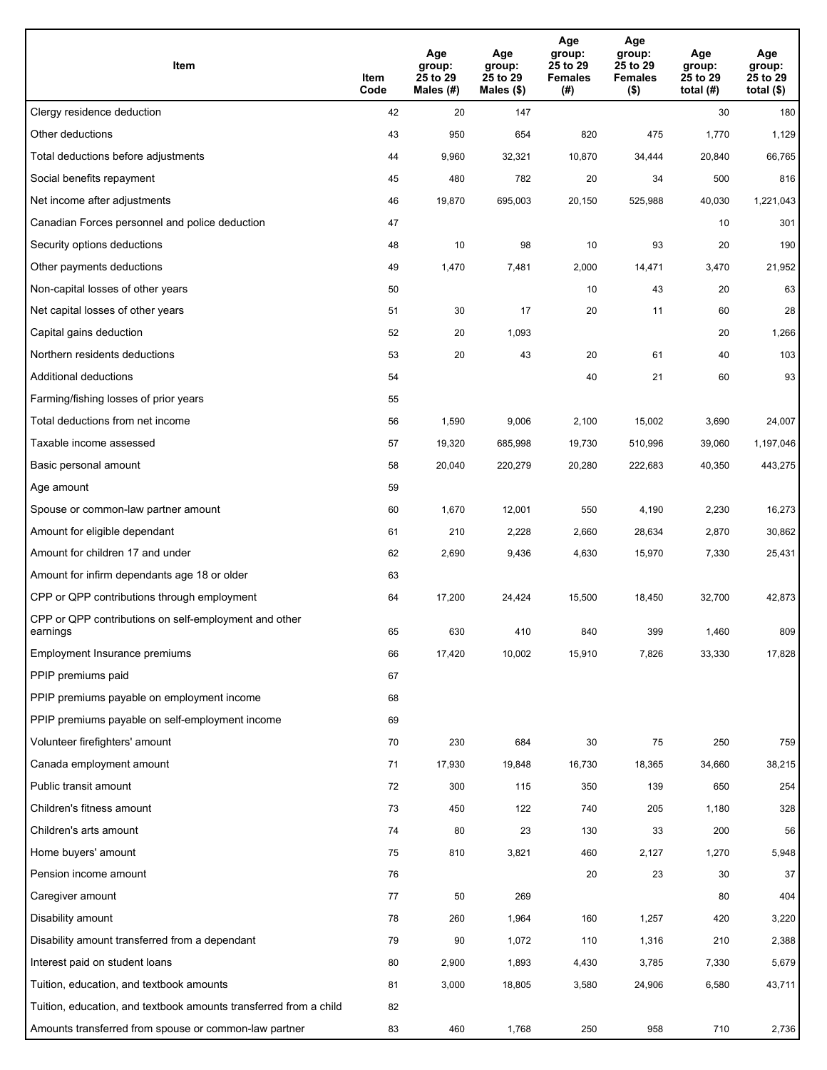| Item | Item Code | Age group: 25 to 29 Males (#) | Age group: 25 to 29 Males ($) | Age group: 25 to 29 Females (#) | Age group: 25 to 29 Females ($) | Age group: 25 to 29 total (#) | Age group: 25 to 29 total ($) |
|---|---|---|---|---|---|---|---|
| Clergy residence deduction | 42 | 20 | 147 | | | 30 | 180 |
| Other deductions | 43 | 950 | 654 | 820 | 475 | 1,770 | 1,129 |
| Total deductions before adjustments | 44 | 9,960 | 32,321 | 10,870 | 34,444 | 20,840 | 66,765 |
| Social benefits repayment | 45 | 480 | 782 | 20 | 34 | 500 | 816 |
| Net income after adjustments | 46 | 19,870 | 695,003 | 20,150 | 525,988 | 40,030 | 1,221,043 |
| Canadian Forces personnel and police deduction | 47 | | | | | 10 | 301 |
| Security options deductions | 48 | 10 | 98 | 10 | 93 | 20 | 190 |
| Other payments deductions | 49 | 1,470 | 7,481 | 2,000 | 14,471 | 3,470 | 21,952 |
| Non-capital losses of other years | 50 | | | 10 | 43 | 20 | 63 |
| Net capital losses of other years | 51 | 30 | 17 | 20 | 11 | 60 | 28 |
| Capital gains deduction | 52 | 20 | 1,093 | | | 20 | 1,266 |
| Northern residents deductions | 53 | 20 | 43 | 20 | 61 | 40 | 103 |
| Additional deductions | 54 | | | 40 | 21 | 60 | 93 |
| Farming/fishing losses of prior years | 55 | | | | | | |
| Total deductions from net income | 56 | 1,590 | 9,006 | 2,100 | 15,002 | 3,690 | 24,007 |
| Taxable income assessed | 57 | 19,320 | 685,998 | 19,730 | 510,996 | 39,060 | 1,197,046 |
| Basic personal amount | 58 | 20,040 | 220,279 | 20,280 | 222,683 | 40,350 | 443,275 |
| Age amount | 59 | | | | | | |
| Spouse or common-law partner amount | 60 | 1,670 | 12,001 | 550 | 4,190 | 2,230 | 16,273 |
| Amount for eligible dependant | 61 | 210 | 2,228 | 2,660 | 28,634 | 2,870 | 30,862 |
| Amount for children 17 and under | 62 | 2,690 | 9,436 | 4,630 | 15,970 | 7,330 | 25,431 |
| Amount for infirm dependants age 18 or older | 63 | | | | | | |
| CPP or QPP contributions through employment | 64 | 17,200 | 24,424 | 15,500 | 18,450 | 32,700 | 42,873 |
| CPP or QPP contributions on self-employment and other earnings | 65 | 630 | 410 | 840 | 399 | 1,460 | 809 |
| Employment Insurance premiums | 66 | 17,420 | 10,002 | 15,910 | 7,826 | 33,330 | 17,828 |
| PPIP premiums paid | 67 | | | | | | |
| PPIP premiums payable on employment income | 68 | | | | | | |
| PPIP premiums payable on self-employment income | 69 | | | | | | |
| Volunteer firefighters' amount | 70 | 230 | 684 | 30 | 75 | 250 | 759 |
| Canada employment amount | 71 | 17,930 | 19,848 | 16,730 | 18,365 | 34,660 | 38,215 |
| Public transit amount | 72 | 300 | 115 | 350 | 139 | 650 | 254 |
| Children's fitness amount | 73 | 450 | 122 | 740 | 205 | 1,180 | 328 |
| Children's arts amount | 74 | 80 | 23 | 130 | 33 | 200 | 56 |
| Home buyers' amount | 75 | 810 | 3,821 | 460 | 2,127 | 1,270 | 5,948 |
| Pension income amount | 76 | | | 20 | 23 | 30 | 37 |
| Caregiver amount | 77 | 50 | 269 | | | 80 | 404 |
| Disability amount | 78 | 260 | 1,964 | 160 | 1,257 | 420 | 3,220 |
| Disability amount transferred from a dependant | 79 | 90 | 1,072 | 110 | 1,316 | 210 | 2,388 |
| Interest paid on student loans | 80 | 2,900 | 1,893 | 4,430 | 3,785 | 7,330 | 5,679 |
| Tuition, education, and textbook amounts | 81 | 3,000 | 18,805 | 3,580 | 24,906 | 6,580 | 43,711 |
| Tuition, education, and textbook amounts transferred from a child | 82 | | | | | | |
| Amounts transferred from spouse or common-law partner | 83 | 460 | 1,768 | 250 | 958 | 710 | 2,736 |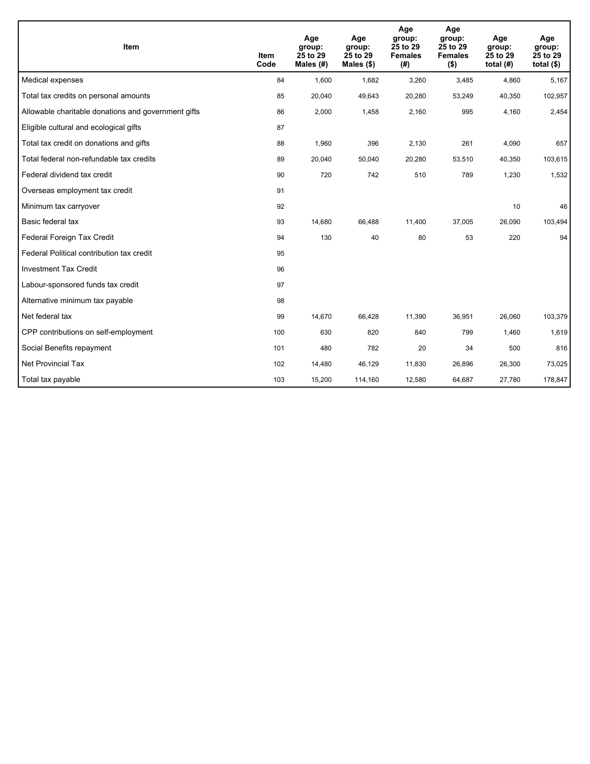| Item | Item Code | Age group: 25 to 29 Males (#) | Age group: 25 to 29 Males ($) | Age group: 25 to 29 Females (#) | Age group: 25 to 29 Females ($) | Age group: 25 to 29 total (#) | Age group: 25 to 29 total ($) |
|---|---|---|---|---|---|---|---|
| Medical expenses | 84 | 1,600 | 1,682 | 3,260 | 3,485 | 4,860 | 5,167 |
| Total tax credits on personal amounts | 85 | 20,040 | 49,643 | 20,280 | 53,249 | 40,350 | 102,957 |
| Allowable charitable donations and government gifts | 86 | 2,000 | 1,458 | 2,160 | 995 | 4,160 | 2,454 |
| Eligible cultural and ecological gifts | 87 | | | | | | |
| Total tax credit on donations and gifts | 88 | 1,960 | 396 | 2,130 | 261 | 4,090 | 657 |
| Total federal non-refundable tax credits | 89 | 20,040 | 50,040 | 20,280 | 53,510 | 40,350 | 103,615 |
| Federal dividend tax credit | 90 | 720 | 742 | 510 | 789 | 1,230 | 1,532 |
| Overseas employment tax credit | 91 | | | | | | |
| Minimum tax carryover | 92 | | | | | 10 | 46 |
| Basic federal tax | 93 | 14,680 | 66,488 | 11,400 | 37,005 | 26,090 | 103,494 |
| Federal Foreign Tax Credit | 94 | 130 | 40 | 80 | 53 | 220 | 94 |
| Federal Political contribution tax credit | 95 | | | | | | |
| Investment Tax Credit | 96 | | | | | | |
| Labour-sponsored funds tax credit | 97 | | | | | | |
| Alternative minimum tax payable | 98 | | | | | | |
| Net federal tax | 99 | 14,670 | 66,428 | 11,390 | 36,951 | 26,060 | 103,379 |
| CPP contributions on self-employment | 100 | 630 | 820 | 840 | 799 | 1,460 | 1,619 |
| Social Benefits repayment | 101 | 480 | 782 | 20 | 34 | 500 | 816 |
| Net Provincial Tax | 102 | 14,480 | 46,129 | 11,830 | 26,896 | 26,300 | 73,025 |
| Total tax payable | 103 | 15,200 | 114,160 | 12,580 | 64,687 | 27,780 | 178,847 |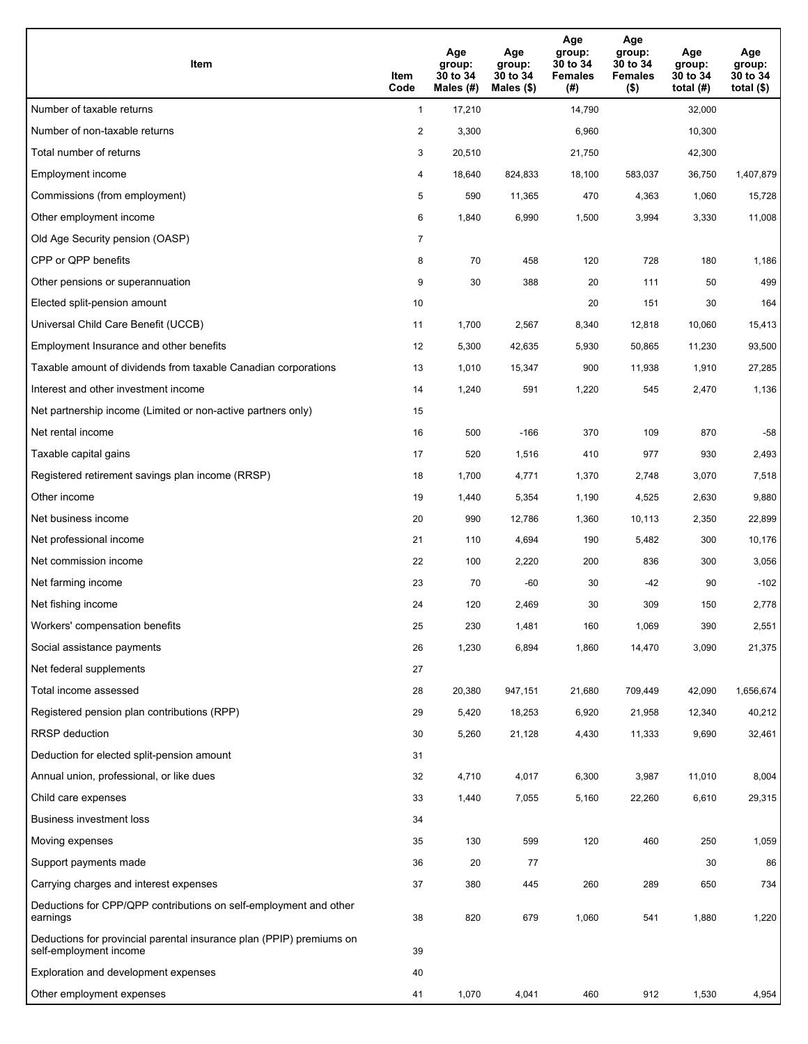| Item | Item Code | Age group: 30 to 34 Males (#) | Age group: 30 to 34 Males ($) | Age group: 30 to 34 Females (#) | Age group: 30 to 34 Females ($) | Age group: 30 to 34 total (#) | Age group: 30 to 34 total ($) |
|---|---|---|---|---|---|---|---|
| Number of taxable returns | 1 | 17,210 | | 14,790 | | 32,000 | |
| Number of non-taxable returns | 2 | 3,300 | | 6,960 | | 10,300 | |
| Total number of returns | 3 | 20,510 | | 21,750 | | 42,300 | |
| Employment income | 4 | 18,640 | 824,833 | 18,100 | 583,037 | 36,750 | 1,407,879 |
| Commissions (from employment) | 5 | 590 | 11,365 | 470 | 4,363 | 1,060 | 15,728 |
| Other employment income | 6 | 1,840 | 6,990 | 1,500 | 3,994 | 3,330 | 11,008 |
| Old Age Security pension (OASP) | 7 | | | | | | |
| CPP or QPP benefits | 8 | 70 | 458 | 120 | 728 | 180 | 1,186 |
| Other pensions or superannuation | 9 | 30 | 388 | 20 | 111 | 50 | 499 |
| Elected split-pension amount | 10 | | | 20 | 151 | 30 | 164 |
| Universal Child Care Benefit (UCCB) | 11 | 1,700 | 2,567 | 8,340 | 12,818 | 10,060 | 15,413 |
| Employment Insurance and other benefits | 12 | 5,300 | 42,635 | 5,930 | 50,865 | 11,230 | 93,500 |
| Taxable amount of dividends from taxable Canadian corporations | 13 | 1,010 | 15,347 | 900 | 11,938 | 1,910 | 27,285 |
| Interest and other investment income | 14 | 1,240 | 591 | 1,220 | 545 | 2,470 | 1,136 |
| Net partnership income (Limited or non-active partners only) | 15 | | | | | | |
| Net rental income | 16 | 500 | -166 | 370 | 109 | 870 | -58 |
| Taxable capital gains | 17 | 520 | 1,516 | 410 | 977 | 930 | 2,493 |
| Registered retirement savings plan income (RRSP) | 18 | 1,700 | 4,771 | 1,370 | 2,748 | 3,070 | 7,518 |
| Other income | 19 | 1,440 | 5,354 | 1,190 | 4,525 | 2,630 | 9,880 |
| Net business income | 20 | 990 | 12,786 | 1,360 | 10,113 | 2,350 | 22,899 |
| Net professional income | 21 | 110 | 4,694 | 190 | 5,482 | 300 | 10,176 |
| Net commission income | 22 | 100 | 2,220 | 200 | 836 | 300 | 3,056 |
| Net farming income | 23 | 70 | -60 | 30 | -42 | 90 | -102 |
| Net fishing income | 24 | 120 | 2,469 | 30 | 309 | 150 | 2,778 |
| Workers' compensation benefits | 25 | 230 | 1,481 | 160 | 1,069 | 390 | 2,551 |
| Social assistance payments | 26 | 1,230 | 6,894 | 1,860 | 14,470 | 3,090 | 21,375 |
| Net federal supplements | 27 | | | | | | |
| Total income assessed | 28 | 20,380 | 947,151 | 21,680 | 709,449 | 42,090 | 1,656,674 |
| Registered pension plan contributions (RPP) | 29 | 5,420 | 18,253 | 6,920 | 21,958 | 12,340 | 40,212 |
| RRSP deduction | 30 | 5,260 | 21,128 | 4,430 | 11,333 | 9,690 | 32,461 |
| Deduction for elected split-pension amount | 31 | | | | | | |
| Annual union, professional, or like dues | 32 | 4,710 | 4,017 | 6,300 | 3,987 | 11,010 | 8,004 |
| Child care expenses | 33 | 1,440 | 7,055 | 5,160 | 22,260 | 6,610 | 29,315 |
| Business investment loss | 34 | | | | | | |
| Moving expenses | 35 | 130 | 599 | 120 | 460 | 250 | 1,059 |
| Support payments made | 36 | 20 | 77 | | | 30 | 86 |
| Carrying charges and interest expenses | 37 | 380 | 445 | 260 | 289 | 650 | 734 |
| Deductions for CPP/QPP contributions on self-employment and other earnings | 38 | 820 | 679 | 1,060 | 541 | 1,880 | 1,220 |
| Deductions for provincial parental insurance plan (PPIP) premiums on self-employment income | 39 | | | | | | |
| Exploration and development expenses | 40 | | | | | | |
| Other employment expenses | 41 | 1,070 | 4,041 | 460 | 912 | 1,530 | 4,954 |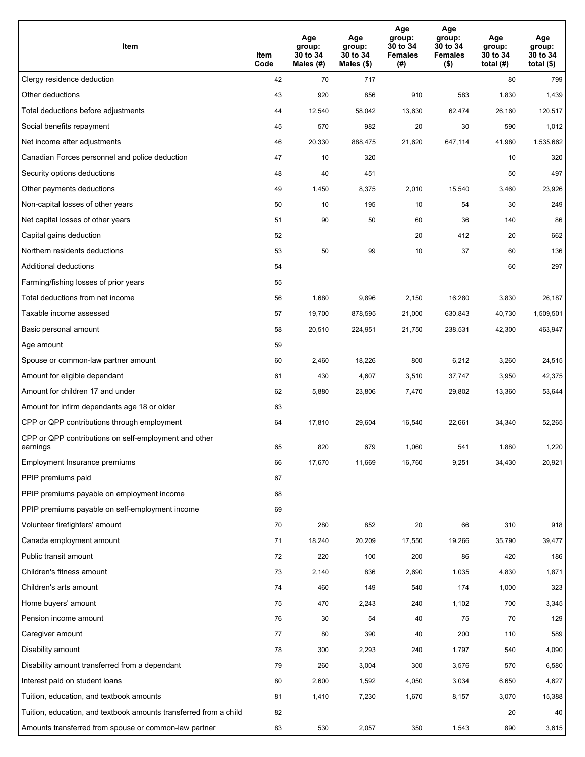| Item | Item Code | Age group: 30 to 34 Males (#) | Age group: 30 to 34 Males ($) | Age group: 30 to 34 Females (#) | Age group: 30 to 34 Females ($) | Age group: 30 to 34 total (#) | Age group: 30 to 34 total ($) |
|---|---|---|---|---|---|---|---|
| Clergy residence deduction | 42 | 70 | 717 | | | 80 | 799 |
| Other deductions | 43 | 920 | 856 | 910 | 583 | 1,830 | 1,439 |
| Total deductions before adjustments | 44 | 12,540 | 58,042 | 13,630 | 62,474 | 26,160 | 120,517 |
| Social benefits repayment | 45 | 570 | 982 | 20 | 30 | 590 | 1,012 |
| Net income after adjustments | 46 | 20,330 | 888,475 | 21,620 | 647,114 | 41,980 | 1,535,662 |
| Canadian Forces personnel and police deduction | 47 | 10 | 320 | | | 10 | 320 |
| Security options deductions | 48 | 40 | 451 | | | 50 | 497 |
| Other payments deductions | 49 | 1,450 | 8,375 | 2,010 | 15,540 | 3,460 | 23,926 |
| Non-capital losses of other years | 50 | 10 | 195 | 10 | 54 | 30 | 249 |
| Net capital losses of other years | 51 | 90 | 50 | 60 | 36 | 140 | 86 |
| Capital gains deduction | 52 | | | 20 | 412 | 20 | 662 |
| Northern residents deductions | 53 | 50 | 99 | 10 | 37 | 60 | 136 |
| Additional deductions | 54 | | | | | 60 | 297 |
| Farming/fishing losses of prior years | 55 | | | | | | |
| Total deductions from net income | 56 | 1,680 | 9,896 | 2,150 | 16,280 | 3,830 | 26,187 |
| Taxable income assessed | 57 | 19,700 | 878,595 | 21,000 | 630,843 | 40,730 | 1,509,501 |
| Basic personal amount | 58 | 20,510 | 224,951 | 21,750 | 238,531 | 42,300 | 463,947 |
| Age amount | 59 | | | | | | |
| Spouse or common-law partner amount | 60 | 2,460 | 18,226 | 800 | 6,212 | 3,260 | 24,515 |
| Amount for eligible dependant | 61 | 430 | 4,607 | 3,510 | 37,747 | 3,950 | 42,375 |
| Amount for children 17 and under | 62 | 5,880 | 23,806 | 7,470 | 29,802 | 13,360 | 53,644 |
| Amount for infirm dependants age 18 or older | 63 | | | | | | |
| CPP or QPP contributions through employment | 64 | 17,810 | 29,604 | 16,540 | 22,661 | 34,340 | 52,265 |
| CPP or QPP contributions on self-employment and other earnings | 65 | 820 | 679 | 1,060 | 541 | 1,880 | 1,220 |
| Employment Insurance premiums | 66 | 17,670 | 11,669 | 16,760 | 9,251 | 34,430 | 20,921 |
| PPIP premiums paid | 67 | | | | | | |
| PPIP premiums payable on employment income | 68 | | | | | | |
| PPIP premiums payable on self-employment income | 69 | | | | | | |
| Volunteer firefighters' amount | 70 | 280 | 852 | 20 | 66 | 310 | 918 |
| Canada employment amount | 71 | 18,240 | 20,209 | 17,550 | 19,266 | 35,790 | 39,477 |
| Public transit amount | 72 | 220 | 100 | 200 | 86 | 420 | 186 |
| Children's fitness amount | 73 | 2,140 | 836 | 2,690 | 1,035 | 4,830 | 1,871 |
| Children's arts amount | 74 | 460 | 149 | 540 | 174 | 1,000 | 323 |
| Home buyers' amount | 75 | 470 | 2,243 | 240 | 1,102 | 700 | 3,345 |
| Pension income amount | 76 | 30 | 54 | 40 | 75 | 70 | 129 |
| Caregiver amount | 77 | 80 | 390 | 40 | 200 | 110 | 589 |
| Disability amount | 78 | 300 | 2,293 | 240 | 1,797 | 540 | 4,090 |
| Disability amount transferred from a dependant | 79 | 260 | 3,004 | 300 | 3,576 | 570 | 6,580 |
| Interest paid on student loans | 80 | 2,600 | 1,592 | 4,050 | 3,034 | 6,650 | 4,627 |
| Tuition, education, and textbook amounts | 81 | 1,410 | 7,230 | 1,670 | 8,157 | 3,070 | 15,388 |
| Tuition, education, and textbook amounts transferred from a child | 82 | | | | | 20 | 40 |
| Amounts transferred from spouse or common-law partner | 83 | 530 | 2,057 | 350 | 1,543 | 890 | 3,615 |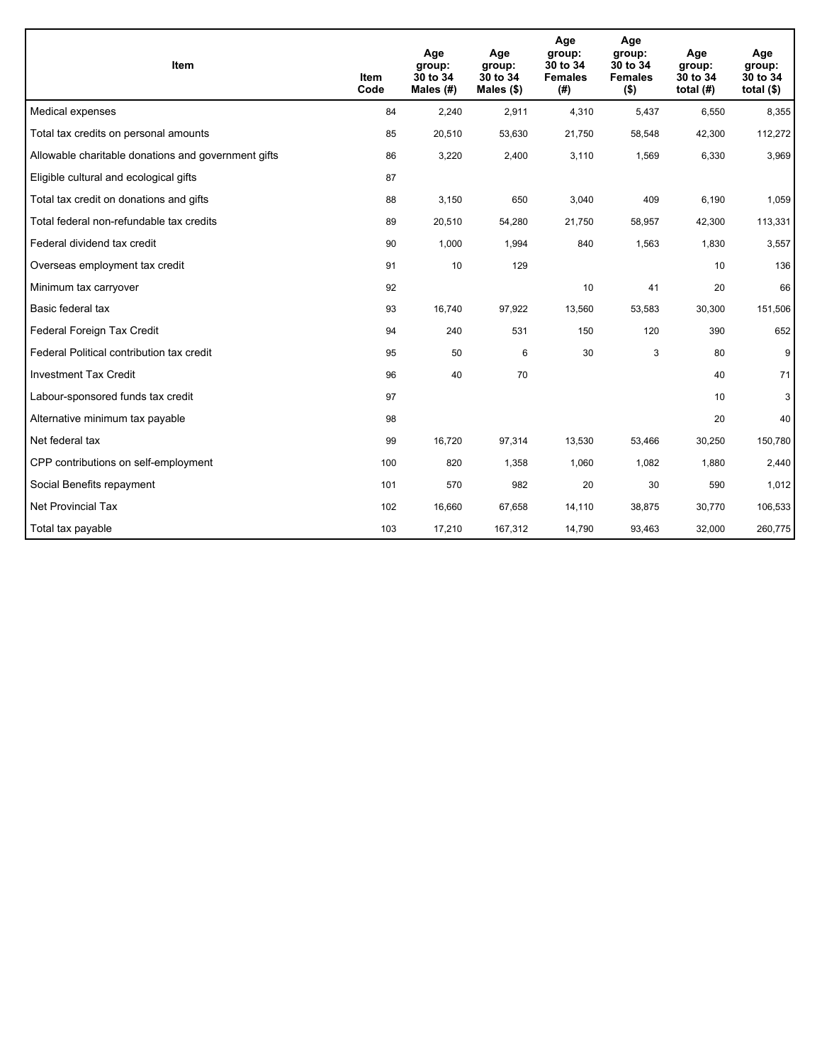| Item | Item Code | Age group: 30 to 34 Males (#) | Age group: 30 to 34 Males ($) | Age group: 30 to 34 Females (#) | Age group: 30 to 34 Females ($) | Age group: 30 to 34 total (#) | Age group: 30 to 34 total ($) |
|---|---|---|---|---|---|---|---|
| Medical expenses | 84 | 2,240 | 2,911 | 4,310 | 5,437 | 6,550 | 8,355 |
| Total tax credits on personal amounts | 85 | 20,510 | 53,630 | 21,750 | 58,548 | 42,300 | 112,272 |
| Allowable charitable donations and government gifts | 86 | 3,220 | 2,400 | 3,110 | 1,569 | 6,330 | 3,969 |
| Eligible cultural and ecological gifts | 87 | | | | | | |
| Total tax credit on donations and gifts | 88 | 3,150 | 650 | 3,040 | 409 | 6,190 | 1,059 |
| Total federal non-refundable tax credits | 89 | 20,510 | 54,280 | 21,750 | 58,957 | 42,300 | 113,331 |
| Federal dividend tax credit | 90 | 1,000 | 1,994 | 840 | 1,563 | 1,830 | 3,557 |
| Overseas employment tax credit | 91 | 10 | 129 | | | 10 | 136 |
| Minimum tax carryover | 92 | | | 10 | 41 | 20 | 66 |
| Basic federal tax | 93 | 16,740 | 97,922 | 13,560 | 53,583 | 30,300 | 151,506 |
| Federal Foreign Tax Credit | 94 | 240 | 531 | 150 | 120 | 390 | 652 |
| Federal Political contribution tax credit | 95 | 50 | 6 | 30 | 3 | 80 | 9 |
| Investment Tax Credit | 96 | 40 | 70 | | | 40 | 71 |
| Labour-sponsored funds tax credit | 97 | | | | | 10 | 3 |
| Alternative minimum tax payable | 98 | | | | | 20 | 40 |
| Net federal tax | 99 | 16,720 | 97,314 | 13,530 | 53,466 | 30,250 | 150,780 |
| CPP contributions on self-employment | 100 | 820 | 1,358 | 1,060 | 1,082 | 1,880 | 2,440 |
| Social Benefits repayment | 101 | 570 | 982 | 20 | 30 | 590 | 1,012 |
| Net Provincial Tax | 102 | 16,660 | 67,658 | 14,110 | 38,875 | 30,770 | 106,533 |
| Total tax payable | 103 | 17,210 | 167,312 | 14,790 | 93,463 | 32,000 | 260,775 |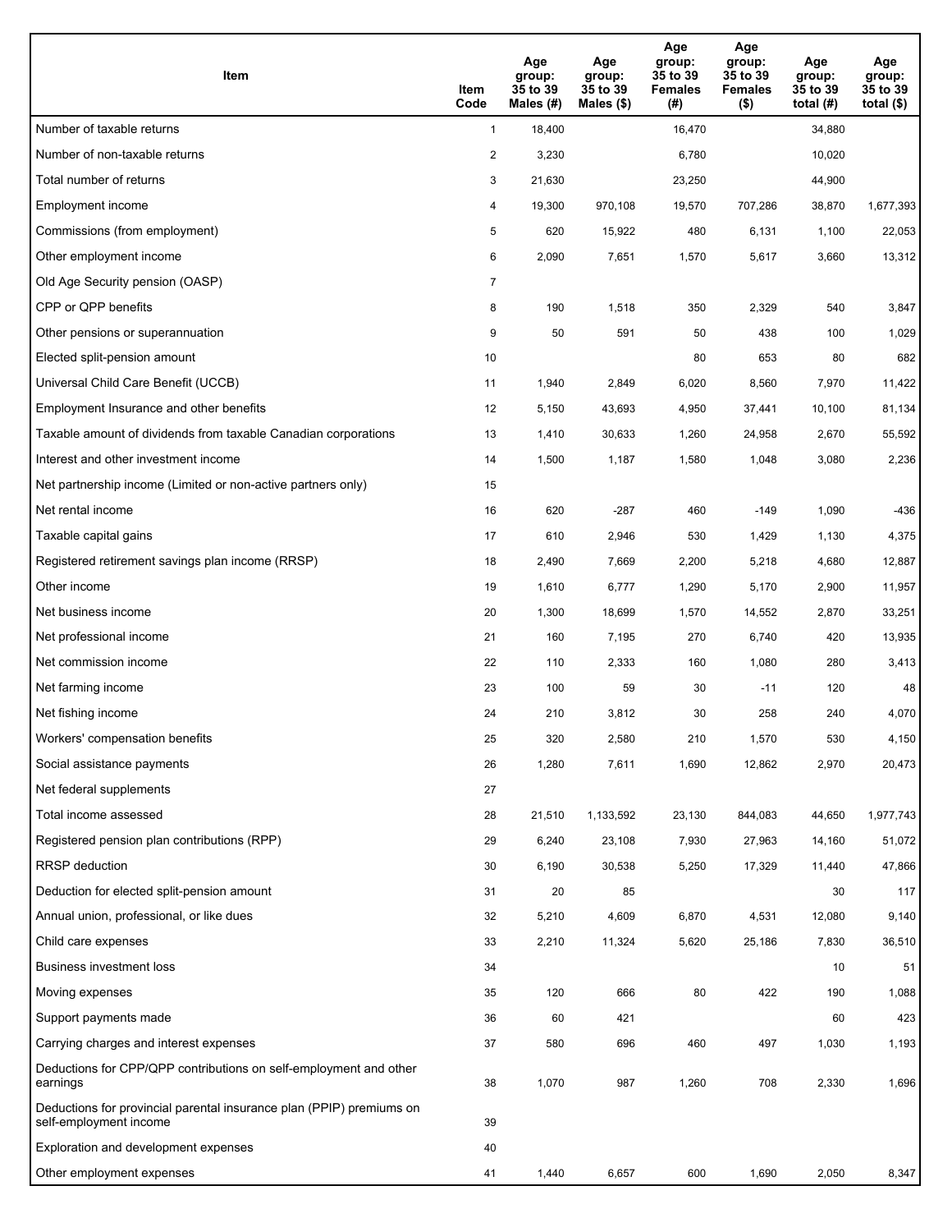| Item | Item Code | Age group: 35 to 39 Males (#) | Age group: 35 to 39 Males ($) | Age group: 35 to 39 Females (#) | Age group: 35 to 39 Females ($) | Age group: 35 to 39 total (#) | Age group: 35 to 39 total ($) |
|---|---|---|---|---|---|---|---|
| Number of taxable returns | 1 | 18,400 | | 16,470 | | 34,880 | |
| Number of non-taxable returns | 2 | 3,230 | | 6,780 | | 10,020 | |
| Total number of returns | 3 | 21,630 | | 23,250 | | 44,900 | |
| Employment income | 4 | 19,300 | 970,108 | 19,570 | 707,286 | 38,870 | 1,677,393 |
| Commissions (from employment) | 5 | 620 | 15,922 | 480 | 6,131 | 1,100 | 22,053 |
| Other employment income | 6 | 2,090 | 7,651 | 1,570 | 5,617 | 3,660 | 13,312 |
| Old Age Security pension (OASP) | 7 | | | | | | |
| CPP or QPP benefits | 8 | 190 | 1,518 | 350 | 2,329 | 540 | 3,847 |
| Other pensions or superannuation | 9 | 50 | 591 | 50 | 438 | 100 | 1,029 |
| Elected split-pension amount | 10 | | | 80 | 653 | 80 | 682 |
| Universal Child Care Benefit (UCCB) | 11 | 1,940 | 2,849 | 6,020 | 8,560 | 7,970 | 11,422 |
| Employment Insurance and other benefits | 12 | 5,150 | 43,693 | 4,950 | 37,441 | 10,100 | 81,134 |
| Taxable amount of dividends from taxable Canadian corporations | 13 | 1,410 | 30,633 | 1,260 | 24,958 | 2,670 | 55,592 |
| Interest and other investment income | 14 | 1,500 | 1,187 | 1,580 | 1,048 | 3,080 | 2,236 |
| Net partnership income (Limited or non-active partners only) | 15 | | | | | | |
| Net rental income | 16 | 620 | -287 | 460 | -149 | 1,090 | -436 |
| Taxable capital gains | 17 | 610 | 2,946 | 530 | 1,429 | 1,130 | 4,375 |
| Registered retirement savings plan income (RRSP) | 18 | 2,490 | 7,669 | 2,200 | 5,218 | 4,680 | 12,887 |
| Other income | 19 | 1,610 | 6,777 | 1,290 | 5,170 | 2,900 | 11,957 |
| Net business income | 20 | 1,300 | 18,699 | 1,570 | 14,552 | 2,870 | 33,251 |
| Net professional income | 21 | 160 | 7,195 | 270 | 6,740 | 420 | 13,935 |
| Net commission income | 22 | 110 | 2,333 | 160 | 1,080 | 280 | 3,413 |
| Net farming income | 23 | 100 | 59 | 30 | -11 | 120 | 48 |
| Net fishing income | 24 | 210 | 3,812 | 30 | 258 | 240 | 4,070 |
| Workers' compensation benefits | 25 | 320 | 2,580 | 210 | 1,570 | 530 | 4,150 |
| Social assistance payments | 26 | 1,280 | 7,611 | 1,690 | 12,862 | 2,970 | 20,473 |
| Net federal supplements | 27 | | | | | | |
| Total income assessed | 28 | 21,510 | 1,133,592 | 23,130 | 844,083 | 44,650 | 1,977,743 |
| Registered pension plan contributions (RPP) | 29 | 6,240 | 23,108 | 7,930 | 27,963 | 14,160 | 51,072 |
| RRSP deduction | 30 | 6,190 | 30,538 | 5,250 | 17,329 | 11,440 | 47,866 |
| Deduction for elected split-pension amount | 31 | 20 | 85 | | | 30 | 117 |
| Annual union, professional, or like dues | 32 | 5,210 | 4,609 | 6,870 | 4,531 | 12,080 | 9,140 |
| Child care expenses | 33 | 2,210 | 11,324 | 5,620 | 25,186 | 7,830 | 36,510 |
| Business investment loss | 34 | | | | | 10 | 51 |
| Moving expenses | 35 | 120 | 666 | 80 | 422 | 190 | 1,088 |
| Support payments made | 36 | 60 | 421 | | | 60 | 423 |
| Carrying charges and interest expenses | 37 | 580 | 696 | 460 | 497 | 1,030 | 1,193 |
| Deductions for CPP/QPP contributions on self-employment and other earnings | 38 | 1,070 | 987 | 1,260 | 708 | 2,330 | 1,696 |
| Deductions for provincial parental insurance plan (PPIP) premiums on self-employment income | 39 | | | | | | |
| Exploration and development expenses | 40 | | | | | | |
| Other employment expenses | 41 | 1,440 | 6,657 | 600 | 1,690 | 2,050 | 8,347 |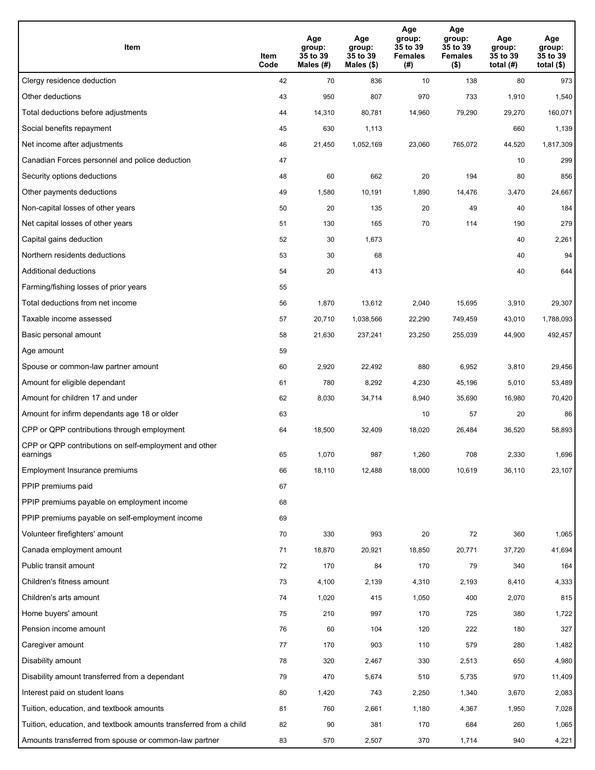| Item | Item Code | Age group: 35 to 39 Males (#) | Age group: 35 to 39 Males ($) | Age group: 35 to 39 Females (#) | Age group: 35 to 39 Females ($) | Age group: 35 to 39 total (#) | Age group: 35 to 39 total ($) |
|---|---|---|---|---|---|---|---|
| Clergy residence deduction | 42 | 70 | 836 | 10 | 138 | 80 | 973 |
| Other deductions | 43 | 950 | 807 | 970 | 733 | 1,910 | 1,540 |
| Total deductions before adjustments | 44 | 14,310 | 80,781 | 14,960 | 79,290 | 29,270 | 160,071 |
| Social benefits repayment | 45 | 630 | 1,113 | | | 660 | 1,139 |
| Net income after adjustments | 46 | 21,450 | 1,052,169 | 23,060 | 765,072 | 44,520 | 1,817,309 |
| Canadian Forces personnel and police deduction | 47 | | | | | 10 | 299 |
| Security options deductions | 48 | 60 | 662 | 20 | 194 | 80 | 856 |
| Other payments deductions | 49 | 1,580 | 10,191 | 1,890 | 14,476 | 3,470 | 24,667 |
| Non-capital losses of other years | 50 | 20 | 135 | 20 | 49 | 40 | 184 |
| Net capital losses of other years | 51 | 130 | 165 | 70 | 114 | 190 | 279 |
| Capital gains deduction | 52 | 30 | 1,673 | | | 40 | 2,261 |
| Northern residents deductions | 53 | 30 | 68 | | | 40 | 94 |
| Additional deductions | 54 | 20 | 413 | | | 40 | 644 |
| Farming/fishing losses of prior years | 55 | | | | | | |
| Total deductions from net income | 56 | 1,870 | 13,612 | 2,040 | 15,695 | 3,910 | 29,307 |
| Taxable income assessed | 57 | 20,710 | 1,038,566 | 22,290 | 749,459 | 43,010 | 1,788,093 |
| Basic personal amount | 58 | 21,630 | 237,241 | 23,250 | 255,039 | 44,900 | 492,457 |
| Age amount | 59 | | | | | | |
| Spouse or common-law partner amount | 60 | 2,920 | 22,492 | 880 | 6,952 | 3,810 | 29,456 |
| Amount for eligible dependant | 61 | 780 | 8,292 | 4,230 | 45,196 | 5,010 | 53,489 |
| Amount for children 17 and under | 62 | 8,030 | 34,714 | 8,940 | 35,690 | 16,980 | 70,420 |
| Amount for infirm dependants age 18 or older | 63 | | | 10 | 57 | 20 | 86 |
| CPP or QPP contributions through employment | 64 | 18,500 | 32,409 | 18,020 | 26,484 | 36,520 | 58,893 |
| CPP or QPP contributions on self-employment and other earnings | 65 | 1,070 | 987 | 1,260 | 708 | 2,330 | 1,696 |
| Employment Insurance premiums | 66 | 18,110 | 12,488 | 18,000 | 10,619 | 36,110 | 23,107 |
| PPIP premiums paid | 67 | | | | | | |
| PPIP premiums payable on employment income | 68 | | | | | | |
| PPIP premiums payable on self-employment income | 69 | | | | | | |
| Volunteer firefighters' amount | 70 | 330 | 993 | 20 | 72 | 360 | 1,065 |
| Canada employment amount | 71 | 18,870 | 20,921 | 18,850 | 20,771 | 37,720 | 41,694 |
| Public transit amount | 72 | 170 | 84 | 170 | 79 | 340 | 164 |
| Children's fitness amount | 73 | 4,100 | 2,139 | 4,310 | 2,193 | 8,410 | 4,333 |
| Children's arts amount | 74 | 1,020 | 415 | 1,050 | 400 | 2,070 | 815 |
| Home buyers' amount | 75 | 210 | 997 | 170 | 725 | 380 | 1,722 |
| Pension income amount | 76 | 60 | 104 | 120 | 222 | 180 | 327 |
| Caregiver amount | 77 | 170 | 903 | 110 | 579 | 280 | 1,482 |
| Disability amount | 78 | 320 | 2,467 | 330 | 2,513 | 650 | 4,980 |
| Disability amount transferred from a dependant | 79 | 470 | 5,674 | 510 | 5,735 | 970 | 11,409 |
| Interest paid on student loans | 80 | 1,420 | 743 | 2,250 | 1,340 | 3,670 | 2,083 |
| Tuition, education, and textbook amounts | 81 | 760 | 2,661 | 1,180 | 4,367 | 1,950 | 7,028 |
| Tuition, education, and textbook amounts transferred from a child | 82 | 90 | 381 | 170 | 684 | 260 | 1,065 |
| Amounts transferred from spouse or common-law partner | 83 | 570 | 2,507 | 370 | 1,714 | 940 | 4,221 |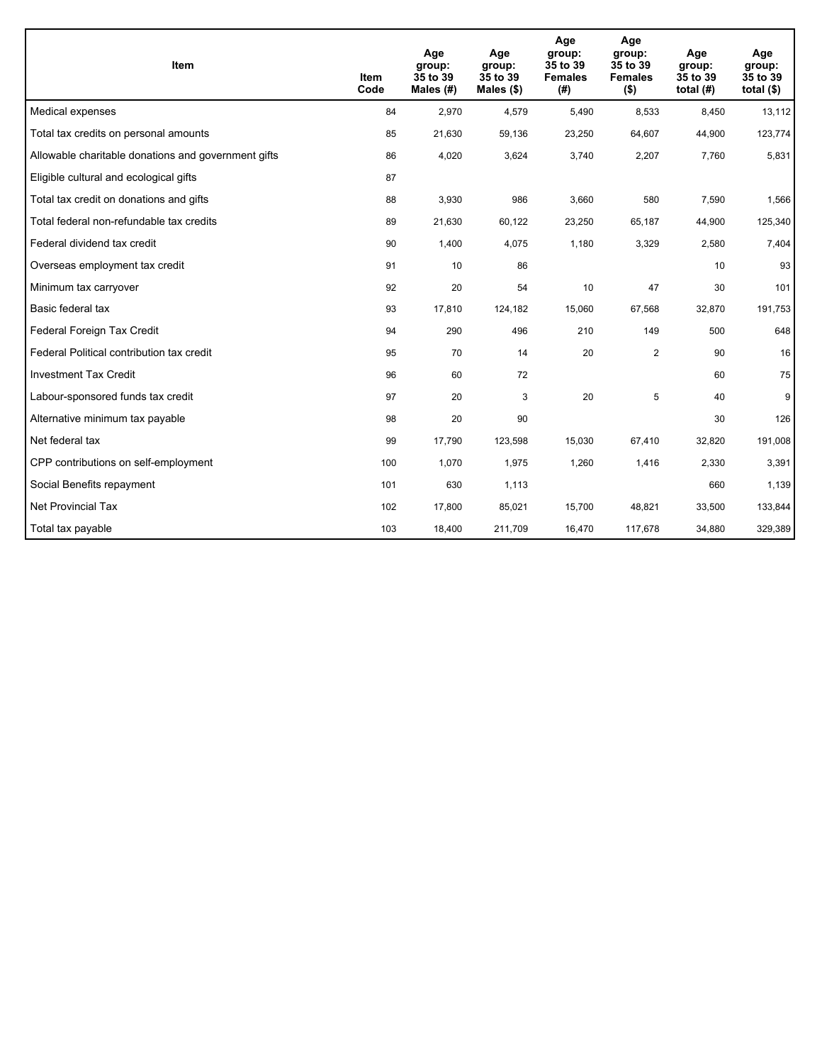| Item | Item Code | Age group: 35 to 39 Males (#) | Age group: 35 to 39 Males ($) | Age group: 35 to 39 Females (#) | Age group: 35 to 39 Females ($) | Age group: 35 to 39 total (#) | Age group: 35 to 39 total ($) |
|---|---|---|---|---|---|---|---|
| Medical expenses | 84 | 2,970 | 4,579 | 5,490 | 8,533 | 8,450 | 13,112 |
| Total tax credits on personal amounts | 85 | 21,630 | 59,136 | 23,250 | 64,607 | 44,900 | 123,774 |
| Allowable charitable donations and government gifts | 86 | 4,020 | 3,624 | 3,740 | 2,207 | 7,760 | 5,831 |
| Eligible cultural and ecological gifts | 87 | | | | | | |
| Total tax credit on donations and gifts | 88 | 3,930 | 986 | 3,660 | 580 | 7,590 | 1,566 |
| Total federal non-refundable tax credits | 89 | 21,630 | 60,122 | 23,250 | 65,187 | 44,900 | 125,340 |
| Federal dividend tax credit | 90 | 1,400 | 4,075 | 1,180 | 3,329 | 2,580 | 7,404 |
| Overseas employment tax credit | 91 | 10 | 86 | | | 10 | 93 |
| Minimum tax carryover | 92 | 20 | 54 | 10 | 47 | 30 | 101 |
| Basic federal tax | 93 | 17,810 | 124,182 | 15,060 | 67,568 | 32,870 | 191,753 |
| Federal Foreign Tax Credit | 94 | 290 | 496 | 210 | 149 | 500 | 648 |
| Federal Political contribution tax credit | 95 | 70 | 14 | 20 | 2 | 90 | 16 |
| Investment Tax Credit | 96 | 60 | 72 | | | 60 | 75 |
| Labour-sponsored funds tax credit | 97 | 20 | 3 | 20 | 5 | 40 | 9 |
| Alternative minimum tax payable | 98 | 20 | 90 | | | 30 | 126 |
| Net federal tax | 99 | 17,790 | 123,598 | 15,030 | 67,410 | 32,820 | 191,008 |
| CPP contributions on self-employment | 100 | 1,070 | 1,975 | 1,260 | 1,416 | 2,330 | 3,391 |
| Social Benefits repayment | 101 | 630 | 1,113 | | | 660 | 1,139 |
| Net Provincial Tax | 102 | 17,800 | 85,021 | 15,700 | 48,821 | 33,500 | 133,844 |
| Total tax payable | 103 | 18,400 | 211,709 | 16,470 | 117,678 | 34,880 | 329,389 |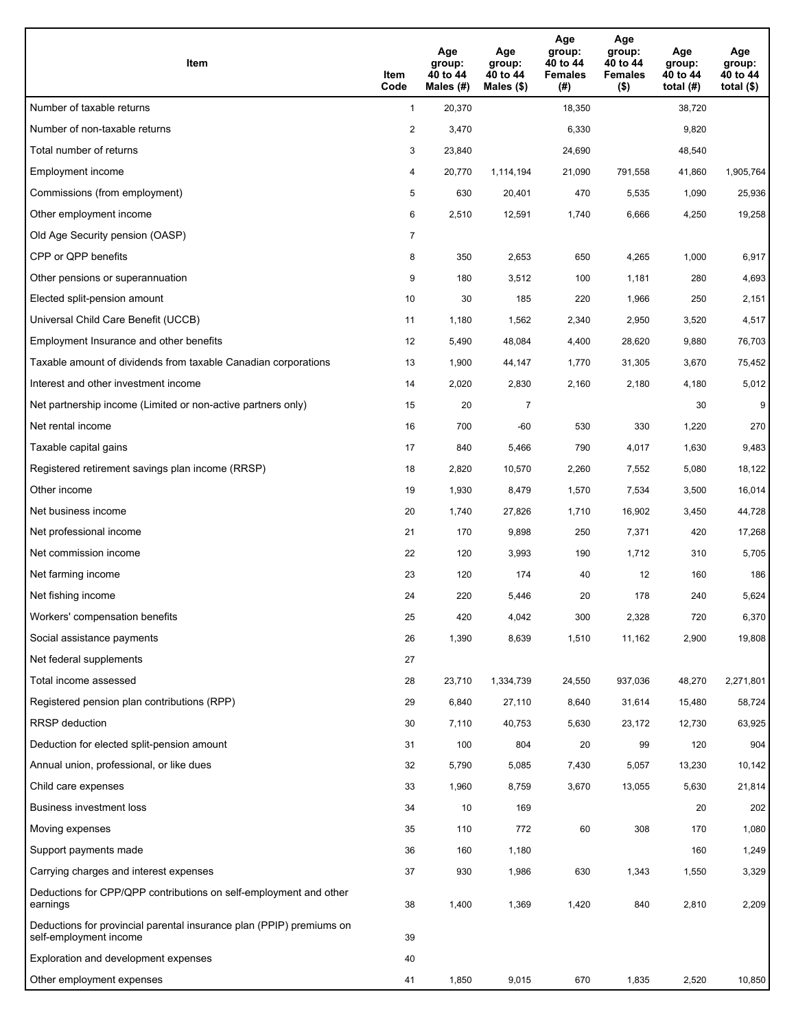| Item | Item Code | Age group: 40 to 44 Males (#) | Age group: 40 to 44 Males ($) | Age group: 40 to 44 Females (#) | Age group: 40 to 44 Females ($) | Age group: 40 to 44 total (#) | Age group: 40 to 44 total ($) |
|---|---|---|---|---|---|---|---|
| Number of taxable returns | 1 | 20,370 | | 18,350 | | 38,720 | |
| Number of non-taxable returns | 2 | 3,470 | | 6,330 | | 9,820 | |
| Total number of returns | 3 | 23,840 | | 24,690 | | 48,540 | |
| Employment income | 4 | 20,770 | 1,114,194 | 21,090 | 791,558 | 41,860 | 1,905,764 |
| Commissions (from employment) | 5 | 630 | 20,401 | 470 | 5,535 | 1,090 | 25,936 |
| Other employment income | 6 | 2,510 | 12,591 | 1,740 | 6,666 | 4,250 | 19,258 |
| Old Age Security pension (OASP) | 7 | | | | | | |
| CPP or QPP benefits | 8 | 350 | 2,653 | 650 | 4,265 | 1,000 | 6,917 |
| Other pensions or superannuation | 9 | 180 | 3,512 | 100 | 1,181 | 280 | 4,693 |
| Elected split-pension amount | 10 | 30 | 185 | 220 | 1,966 | 250 | 2,151 |
| Universal Child Care Benefit (UCCB) | 11 | 1,180 | 1,562 | 2,340 | 2,950 | 3,520 | 4,517 |
| Employment Insurance and other benefits | 12 | 5,490 | 48,084 | 4,400 | 28,620 | 9,880 | 76,703 |
| Taxable amount of dividends from taxable Canadian corporations | 13 | 1,900 | 44,147 | 1,770 | 31,305 | 3,670 | 75,452 |
| Interest and other investment income | 14 | 2,020 | 2,830 | 2,160 | 2,180 | 4,180 | 5,012 |
| Net partnership income (Limited or non-active partners only) | 15 | 20 | 7 | | | 30 | 9 |
| Net rental income | 16 | 700 | -60 | 530 | 330 | 1,220 | 270 |
| Taxable capital gains | 17 | 840 | 5,466 | 790 | 4,017 | 1,630 | 9,483 |
| Registered retirement savings plan income (RRSP) | 18 | 2,820 | 10,570 | 2,260 | 7,552 | 5,080 | 18,122 |
| Other income | 19 | 1,930 | 8,479 | 1,570 | 7,534 | 3,500 | 16,014 |
| Net business income | 20 | 1,740 | 27,826 | 1,710 | 16,902 | 3,450 | 44,728 |
| Net professional income | 21 | 170 | 9,898 | 250 | 7,371 | 420 | 17,268 |
| Net commission income | 22 | 120 | 3,993 | 190 | 1,712 | 310 | 5,705 |
| Net farming income | 23 | 120 | 174 | 40 | 12 | 160 | 186 |
| Net fishing income | 24 | 220 | 5,446 | 20 | 178 | 240 | 5,624 |
| Workers' compensation benefits | 25 | 420 | 4,042 | 300 | 2,328 | 720 | 6,370 |
| Social assistance payments | 26 | 1,390 | 8,639 | 1,510 | 11,162 | 2,900 | 19,808 |
| Net federal supplements | 27 | | | | | | |
| Total income assessed | 28 | 23,710 | 1,334,739 | 24,550 | 937,036 | 48,270 | 2,271,801 |
| Registered pension plan contributions (RPP) | 29 | 6,840 | 27,110 | 8,640 | 31,614 | 15,480 | 58,724 |
| RRSP deduction | 30 | 7,110 | 40,753 | 5,630 | 23,172 | 12,730 | 63,925 |
| Deduction for elected split-pension amount | 31 | 100 | 804 | 20 | 99 | 120 | 904 |
| Annual union, professional, or like dues | 32 | 5,790 | 5,085 | 7,430 | 5,057 | 13,230 | 10,142 |
| Child care expenses | 33 | 1,960 | 8,759 | 3,670 | 13,055 | 5,630 | 21,814 |
| Business investment loss | 34 | 10 | 169 | | | 20 | 202 |
| Moving expenses | 35 | 110 | 772 | 60 | 308 | 170 | 1,080 |
| Support payments made | 36 | 160 | 1,180 | | | 160 | 1,249 |
| Carrying charges and interest expenses | 37 | 930 | 1,986 | 630 | 1,343 | 1,550 | 3,329 |
| Deductions for CPP/QPP contributions on self-employment and other earnings | 38 | 1,400 | 1,369 | 1,420 | 840 | 2,810 | 2,209 |
| Deductions for provincial parental insurance plan (PPIP) premiums on self-employment income | 39 | | | | | | |
| Exploration and development expenses | 40 | | | | | | |
| Other employment expenses | 41 | 1,850 | 9,015 | 670 | 1,835 | 2,520 | 10,850 |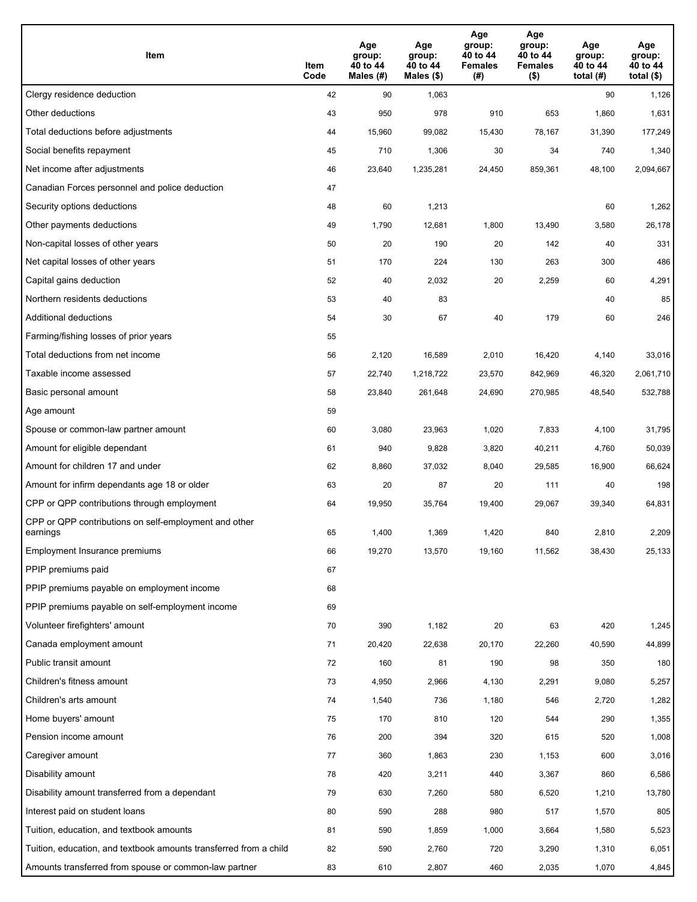| Item | Item Code | Age group: 40 to 44 Males (#) | Age group: 40 to 44 Males ($) | Age group: 40 to 44 Females (#) | Age group: 40 to 44 Females ($) | Age group: 40 to 44 total (#) | Age group: 40 to 44 total ($) |
|---|---|---|---|---|---|---|---|
| Clergy residence deduction | 42 | 90 | 1,063 | | | 90 | 1,126 |
| Other deductions | 43 | 950 | 978 | 910 | 653 | 1,860 | 1,631 |
| Total deductions before adjustments | 44 | 15,960 | 99,082 | 15,430 | 78,167 | 31,390 | 177,249 |
| Social benefits repayment | 45 | 710 | 1,306 | 30 | 34 | 740 | 1,340 |
| Net income after adjustments | 46 | 23,640 | 1,235,281 | 24,450 | 859,361 | 48,100 | 2,094,667 |
| Canadian Forces personnel and police deduction | 47 | | | | | | |
| Security options deductions | 48 | 60 | 1,213 | | | 60 | 1,262 |
| Other payments deductions | 49 | 1,790 | 12,681 | 1,800 | 13,490 | 3,580 | 26,178 |
| Non-capital losses of other years | 50 | 20 | 190 | 20 | 142 | 40 | 331 |
| Net capital losses of other years | 51 | 170 | 224 | 130 | 263 | 300 | 486 |
| Capital gains deduction | 52 | 40 | 2,032 | 20 | 2,259 | 60 | 4,291 |
| Northern residents deductions | 53 | 40 | 83 | | | 40 | 85 |
| Additional deductions | 54 | 30 | 67 | 40 | 179 | 60 | 246 |
| Farming/fishing losses of prior years | 55 | | | | | | |
| Total deductions from net income | 56 | 2,120 | 16,589 | 2,010 | 16,420 | 4,140 | 33,016 |
| Taxable income assessed | 57 | 22,740 | 1,218,722 | 23,570 | 842,969 | 46,320 | 2,061,710 |
| Basic personal amount | 58 | 23,840 | 261,648 | 24,690 | 270,985 | 48,540 | 532,788 |
| Age amount | 59 | | | | | | |
| Spouse or common-law partner amount | 60 | 3,080 | 23,963 | 1,020 | 7,833 | 4,100 | 31,795 |
| Amount for eligible dependant | 61 | 940 | 9,828 | 3,820 | 40,211 | 4,760 | 50,039 |
| Amount for children 17 and under | 62 | 8,860 | 37,032 | 8,040 | 29,585 | 16,900 | 66,624 |
| Amount for infirm dependants age 18 or older | 63 | 20 | 87 | 20 | 111 | 40 | 198 |
| CPP or QPP contributions through employment | 64 | 19,950 | 35,764 | 19,400 | 29,067 | 39,340 | 64,831 |
| CPP or QPP contributions on self-employment and other earnings | 65 | 1,400 | 1,369 | 1,420 | 840 | 2,810 | 2,209 |
| Employment Insurance premiums | 66 | 19,270 | 13,570 | 19,160 | 11,562 | 38,430 | 25,133 |
| PPIP premiums paid | 67 | | | | | | |
| PPIP premiums payable on employment income | 68 | | | | | | |
| PPIP premiums payable on self-employment income | 69 | | | | | | |
| Volunteer firefighters' amount | 70 | 390 | 1,182 | 20 | 63 | 420 | 1,245 |
| Canada employment amount | 71 | 20,420 | 22,638 | 20,170 | 22,260 | 40,590 | 44,899 |
| Public transit amount | 72 | 160 | 81 | 190 | 98 | 350 | 180 |
| Children's fitness amount | 73 | 4,950 | 2,966 | 4,130 | 2,291 | 9,080 | 5,257 |
| Children's arts amount | 74 | 1,540 | 736 | 1,180 | 546 | 2,720 | 1,282 |
| Home buyers' amount | 75 | 170 | 810 | 120 | 544 | 290 | 1,355 |
| Pension income amount | 76 | 200 | 394 | 320 | 615 | 520 | 1,008 |
| Caregiver amount | 77 | 360 | 1,863 | 230 | 1,153 | 600 | 3,016 |
| Disability amount | 78 | 420 | 3,211 | 440 | 3,367 | 860 | 6,586 |
| Disability amount transferred from a dependant | 79 | 630 | 7,260 | 580 | 6,520 | 1,210 | 13,780 |
| Interest paid on student loans | 80 | 590 | 288 | 980 | 517 | 1,570 | 805 |
| Tuition, education, and textbook amounts | 81 | 590 | 1,859 | 1,000 | 3,664 | 1,580 | 5,523 |
| Tuition, education, and textbook amounts transferred from a child | 82 | 590 | 2,760 | 720 | 3,290 | 1,310 | 6,051 |
| Amounts transferred from spouse or common-law partner | 83 | 610 | 2,807 | 460 | 2,035 | 1,070 | 4,845 |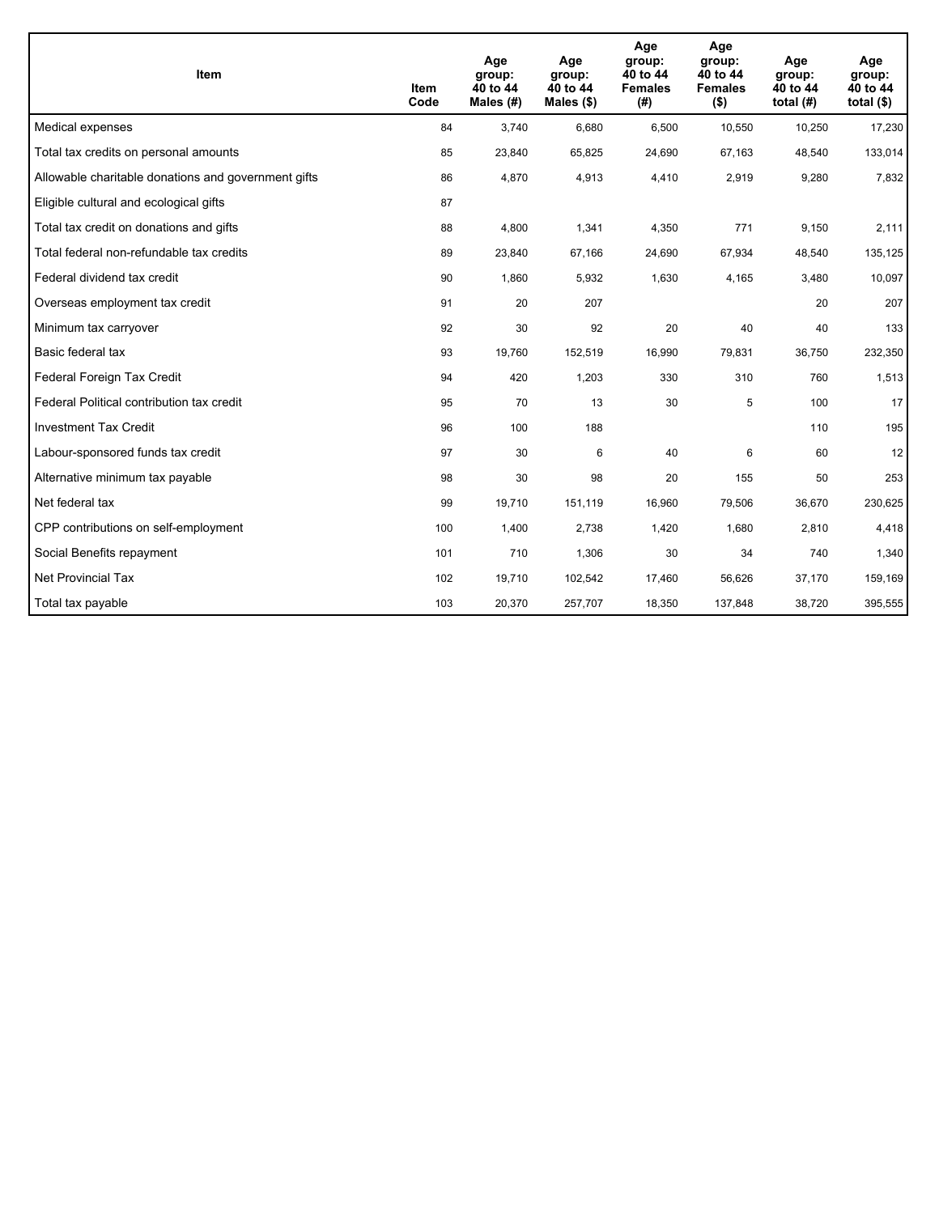| Item | Item Code | Age group: 40 to 44 Males (#) | Age group: 40 to 44 Males ($) | Age group: 40 to 44 Females (#) | Age group: 40 to 44 Females ($) | Age group: 40 to 44 total (#) | Age group: 40 to 44 total ($) |
|---|---|---|---|---|---|---|---|
| Medical expenses | 84 | 3,740 | 6,680 | 6,500 | 10,550 | 10,250 | 17,230 |
| Total tax credits on personal amounts | 85 | 23,840 | 65,825 | 24,690 | 67,163 | 48,540 | 133,014 |
| Allowable charitable donations and government gifts | 86 | 4,870 | 4,913 | 4,410 | 2,919 | 9,280 | 7,832 |
| Eligible cultural and ecological gifts | 87 | | | | | | |
| Total tax credit on donations and gifts | 88 | 4,800 | 1,341 | 4,350 | 771 | 9,150 | 2,111 |
| Total federal non-refundable tax credits | 89 | 23,840 | 67,166 | 24,690 | 67,934 | 48,540 | 135,125 |
| Federal dividend tax credit | 90 | 1,860 | 5,932 | 1,630 | 4,165 | 3,480 | 10,097 |
| Overseas employment tax credit | 91 | 20 | 207 | | | 20 | 207 |
| Minimum tax carryover | 92 | 30 | 92 | 20 | 40 | 40 | 133 |
| Basic federal tax | 93 | 19,760 | 152,519 | 16,990 | 79,831 | 36,750 | 232,350 |
| Federal Foreign Tax Credit | 94 | 420 | 1,203 | 330 | 310 | 760 | 1,513 |
| Federal Political contribution tax credit | 95 | 70 | 13 | 30 | 5 | 100 | 17 |
| Investment Tax Credit | 96 | 100 | 188 | | | 110 | 195 |
| Labour-sponsored funds tax credit | 97 | 30 | 6 | 40 | 6 | 60 | 12 |
| Alternative minimum tax payable | 98 | 30 | 98 | 20 | 155 | 50 | 253 |
| Net federal tax | 99 | 19,710 | 151,119 | 16,960 | 79,506 | 36,670 | 230,625 |
| CPP contributions on self-employment | 100 | 1,400 | 2,738 | 1,420 | 1,680 | 2,810 | 4,418 |
| Social Benefits repayment | 101 | 710 | 1,306 | 30 | 34 | 740 | 1,340 |
| Net Provincial Tax | 102 | 19,710 | 102,542 | 17,460 | 56,626 | 37,170 | 159,169 |
| Total tax payable | 103 | 20,370 | 257,707 | 18,350 | 137,848 | 38,720 | 395,555 |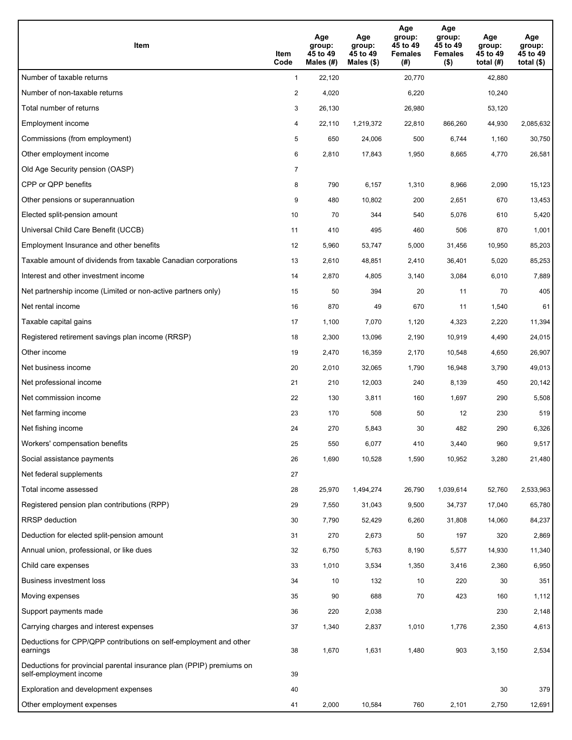| Item | Item Code | Age group: 45 to 49 Males (#) | Age group: 45 to 49 Males ($) | Age group: 45 to 49 Females (#) | Age group: 45 to 49 Females ($) | Age group: 45 to 49 total (#) | Age group: 45 to 49 total ($) |
|---|---|---|---|---|---|---|---|
| Number of taxable returns | 1 | 22,120 | | 20,770 | | 42,880 | |
| Number of non-taxable returns | 2 | 4,020 | | 6,220 | | 10,240 | |
| Total number of returns | 3 | 26,130 | | 26,980 | | 53,120 | |
| Employment income | 4 | 22,110 | 1,219,372 | 22,810 | 866,260 | 44,930 | 2,085,632 |
| Commissions (from employment) | 5 | 650 | 24,006 | 500 | 6,744 | 1,160 | 30,750 |
| Other employment income | 6 | 2,810 | 17,843 | 1,950 | 8,665 | 4,770 | 26,581 |
| Old Age Security pension (OASP) | 7 | | | | | | |
| CPP or QPP benefits | 8 | 790 | 6,157 | 1,310 | 8,966 | 2,090 | 15,123 |
| Other pensions or superannuation | 9 | 480 | 10,802 | 200 | 2,651 | 670 | 13,453 |
| Elected split-pension amount | 10 | 70 | 344 | 540 | 5,076 | 610 | 5,420 |
| Universal Child Care Benefit (UCCB) | 11 | 410 | 495 | 460 | 506 | 870 | 1,001 |
| Employment Insurance and other benefits | 12 | 5,960 | 53,747 | 5,000 | 31,456 | 10,950 | 85,203 |
| Taxable amount of dividends from taxable Canadian corporations | 13 | 2,610 | 48,851 | 2,410 | 36,401 | 5,020 | 85,253 |
| Interest and other investment income | 14 | 2,870 | 4,805 | 3,140 | 3,084 | 6,010 | 7,889 |
| Net partnership income (Limited or non-active partners only) | 15 | 50 | 394 | 20 | 11 | 70 | 405 |
| Net rental income | 16 | 870 | 49 | 670 | 11 | 1,540 | 61 |
| Taxable capital gains | 17 | 1,100 | 7,070 | 1,120 | 4,323 | 2,220 | 11,394 |
| Registered retirement savings plan income (RRSP) | 18 | 2,300 | 13,096 | 2,190 | 10,919 | 4,490 | 24,015 |
| Other income | 19 | 2,470 | 16,359 | 2,170 | 10,548 | 4,650 | 26,907 |
| Net business income | 20 | 2,010 | 32,065 | 1,790 | 16,948 | 3,790 | 49,013 |
| Net professional income | 21 | 210 | 12,003 | 240 | 8,139 | 450 | 20,142 |
| Net commission income | 22 | 130 | 3,811 | 160 | 1,697 | 290 | 5,508 |
| Net farming income | 23 | 170 | 508 | 50 | 12 | 230 | 519 |
| Net fishing income | 24 | 270 | 5,843 | 30 | 482 | 290 | 6,326 |
| Workers' compensation benefits | 25 | 550 | 6,077 | 410 | 3,440 | 960 | 9,517 |
| Social assistance payments | 26 | 1,690 | 10,528 | 1,590 | 10,952 | 3,280 | 21,480 |
| Net federal supplements | 27 | | | | | | |
| Total income assessed | 28 | 25,970 | 1,494,274 | 26,790 | 1,039,614 | 52,760 | 2,533,963 |
| Registered pension plan contributions (RPP) | 29 | 7,550 | 31,043 | 9,500 | 34,737 | 17,040 | 65,780 |
| RRSP deduction | 30 | 7,790 | 52,429 | 6,260 | 31,808 | 14,060 | 84,237 |
| Deduction for elected split-pension amount | 31 | 270 | 2,673 | 50 | 197 | 320 | 2,869 |
| Annual union, professional, or like dues | 32 | 6,750 | 5,763 | 8,190 | 5,577 | 14,930 | 11,340 |
| Child care expenses | 33 | 1,010 | 3,534 | 1,350 | 3,416 | 2,360 | 6,950 |
| Business investment loss | 34 | 10 | 132 | 10 | 220 | 30 | 351 |
| Moving expenses | 35 | 90 | 688 | 70 | 423 | 160 | 1,112 |
| Support payments made | 36 | 220 | 2,038 | | | 230 | 2,148 |
| Carrying charges and interest expenses | 37 | 1,340 | 2,837 | 1,010 | 1,776 | 2,350 | 4,613 |
| Deductions for CPP/QPP contributions on self-employment and other earnings | 38 | 1,670 | 1,631 | 1,480 | 903 | 3,150 | 2,534 |
| Deductions for provincial parental insurance plan (PPIP) premiums on self-employment income | 39 | | | | | | |
| Exploration and development expenses | 40 | | | | | 30 | 379 |
| Other employment expenses | 41 | 2,000 | 10,584 | 760 | 2,101 | 2,750 | 12,691 |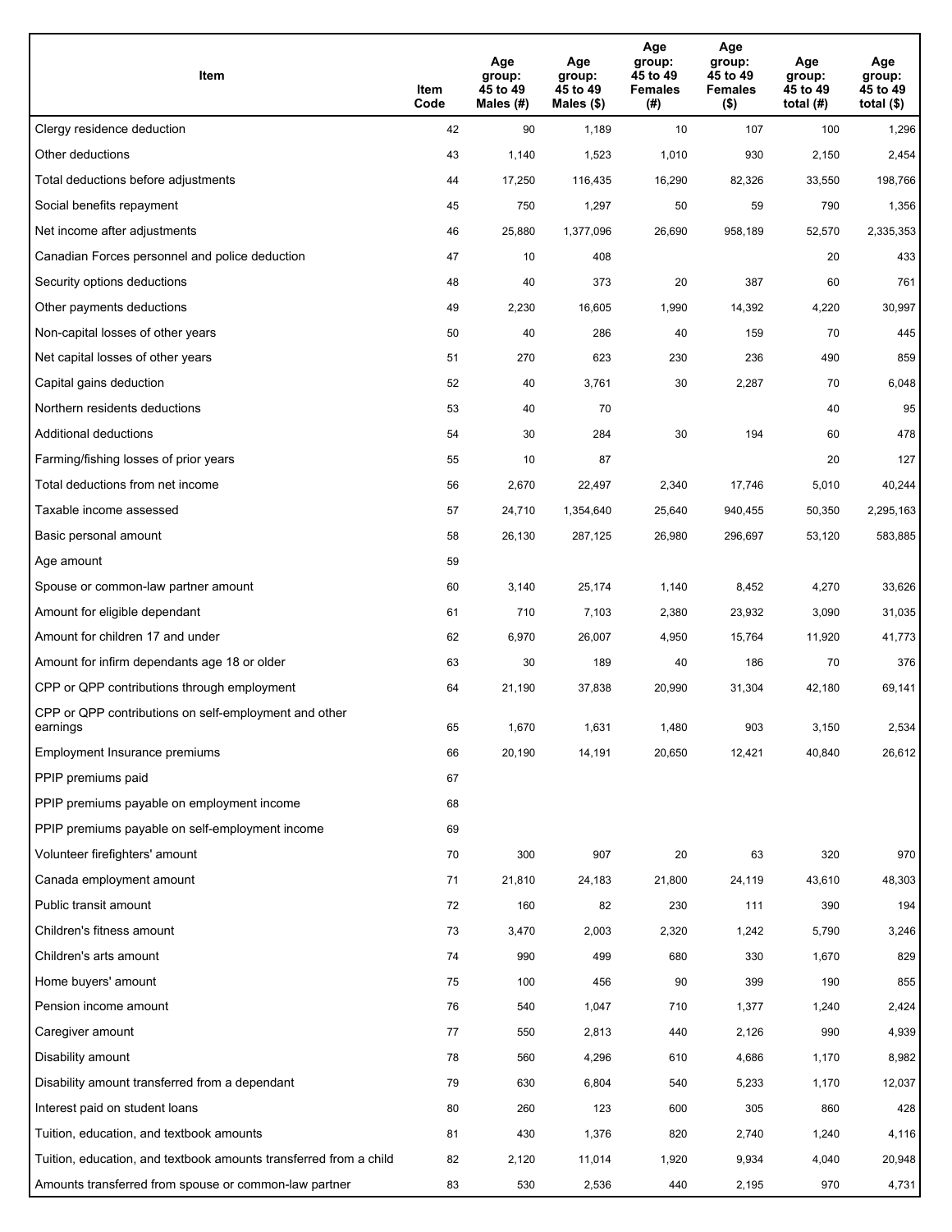| Item | Item Code | Age group: 45 to 49 Males (#) | Age group: 45 to 49 Males ($) | Age group: 45 to 49 Females (#) | Age group: 45 to 49 Females ($) | Age group: 45 to 49 total (#) | Age group: 45 to 49 total ($) |
|---|---|---|---|---|---|---|---|
| Clergy residence deduction | 42 | 90 | 1,189 | 10 | 107 | 100 | 1,296 |
| Other deductions | 43 | 1,140 | 1,523 | 1,010 | 930 | 2,150 | 2,454 |
| Total deductions before adjustments | 44 | 17,250 | 116,435 | 16,290 | 82,326 | 33,550 | 198,766 |
| Social benefits repayment | 45 | 750 | 1,297 | 50 | 59 | 790 | 1,356 |
| Net income after adjustments | 46 | 25,880 | 1,377,096 | 26,690 | 958,189 | 52,570 | 2,335,353 |
| Canadian Forces personnel and police deduction | 47 | 10 | 408 | | | 20 | 433 |
| Security options deductions | 48 | 40 | 373 | 20 | 387 | 60 | 761 |
| Other payments deductions | 49 | 2,230 | 16,605 | 1,990 | 14,392 | 4,220 | 30,997 |
| Non-capital losses of other years | 50 | 40 | 286 | 40 | 159 | 70 | 445 |
| Net capital losses of other years | 51 | 270 | 623 | 230 | 236 | 490 | 859 |
| Capital gains deduction | 52 | 40 | 3,761 | 30 | 2,287 | 70 | 6,048 |
| Northern residents deductions | 53 | 40 | 70 | | | 40 | 95 |
| Additional deductions | 54 | 30 | 284 | 30 | 194 | 60 | 478 |
| Farming/fishing losses of prior years | 55 | 10 | 87 | | | 20 | 127 |
| Total deductions from net income | 56 | 2,670 | 22,497 | 2,340 | 17,746 | 5,010 | 40,244 |
| Taxable income assessed | 57 | 24,710 | 1,354,640 | 25,640 | 940,455 | 50,350 | 2,295,163 |
| Basic personal amount | 58 | 26,130 | 287,125 | 26,980 | 296,697 | 53,120 | 583,885 |
| Age amount | 59 | | | | | | |
| Spouse or common-law partner amount | 60 | 3,140 | 25,174 | 1,140 | 8,452 | 4,270 | 33,626 |
| Amount for eligible dependant | 61 | 710 | 7,103 | 2,380 | 23,932 | 3,090 | 31,035 |
| Amount for children 17 and under | 62 | 6,970 | 26,007 | 4,950 | 15,764 | 11,920 | 41,773 |
| Amount for infirm dependants age 18 or older | 63 | 30 | 189 | 40 | 186 | 70 | 376 |
| CPP or QPP contributions through employment | 64 | 21,190 | 37,838 | 20,990 | 31,304 | 42,180 | 69,141 |
| CPP or QPP contributions on self-employment and other earnings | 65 | 1,670 | 1,631 | 1,480 | 903 | 3,150 | 2,534 |
| Employment Insurance premiums | 66 | 20,190 | 14,191 | 20,650 | 12,421 | 40,840 | 26,612 |
| PPIP premiums paid | 67 | | | | | | |
| PPIP premiums payable on employment income | 68 | | | | | | |
| PPIP premiums payable on self-employment income | 69 | | | | | | |
| Volunteer firefighters' amount | 70 | 300 | 907 | 20 | 63 | 320 | 970 |
| Canada employment amount | 71 | 21,810 | 24,183 | 21,800 | 24,119 | 43,610 | 48,303 |
| Public transit amount | 72 | 160 | 82 | 230 | 111 | 390 | 194 |
| Children's fitness amount | 73 | 3,470 | 2,003 | 2,320 | 1,242 | 5,790 | 3,246 |
| Children's arts amount | 74 | 990 | 499 | 680 | 330 | 1,670 | 829 |
| Home buyers' amount | 75 | 100 | 456 | 90 | 399 | 190 | 855 |
| Pension income amount | 76 | 540 | 1,047 | 710 | 1,377 | 1,240 | 2,424 |
| Caregiver amount | 77 | 550 | 2,813 | 440 | 2,126 | 990 | 4,939 |
| Disability amount | 78 | 560 | 4,296 | 610 | 4,686 | 1,170 | 8,982 |
| Disability amount transferred from a dependant | 79 | 630 | 6,804 | 540 | 5,233 | 1,170 | 12,037 |
| Interest paid on student loans | 80 | 260 | 123 | 600 | 305 | 860 | 428 |
| Tuition, education, and textbook amounts | 81 | 430 | 1,376 | 820 | 2,740 | 1,240 | 4,116 |
| Tuition, education, and textbook amounts transferred from a child | 82 | 2,120 | 11,014 | 1,920 | 9,934 | 4,040 | 20,948 |
| Amounts transferred from spouse or common-law partner | 83 | 530 | 2,536 | 440 | 2,195 | 970 | 4,731 |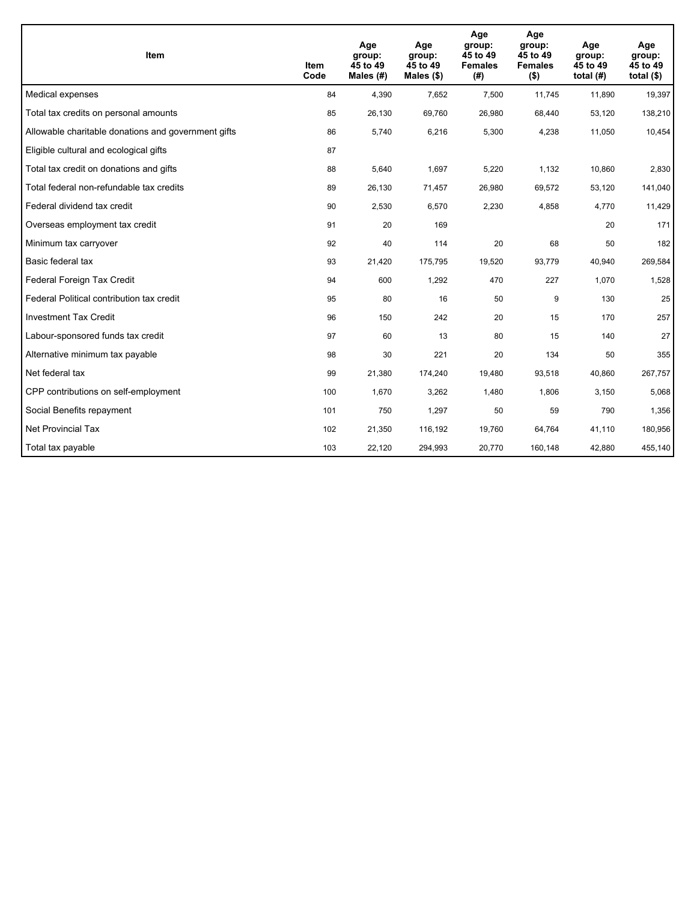| Item | Item Code | Age group: 45 to 49 Males (#) | Age group: 45 to 49 Males ($) | Age group: 45 to 49 Females (#) | Age group: 45 to 49 Females ($) | Age group: 45 to 49 total (#) | Age group: 45 to 49 total ($) |
|---|---|---|---|---|---|---|---|
| Medical expenses | 84 | 4,390 | 7,652 | 7,500 | 11,745 | 11,890 | 19,397 |
| Total tax credits on personal amounts | 85 | 26,130 | 69,760 | 26,980 | 68,440 | 53,120 | 138,210 |
| Allowable charitable donations and government gifts | 86 | 5,740 | 6,216 | 5,300 | 4,238 | 11,050 | 10,454 |
| Eligible cultural and ecological gifts | 87 | | | | | | |
| Total tax credit on donations and gifts | 88 | 5,640 | 1,697 | 5,220 | 1,132 | 10,860 | 2,830 |
| Total federal non-refundable tax credits | 89 | 26,130 | 71,457 | 26,980 | 69,572 | 53,120 | 141,040 |
| Federal dividend tax credit | 90 | 2,530 | 6,570 | 2,230 | 4,858 | 4,770 | 11,429 |
| Overseas employment tax credit | 91 | 20 | 169 | | | 20 | 171 |
| Minimum tax carryover | 92 | 40 | 114 | 20 | 68 | 50 | 182 |
| Basic federal tax | 93 | 21,420 | 175,795 | 19,520 | 93,779 | 40,940 | 269,584 |
| Federal Foreign Tax Credit | 94 | 600 | 1,292 | 470 | 227 | 1,070 | 1,528 |
| Federal Political contribution tax credit | 95 | 80 | 16 | 50 | 9 | 130 | 25 |
| Investment Tax Credit | 96 | 150 | 242 | 20 | 15 | 170 | 257 |
| Labour-sponsored funds tax credit | 97 | 60 | 13 | 80 | 15 | 140 | 27 |
| Alternative minimum tax payable | 98 | 30 | 221 | 20 | 134 | 50 | 355 |
| Net federal tax | 99 | 21,380 | 174,240 | 19,480 | 93,518 | 40,860 | 267,757 |
| CPP contributions on self-employment | 100 | 1,670 | 3,262 | 1,480 | 1,806 | 3,150 | 5,068 |
| Social Benefits repayment | 101 | 750 | 1,297 | 50 | 59 | 790 | 1,356 |
| Net Provincial Tax | 102 | 21,350 | 116,192 | 19,760 | 64,764 | 41,110 | 180,956 |
| Total tax payable | 103 | 22,120 | 294,993 | 20,770 | 160,148 | 42,880 | 455,140 |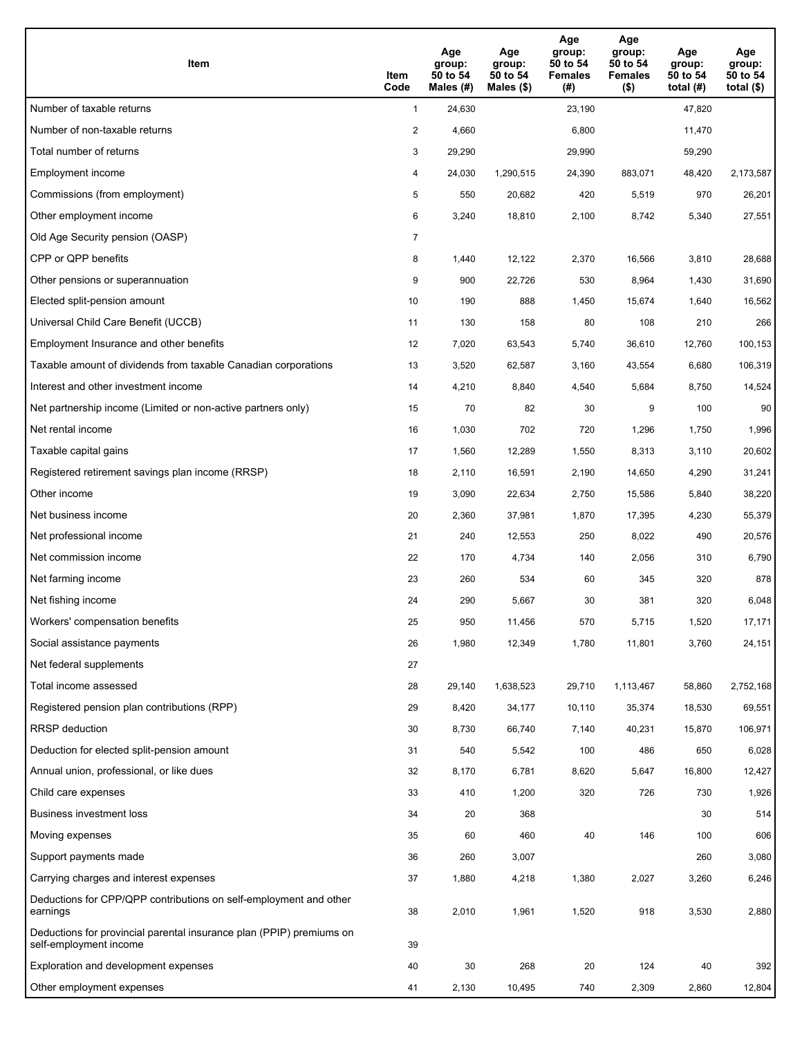| Item | Item Code | Age group: 50 to 54 Males (#) | Age group: 50 to 54 Males ($) | Age group: 50 to 54 Females (#) | Age group: 50 to 54 Females ($) | Age group: 50 to 54 total (#) | Age group: 50 to 54 total ($) |
|---|---|---|---|---|---|---|---|
| Number of taxable returns | 1 | 24,630 | | 23,190 | | 47,820 | |
| Number of non-taxable returns | 2 | 4,660 | | 6,800 | | 11,470 | |
| Total number of returns | 3 | 29,290 | | 29,990 | | 59,290 | |
| Employment income | 4 | 24,030 | 1,290,515 | 24,390 | 883,071 | 48,420 | 2,173,587 |
| Commissions (from employment) | 5 | 550 | 20,682 | 420 | 5,519 | 970 | 26,201 |
| Other employment income | 6 | 3,240 | 18,810 | 2,100 | 8,742 | 5,340 | 27,551 |
| Old Age Security pension (OASP) | 7 | | | | | | |
| CPP or QPP benefits | 8 | 1,440 | 12,122 | 2,370 | 16,566 | 3,810 | 28,688 |
| Other pensions or superannuation | 9 | 900 | 22,726 | 530 | 8,964 | 1,430 | 31,690 |
| Elected split-pension amount | 10 | 190 | 888 | 1,450 | 15,674 | 1,640 | 16,562 |
| Universal Child Care Benefit (UCCB) | 11 | 130 | 158 | 80 | 108 | 210 | 266 |
| Employment Insurance and other benefits | 12 | 7,020 | 63,543 | 5,740 | 36,610 | 12,760 | 100,153 |
| Taxable amount of dividends from taxable Canadian corporations | 13 | 3,520 | 62,587 | 3,160 | 43,554 | 6,680 | 106,319 |
| Interest and other investment income | 14 | 4,210 | 8,840 | 4,540 | 5,684 | 8,750 | 14,524 |
| Net partnership income (Limited or non-active partners only) | 15 | 70 | 82 | 30 | 9 | 100 | 90 |
| Net rental income | 16 | 1,030 | 702 | 720 | 1,296 | 1,750 | 1,996 |
| Taxable capital gains | 17 | 1,560 | 12,289 | 1,550 | 8,313 | 3,110 | 20,602 |
| Registered retirement savings plan income (RRSP) | 18 | 2,110 | 16,591 | 2,190 | 14,650 | 4,290 | 31,241 |
| Other income | 19 | 3,090 | 22,634 | 2,750 | 15,586 | 5,840 | 38,220 |
| Net business income | 20 | 2,360 | 37,981 | 1,870 | 17,395 | 4,230 | 55,379 |
| Net professional income | 21 | 240 | 12,553 | 250 | 8,022 | 490 | 20,576 |
| Net commission income | 22 | 170 | 4,734 | 140 | 2,056 | 310 | 6,790 |
| Net farming income | 23 | 260 | 534 | 60 | 345 | 320 | 878 |
| Net fishing income | 24 | 290 | 5,667 | 30 | 381 | 320 | 6,048 |
| Workers' compensation benefits | 25 | 950 | 11,456 | 570 | 5,715 | 1,520 | 17,171 |
| Social assistance payments | 26 | 1,980 | 12,349 | 1,780 | 11,801 | 3,760 | 24,151 |
| Net federal supplements | 27 | | | | | | |
| Total income assessed | 28 | 29,140 | 1,638,523 | 29,710 | 1,113,467 | 58,860 | 2,752,168 |
| Registered pension plan contributions (RPP) | 29 | 8,420 | 34,177 | 10,110 | 35,374 | 18,530 | 69,551 |
| RRSP deduction | 30 | 8,730 | 66,740 | 7,140 | 40,231 | 15,870 | 106,971 |
| Deduction for elected split-pension amount | 31 | 540 | 5,542 | 100 | 486 | 650 | 6,028 |
| Annual union, professional, or like dues | 32 | 8,170 | 6,781 | 8,620 | 5,647 | 16,800 | 12,427 |
| Child care expenses | 33 | 410 | 1,200 | 320 | 726 | 730 | 1,926 |
| Business investment loss | 34 | 20 | 368 | | | 30 | 514 |
| Moving expenses | 35 | 60 | 460 | 40 | 146 | 100 | 606 |
| Support payments made | 36 | 260 | 3,007 | | | 260 | 3,080 |
| Carrying charges and interest expenses | 37 | 1,880 | 4,218 | 1,380 | 2,027 | 3,260 | 6,246 |
| Deductions for CPP/QPP contributions on self-employment and other earnings | 38 | 2,010 | 1,961 | 1,520 | 918 | 3,530 | 2,880 |
| Deductions for provincial parental insurance plan (PPIP) premiums on self-employment income | 39 | | | | | | |
| Exploration and development expenses | 40 | 30 | 268 | 20 | 124 | 40 | 392 |
| Other employment expenses | 41 | 2,130 | 10,495 | 740 | 2,309 | 2,860 | 12,804 |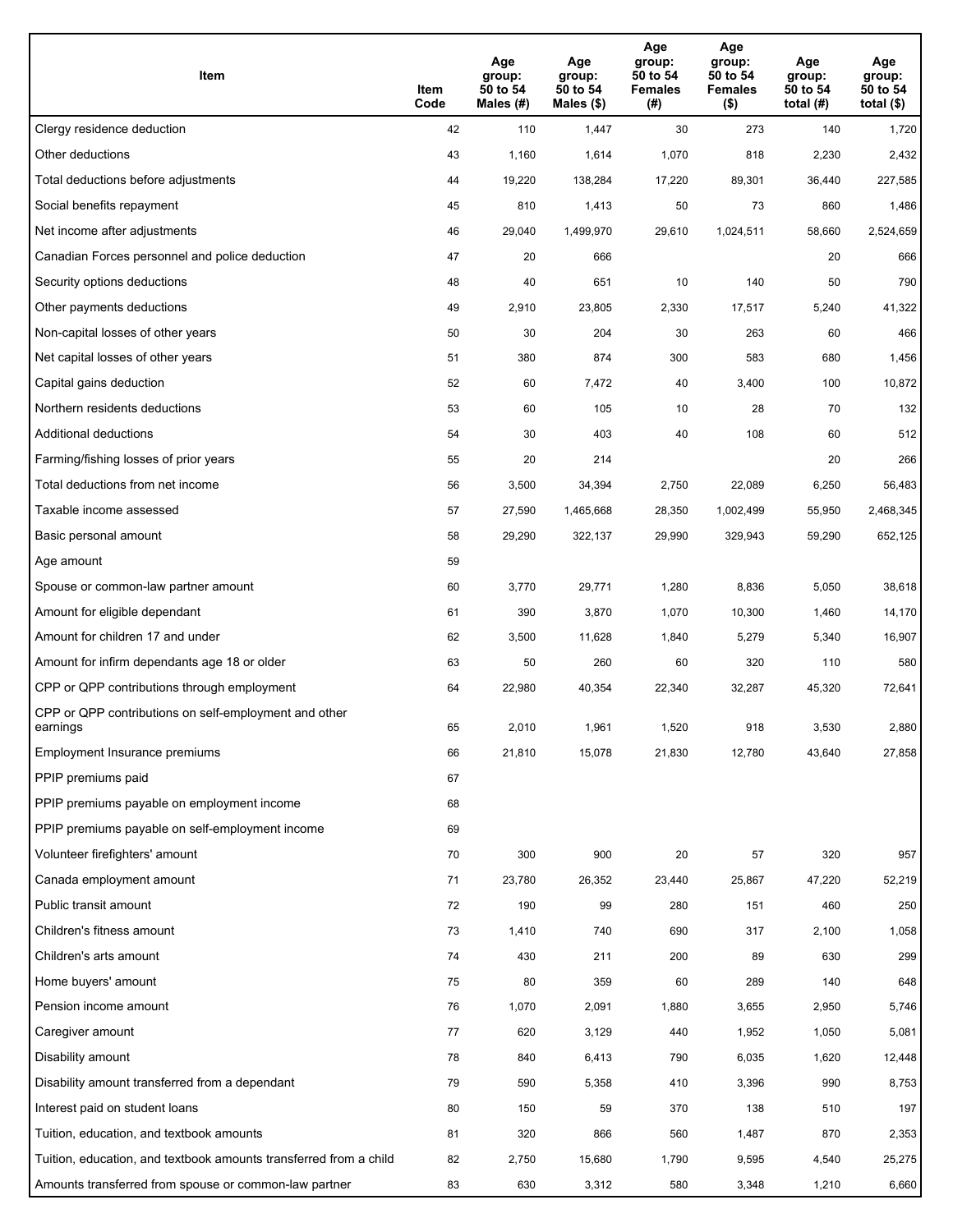| Item | Item Code | Age group: 50 to 54 Males (#) | Age group: 50 to 54 Males ($) | Age group: 50 to 54 Females (#) | Age group: 50 to 54 Females ($) | Age group: 50 to 54 total (#) | Age group: 50 to 54 total ($) |
|---|---|---|---|---|---|---|---|
| Clergy residence deduction | 42 | 110 | 1,447 | 30 | 273 | 140 | 1,720 |
| Other deductions | 43 | 1,160 | 1,614 | 1,070 | 818 | 2,230 | 2,432 |
| Total deductions before adjustments | 44 | 19,220 | 138,284 | 17,220 | 89,301 | 36,440 | 227,585 |
| Social benefits repayment | 45 | 810 | 1,413 | 50 | 73 | 860 | 1,486 |
| Net income after adjustments | 46 | 29,040 | 1,499,970 | 29,610 | 1,024,511 | 58,660 | 2,524,659 |
| Canadian Forces personnel and police deduction | 47 | 20 | 666 | | | 20 | 666 |
| Security options deductions | 48 | 40 | 651 | 10 | 140 | 50 | 790 |
| Other payments deductions | 49 | 2,910 | 23,805 | 2,330 | 17,517 | 5,240 | 41,322 |
| Non-capital losses of other years | 50 | 30 | 204 | 30 | 263 | 60 | 466 |
| Net capital losses of other years | 51 | 380 | 874 | 300 | 583 | 680 | 1,456 |
| Capital gains deduction | 52 | 60 | 7,472 | 40 | 3,400 | 100 | 10,872 |
| Northern residents deductions | 53 | 60 | 105 | 10 | 28 | 70 | 132 |
| Additional deductions | 54 | 30 | 403 | 40 | 108 | 60 | 512 |
| Farming/fishing losses of prior years | 55 | 20 | 214 | | | 20 | 266 |
| Total deductions from net income | 56 | 3,500 | 34,394 | 2,750 | 22,089 | 6,250 | 56,483 |
| Taxable income assessed | 57 | 27,590 | 1,465,668 | 28,350 | 1,002,499 | 55,950 | 2,468,345 |
| Basic personal amount | 58 | 29,290 | 322,137 | 29,990 | 329,943 | 59,290 | 652,125 |
| Age amount | 59 | | | | | | |
| Spouse or common-law partner amount | 60 | 3,770 | 29,771 | 1,280 | 8,836 | 5,050 | 38,618 |
| Amount for eligible dependant | 61 | 390 | 3,870 | 1,070 | 10,300 | 1,460 | 14,170 |
| Amount for children 17 and under | 62 | 3,500 | 11,628 | 1,840 | 5,279 | 5,340 | 16,907 |
| Amount for infirm dependants age 18 or older | 63 | 50 | 260 | 60 | 320 | 110 | 580 |
| CPP or QPP contributions through employment | 64 | 22,980 | 40,354 | 22,340 | 32,287 | 45,320 | 72,641 |
| CPP or QPP contributions on self-employment and other earnings | 65 | 2,010 | 1,961 | 1,520 | 918 | 3,530 | 2,880 |
| Employment Insurance premiums | 66 | 21,810 | 15,078 | 21,830 | 12,780 | 43,640 | 27,858 |
| PPIP premiums paid | 67 | | | | | | |
| PPIP premiums payable on employment income | 68 | | | | | | |
| PPIP premiums payable on self-employment income | 69 | | | | | | |
| Volunteer firefighters' amount | 70 | 300 | 900 | 20 | 57 | 320 | 957 |
| Canada employment amount | 71 | 23,780 | 26,352 | 23,440 | 25,867 | 47,220 | 52,219 |
| Public transit amount | 72 | 190 | 99 | 280 | 151 | 460 | 250 |
| Children's fitness amount | 73 | 1,410 | 740 | 690 | 317 | 2,100 | 1,058 |
| Children's arts amount | 74 | 430 | 211 | 200 | 89 | 630 | 299 |
| Home buyers' amount | 75 | 80 | 359 | 60 | 289 | 140 | 648 |
| Pension income amount | 76 | 1,070 | 2,091 | 1,880 | 3,655 | 2,950 | 5,746 |
| Caregiver amount | 77 | 620 | 3,129 | 440 | 1,952 | 1,050 | 5,081 |
| Disability amount | 78 | 840 | 6,413 | 790 | 6,035 | 1,620 | 12,448 |
| Disability amount transferred from a dependant | 79 | 590 | 5,358 | 410 | 3,396 | 990 | 8,753 |
| Interest paid on student loans | 80 | 150 | 59 | 370 | 138 | 510 | 197 |
| Tuition, education, and textbook amounts | 81 | 320 | 866 | 560 | 1,487 | 870 | 2,353 |
| Tuition, education, and textbook amounts transferred from a child | 82 | 2,750 | 15,680 | 1,790 | 9,595 | 4,540 | 25,275 |
| Amounts transferred from spouse or common-law partner | 83 | 630 | 3,312 | 580 | 3,348 | 1,210 | 6,660 |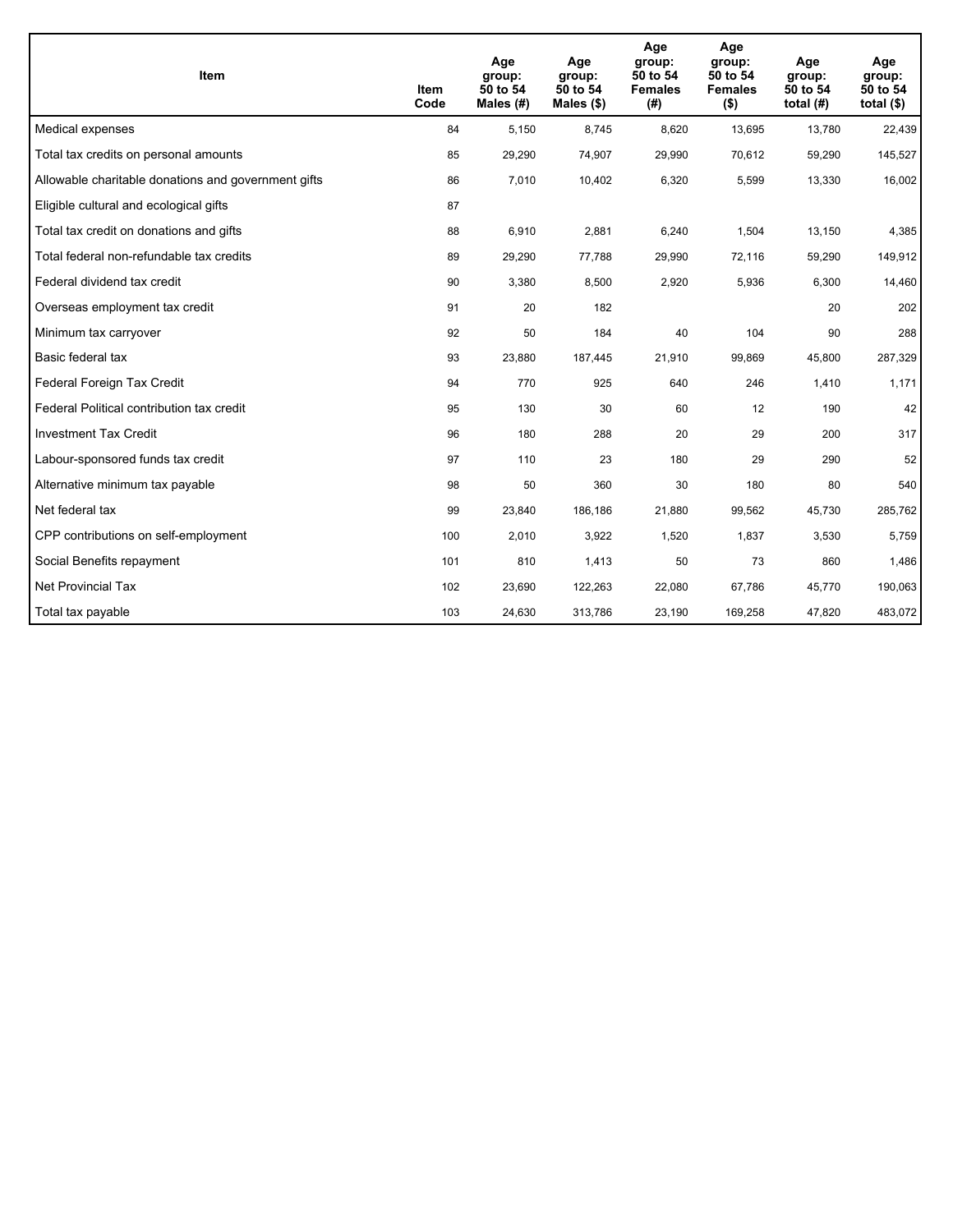| Item | Item Code | Age group: 50 to 54 Males (#) | Age group: 50 to 54 Males ($) | Age group: 50 to 54 Females (#) | Age group: 50 to 54 Females ($) | Age group: 50 to 54 total (#) | Age group: 50 to 54 total ($) |
|---|---|---|---|---|---|---|---|
| Medical expenses | 84 | 5,150 | 8,745 | 8,620 | 13,695 | 13,780 | 22,439 |
| Total tax credits on personal amounts | 85 | 29,290 | 74,907 | 29,990 | 70,612 | 59,290 | 145,527 |
| Allowable charitable donations and government gifts | 86 | 7,010 | 10,402 | 6,320 | 5,599 | 13,330 | 16,002 |
| Eligible cultural and ecological gifts | 87 | | | | | | |
| Total tax credit on donations and gifts | 88 | 6,910 | 2,881 | 6,240 | 1,504 | 13,150 | 4,385 |
| Total federal non-refundable tax credits | 89 | 29,290 | 77,788 | 29,990 | 72,116 | 59,290 | 149,912 |
| Federal dividend tax credit | 90 | 3,380 | 8,500 | 2,920 | 5,936 | 6,300 | 14,460 |
| Overseas employment tax credit | 91 | 20 | 182 | | | 20 | 202 |
| Minimum tax carryover | 92 | 50 | 184 | 40 | 104 | 90 | 288 |
| Basic federal tax | 93 | 23,880 | 187,445 | 21,910 | 99,869 | 45,800 | 287,329 |
| Federal Foreign Tax Credit | 94 | 770 | 925 | 640 | 246 | 1,410 | 1,171 |
| Federal Political contribution tax credit | 95 | 130 | 30 | 60 | 12 | 190 | 42 |
| Investment Tax Credit | 96 | 180 | 288 | 20 | 29 | 200 | 317 |
| Labour-sponsored funds tax credit | 97 | 110 | 23 | 180 | 29 | 290 | 52 |
| Alternative minimum tax payable | 98 | 50 | 360 | 30 | 180 | 80 | 540 |
| Net federal tax | 99 | 23,840 | 186,186 | 21,880 | 99,562 | 45,730 | 285,762 |
| CPP contributions on self-employment | 100 | 2,010 | 3,922 | 1,520 | 1,837 | 3,530 | 5,759 |
| Social Benefits repayment | 101 | 810 | 1,413 | 50 | 73 | 860 | 1,486 |
| Net Provincial Tax | 102 | 23,690 | 122,263 | 22,080 | 67,786 | 45,770 | 190,063 |
| Total tax payable | 103 | 24,630 | 313,786 | 23,190 | 169,258 | 47,820 | 483,072 |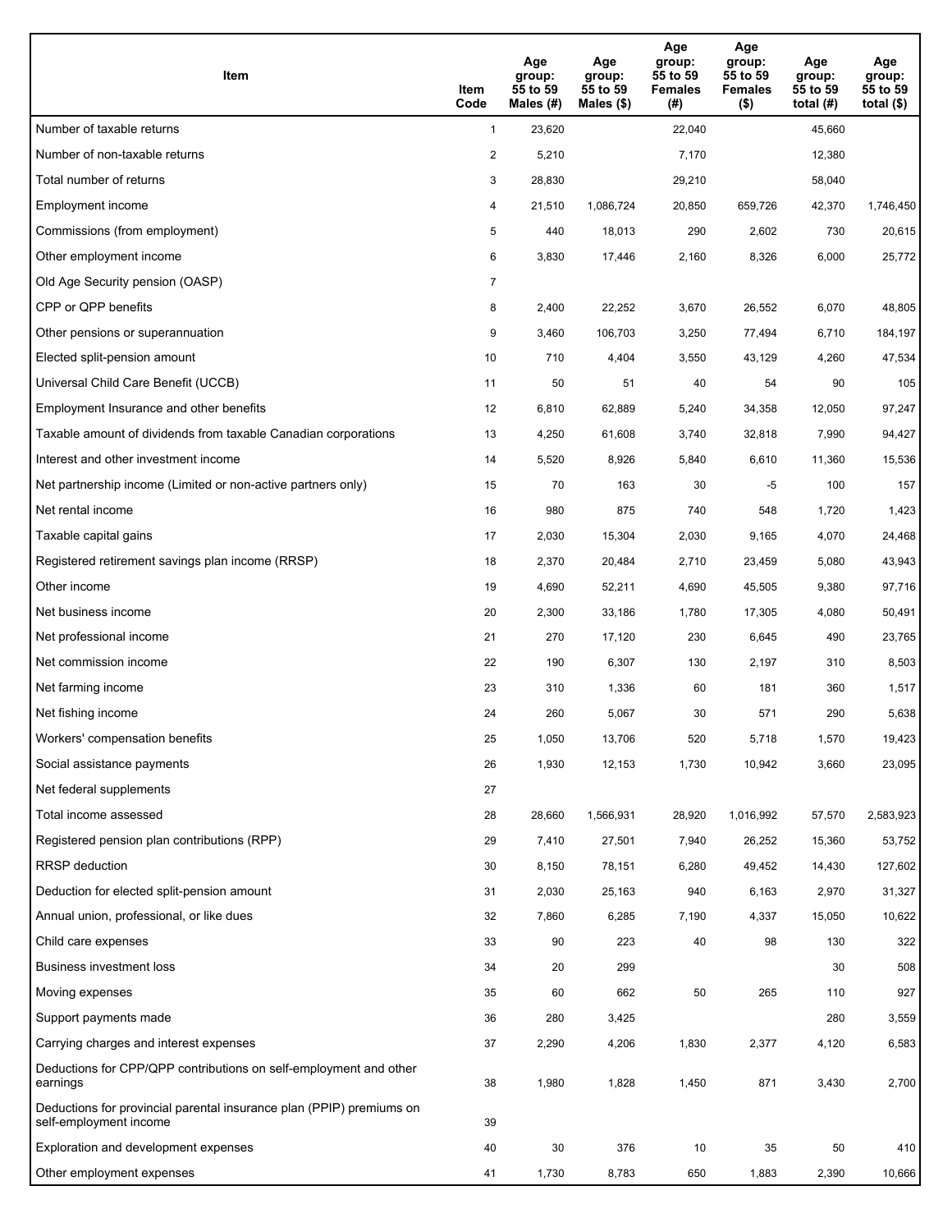| Item | Item Code | Age group: 55 to 59 Males (#) | Age group: 55 to 59 Males ($) | Age group: 55 to 59 Females (#) | Age group: 55 to 59 Females ($) | Age group: 55 to 59 total (#) | Age group: 55 to 59 total ($) |
|---|---|---|---|---|---|---|---|
| Number of taxable returns | 1 | 23,620 | | 22,040 | | 45,660 | |
| Number of non-taxable returns | 2 | 5,210 | | 7,170 | | 12,380 | |
| Total number of returns | 3 | 28,830 | | 29,210 | | 58,040 | |
| Employment income | 4 | 21,510 | 1,086,724 | 20,850 | 659,726 | 42,370 | 1,746,450 |
| Commissions (from employment) | 5 | 440 | 18,013 | 290 | 2,602 | 730 | 20,615 |
| Other employment income | 6 | 3,830 | 17,446 | 2,160 | 8,326 | 6,000 | 25,772 |
| Old Age Security pension (OASP) | 7 | | | | | | |
| CPP or QPP benefits | 8 | 2,400 | 22,252 | 3,670 | 26,552 | 6,070 | 48,805 |
| Other pensions or superannuation | 9 | 3,460 | 106,703 | 3,250 | 77,494 | 6,710 | 184,197 |
| Elected split-pension amount | 10 | 710 | 4,404 | 3,550 | 43,129 | 4,260 | 47,534 |
| Universal Child Care Benefit (UCCB) | 11 | 50 | 51 | 40 | 54 | 90 | 105 |
| Employment Insurance and other benefits | 12 | 6,810 | 62,889 | 5,240 | 34,358 | 12,050 | 97,247 |
| Taxable amount of dividends from taxable Canadian corporations | 13 | 4,250 | 61,608 | 3,740 | 32,818 | 7,990 | 94,427 |
| Interest and other investment income | 14 | 5,520 | 8,926 | 5,840 | 6,610 | 11,360 | 15,536 |
| Net partnership income (Limited or non-active partners only) | 15 | 70 | 163 | 30 | -5 | 100 | 157 |
| Net rental income | 16 | 980 | 875 | 740 | 548 | 1,720 | 1,423 |
| Taxable capital gains | 17 | 2,030 | 15,304 | 2,030 | 9,165 | 4,070 | 24,468 |
| Registered retirement savings plan income (RRSP) | 18 | 2,370 | 20,484 | 2,710 | 23,459 | 5,080 | 43,943 |
| Other income | 19 | 4,690 | 52,211 | 4,690 | 45,505 | 9,380 | 97,716 |
| Net business income | 20 | 2,300 | 33,186 | 1,780 | 17,305 | 4,080 | 50,491 |
| Net professional income | 21 | 270 | 17,120 | 230 | 6,645 | 490 | 23,765 |
| Net commission income | 22 | 190 | 6,307 | 130 | 2,197 | 310 | 8,503 |
| Net farming income | 23 | 310 | 1,336 | 60 | 181 | 360 | 1,517 |
| Net fishing income | 24 | 260 | 5,067 | 30 | 571 | 290 | 5,638 |
| Workers' compensation benefits | 25 | 1,050 | 13,706 | 520 | 5,718 | 1,570 | 19,423 |
| Social assistance payments | 26 | 1,930 | 12,153 | 1,730 | 10,942 | 3,660 | 23,095 |
| Net federal supplements | 27 | | | | | | |
| Total income assessed | 28 | 28,660 | 1,566,931 | 28,920 | 1,016,992 | 57,570 | 2,583,923 |
| Registered pension plan contributions (RPP) | 29 | 7,410 | 27,501 | 7,940 | 26,252 | 15,360 | 53,752 |
| RRSP deduction | 30 | 8,150 | 78,151 | 6,280 | 49,452 | 14,430 | 127,602 |
| Deduction for elected split-pension amount | 31 | 2,030 | 25,163 | 940 | 6,163 | 2,970 | 31,327 |
| Annual union, professional, or like dues | 32 | 7,860 | 6,285 | 7,190 | 4,337 | 15,050 | 10,622 |
| Child care expenses | 33 | 90 | 223 | 40 | 98 | 130 | 322 |
| Business investment loss | 34 | 20 | 299 | | | 30 | 508 |
| Moving expenses | 35 | 60 | 662 | 50 | 265 | 110 | 927 |
| Support payments made | 36 | 280 | 3,425 | | | 280 | 3,559 |
| Carrying charges and interest expenses | 37 | 2,290 | 4,206 | 1,830 | 2,377 | 4,120 | 6,583 |
| Deductions for CPP/QPP contributions on self-employment and other earnings | 38 | 1,980 | 1,828 | 1,450 | 871 | 3,430 | 2,700 |
| Deductions for provincial parental insurance plan (PPIP) premiums on self-employment income | 39 | | | | | | |
| Exploration and development expenses | 40 | 30 | 376 | 10 | 35 | 50 | 410 |
| Other employment expenses | 41 | 1,730 | 8,783 | 650 | 1,883 | 2,390 | 10,666 |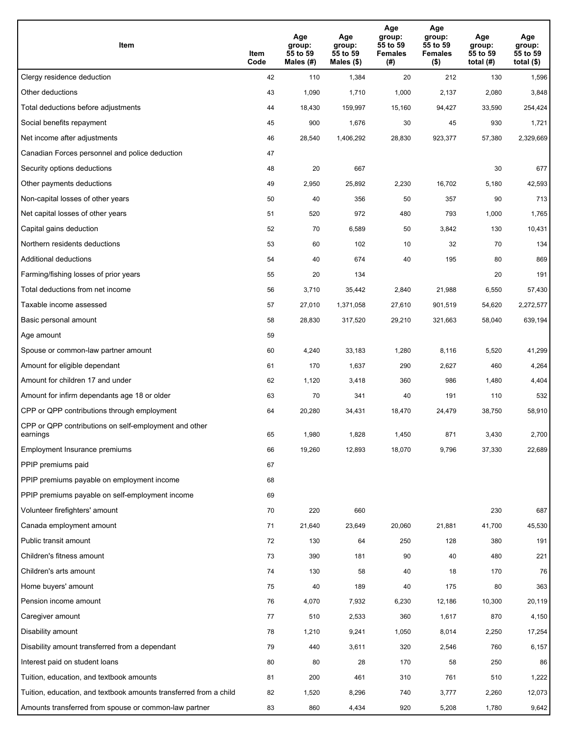| Item | Item Code | Age group: 55 to 59 Males (#) | Age group: 55 to 59 Males ($) | Age group: 55 to 59 Females (#) | Age group: 55 to 59 Females ($) | Age group: 55 to 59 total (#) | Age group: 55 to 59 total ($) |
|---|---|---|---|---|---|---|---|
| Clergy residence deduction | 42 | 110 | 1,384 | 20 | 212 | 130 | 1,596 |
| Other deductions | 43 | 1,090 | 1,710 | 1,000 | 2,137 | 2,080 | 3,848 |
| Total deductions before adjustments | 44 | 18,430 | 159,997 | 15,160 | 94,427 | 33,590 | 254,424 |
| Social benefits repayment | 45 | 900 | 1,676 | 30 | 45 | 930 | 1,721 |
| Net income after adjustments | 46 | 28,540 | 1,406,292 | 28,830 | 923,377 | 57,380 | 2,329,669 |
| Canadian Forces personnel and police deduction | 47 | | | | | | |
| Security options deductions | 48 | 20 | 667 | | | 30 | 677 |
| Other payments deductions | 49 | 2,950 | 25,892 | 2,230 | 16,702 | 5,180 | 42,593 |
| Non-capital losses of other years | 50 | 40 | 356 | 50 | 357 | 90 | 713 |
| Net capital losses of other years | 51 | 520 | 972 | 480 | 793 | 1,000 | 1,765 |
| Capital gains deduction | 52 | 70 | 6,589 | 50 | 3,842 | 130 | 10,431 |
| Northern residents deductions | 53 | 60 | 102 | 10 | 32 | 70 | 134 |
| Additional deductions | 54 | 40 | 674 | 40 | 195 | 80 | 869 |
| Farming/fishing losses of prior years | 55 | 20 | 134 | | | 20 | 191 |
| Total deductions from net income | 56 | 3,710 | 35,442 | 2,840 | 21,988 | 6,550 | 57,430 |
| Taxable income assessed | 57 | 27,010 | 1,371,058 | 27,610 | 901,519 | 54,620 | 2,272,577 |
| Basic personal amount | 58 | 28,830 | 317,520 | 29,210 | 321,663 | 58,040 | 639,194 |
| Age amount | 59 | | | | | | |
| Spouse or common-law partner amount | 60 | 4,240 | 33,183 | 1,280 | 8,116 | 5,520 | 41,299 |
| Amount for eligible dependant | 61 | 170 | 1,637 | 290 | 2,627 | 460 | 4,264 |
| Amount for children 17 and under | 62 | 1,120 | 3,418 | 360 | 986 | 1,480 | 4,404 |
| Amount for infirm dependants age 18 or older | 63 | 70 | 341 | 40 | 191 | 110 | 532 |
| CPP or QPP contributions through employment | 64 | 20,280 | 34,431 | 18,470 | 24,479 | 38,750 | 58,910 |
| CPP or QPP contributions on self-employment and other earnings | 65 | 1,980 | 1,828 | 1,450 | 871 | 3,430 | 2,700 |
| Employment Insurance premiums | 66 | 19,260 | 12,893 | 18,070 | 9,796 | 37,330 | 22,689 |
| PPIP premiums paid | 67 | | | | | | |
| PPIP premiums payable on employment income | 68 | | | | | | |
| PPIP premiums payable on self-employment income | 69 | | | | | | |
| Volunteer firefighters' amount | 70 | 220 | 660 | | | 230 | 687 |
| Canada employment amount | 71 | 21,640 | 23,649 | 20,060 | 21,881 | 41,700 | 45,530 |
| Public transit amount | 72 | 130 | 64 | 250 | 128 | 380 | 191 |
| Children's fitness amount | 73 | 390 | 181 | 90 | 40 | 480 | 221 |
| Children's arts amount | 74 | 130 | 58 | 40 | 18 | 170 | 76 |
| Home buyers' amount | 75 | 40 | 189 | 40 | 175 | 80 | 363 |
| Pension income amount | 76 | 4,070 | 7,932 | 6,230 | 12,186 | 10,300 | 20,119 |
| Caregiver amount | 77 | 510 | 2,533 | 360 | 1,617 | 870 | 4,150 |
| Disability amount | 78 | 1,210 | 9,241 | 1,050 | 8,014 | 2,250 | 17,254 |
| Disability amount transferred from a dependant | 79 | 440 | 3,611 | 320 | 2,546 | 760 | 6,157 |
| Interest paid on student loans | 80 | 80 | 28 | 170 | 58 | 250 | 86 |
| Tuition, education, and textbook amounts | 81 | 200 | 461 | 310 | 761 | 510 | 1,222 |
| Tuition, education, and textbook amounts transferred from a child | 82 | 1,520 | 8,296 | 740 | 3,777 | 2,260 | 12,073 |
| Amounts transferred from spouse or common-law partner | 83 | 860 | 4,434 | 920 | 5,208 | 1,780 | 9,642 |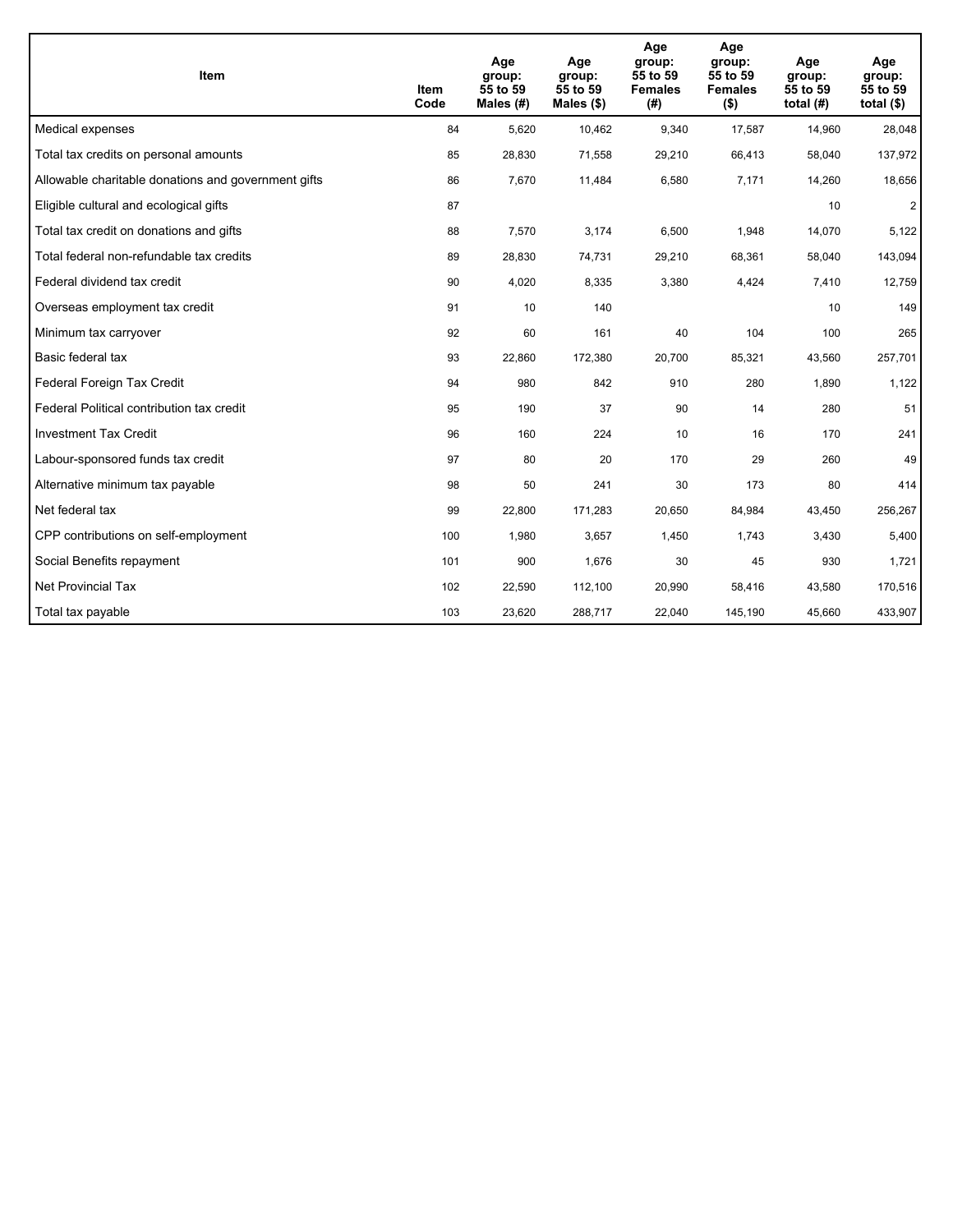| Item | Item Code | Age group: 55 to 59 Males (#) | Age group: 55 to 59 Males ($) | Age group: 55 to 59 Females (#) | Age group: 55 to 59 Females ($) | Age group: 55 to 59 total (#) | Age group: 55 to 59 total ($) |
|---|---|---|---|---|---|---|---|
| Medical expenses | 84 | 5,620 | 10,462 | 9,340 | 17,587 | 14,960 | 28,048 |
| Total tax credits on personal amounts | 85 | 28,830 | 71,558 | 29,210 | 66,413 | 58,040 | 137,972 |
| Allowable charitable donations and government gifts | 86 | 7,670 | 11,484 | 6,580 | 7,171 | 14,260 | 18,656 |
| Eligible cultural and ecological gifts | 87 | | | | | 10 | 2 |
| Total tax credit on donations and gifts | 88 | 7,570 | 3,174 | 6,500 | 1,948 | 14,070 | 5,122 |
| Total federal non-refundable tax credits | 89 | 28,830 | 74,731 | 29,210 | 68,361 | 58,040 | 143,094 |
| Federal dividend tax credit | 90 | 4,020 | 8,335 | 3,380 | 4,424 | 7,410 | 12,759 |
| Overseas employment tax credit | 91 | 10 | 140 | | | 10 | 149 |
| Minimum tax carryover | 92 | 60 | 161 | 40 | 104 | 100 | 265 |
| Basic federal tax | 93 | 22,860 | 172,380 | 20,700 | 85,321 | 43,560 | 257,701 |
| Federal Foreign Tax Credit | 94 | 980 | 842 | 910 | 280 | 1,890 | 1,122 |
| Federal Political contribution tax credit | 95 | 190 | 37 | 90 | 14 | 280 | 51 |
| Investment Tax Credit | 96 | 160 | 224 | 10 | 16 | 170 | 241 |
| Labour-sponsored funds tax credit | 97 | 80 | 20 | 170 | 29 | 260 | 49 |
| Alternative minimum tax payable | 98 | 50 | 241 | 30 | 173 | 80 | 414 |
| Net federal tax | 99 | 22,800 | 171,283 | 20,650 | 84,984 | 43,450 | 256,267 |
| CPP contributions on self-employment | 100 | 1,980 | 3,657 | 1,450 | 1,743 | 3,430 | 5,400 |
| Social Benefits repayment | 101 | 900 | 1,676 | 30 | 45 | 930 | 1,721 |
| Net Provincial Tax | 102 | 22,590 | 112,100 | 20,990 | 58,416 | 43,580 | 170,516 |
| Total tax payable | 103 | 23,620 | 288,717 | 22,040 | 145,190 | 45,660 | 433,907 |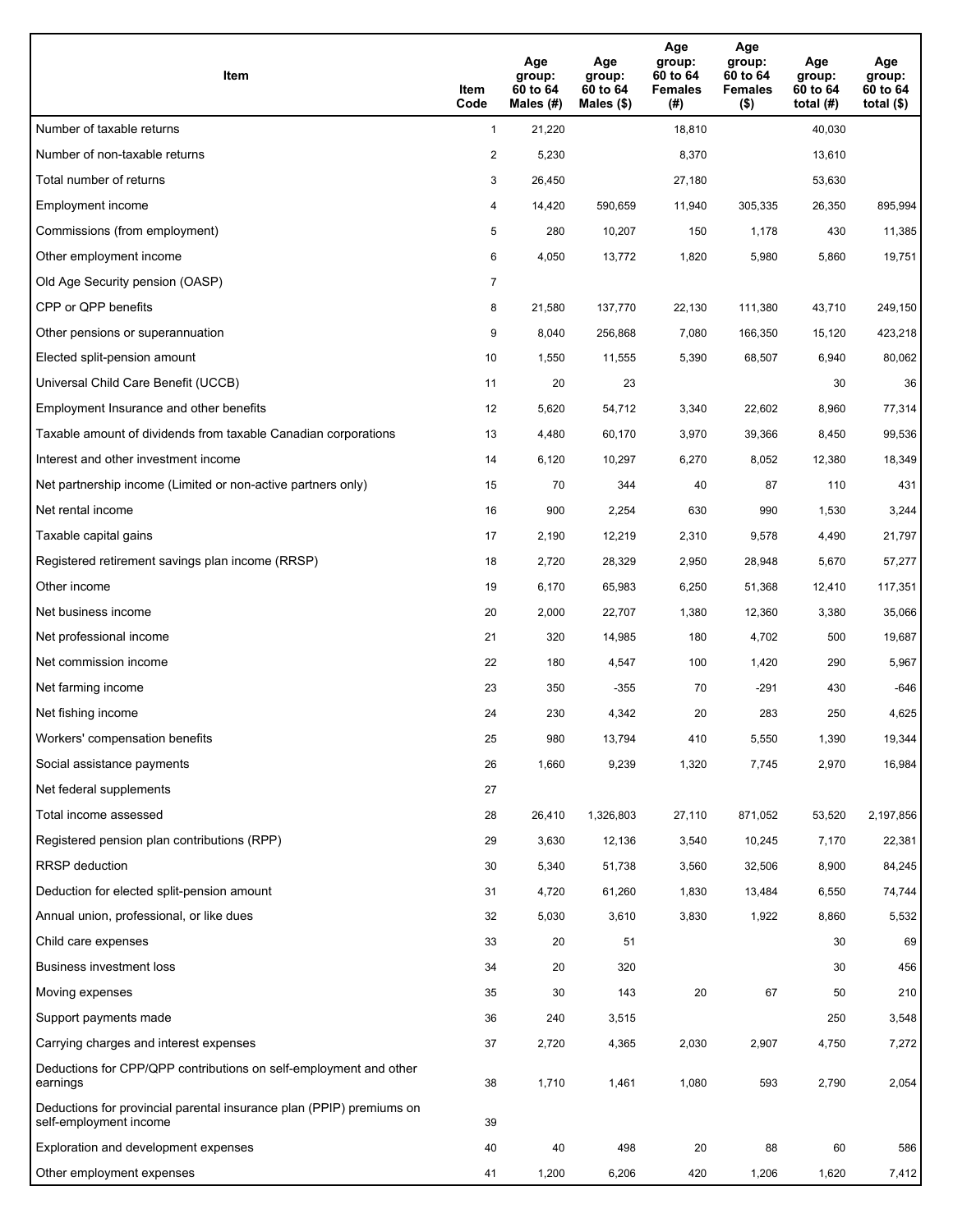| Item | Item Code | Age group: 60 to 64 Males (#) | Age group: 60 to 64 Males ($) | Age group: 60 to 64 Females (#) | Age group: 60 to 64 Females ($) | Age group: 60 to 64 total (#) | Age group: 60 to 64 total ($) |
|---|---|---|---|---|---|---|---|
| Number of taxable returns | 1 | 21,220 | | 18,810 | | 40,030 | |
| Number of non-taxable returns | 2 | 5,230 | | 8,370 | | 13,610 | |
| Total number of returns | 3 | 26,450 | | 27,180 | | 53,630 | |
| Employment income | 4 | 14,420 | 590,659 | 11,940 | 305,335 | 26,350 | 895,994 |
| Commissions (from employment) | 5 | 280 | 10,207 | 150 | 1,178 | 430 | 11,385 |
| Other employment income | 6 | 4,050 | 13,772 | 1,820 | 5,980 | 5,860 | 19,751 |
| Old Age Security pension (OASP) | 7 | | | | | | |
| CPP or QPP benefits | 8 | 21,580 | 137,770 | 22,130 | 111,380 | 43,710 | 249,150 |
| Other pensions or superannuation | 9 | 8,040 | 256,868 | 7,080 | 166,350 | 15,120 | 423,218 |
| Elected split-pension amount | 10 | 1,550 | 11,555 | 5,390 | 68,507 | 6,940 | 80,062 |
| Universal Child Care Benefit (UCCB) | 11 | 20 | 23 | | | 30 | 36 |
| Employment Insurance and other benefits | 12 | 5,620 | 54,712 | 3,340 | 22,602 | 8,960 | 77,314 |
| Taxable amount of dividends from taxable Canadian corporations | 13 | 4,480 | 60,170 | 3,970 | 39,366 | 8,450 | 99,536 |
| Interest and other investment income | 14 | 6,120 | 10,297 | 6,270 | 8,052 | 12,380 | 18,349 |
| Net partnership income (Limited or non-active partners only) | 15 | 70 | 344 | 40 | 87 | 110 | 431 |
| Net rental income | 16 | 900 | 2,254 | 630 | 990 | 1,530 | 3,244 |
| Taxable capital gains | 17 | 2,190 | 12,219 | 2,310 | 9,578 | 4,490 | 21,797 |
| Registered retirement savings plan income (RRSP) | 18 | 2,720 | 28,329 | 2,950 | 28,948 | 5,670 | 57,277 |
| Other income | 19 | 6,170 | 65,983 | 6,250 | 51,368 | 12,410 | 117,351 |
| Net business income | 20 | 2,000 | 22,707 | 1,380 | 12,360 | 3,380 | 35,066 |
| Net professional income | 21 | 320 | 14,985 | 180 | 4,702 | 500 | 19,687 |
| Net commission income | 22 | 180 | 4,547 | 100 | 1,420 | 290 | 5,967 |
| Net farming income | 23 | 350 | -355 | 70 | -291 | 430 | -646 |
| Net fishing income | 24 | 230 | 4,342 | 20 | 283 | 250 | 4,625 |
| Workers' compensation benefits | 25 | 980 | 13,794 | 410 | 5,550 | 1,390 | 19,344 |
| Social assistance payments | 26 | 1,660 | 9,239 | 1,320 | 7,745 | 2,970 | 16,984 |
| Net federal supplements | 27 | | | | | | |
| Total income assessed | 28 | 26,410 | 1,326,803 | 27,110 | 871,052 | 53,520 | 2,197,856 |
| Registered pension plan contributions (RPP) | 29 | 3,630 | 12,136 | 3,540 | 10,245 | 7,170 | 22,381 |
| RRSP deduction | 30 | 5,340 | 51,738 | 3,560 | 32,506 | 8,900 | 84,245 |
| Deduction for elected split-pension amount | 31 | 4,720 | 61,260 | 1,830 | 13,484 | 6,550 | 74,744 |
| Annual union, professional, or like dues | 32 | 5,030 | 3,610 | 3,830 | 1,922 | 8,860 | 5,532 |
| Child care expenses | 33 | 20 | 51 | | | 30 | 69 |
| Business investment loss | 34 | 20 | 320 | | | 30 | 456 |
| Moving expenses | 35 | 30 | 143 | 20 | 67 | 50 | 210 |
| Support payments made | 36 | 240 | 3,515 | | | 250 | 3,548 |
| Carrying charges and interest expenses | 37 | 2,720 | 4,365 | 2,030 | 2,907 | 4,750 | 7,272 |
| Deductions for CPP/QPP contributions on self-employment and other earnings | 38 | 1,710 | 1,461 | 1,080 | 593 | 2,790 | 2,054 |
| Deductions for provincial parental insurance plan (PPIP) premiums on self-employment income | 39 | | | | | | |
| Exploration and development expenses | 40 | 40 | 498 | 20 | 88 | 60 | 586 |
| Other employment expenses | 41 | 1,200 | 6,206 | 420 | 1,206 | 1,620 | 7,412 |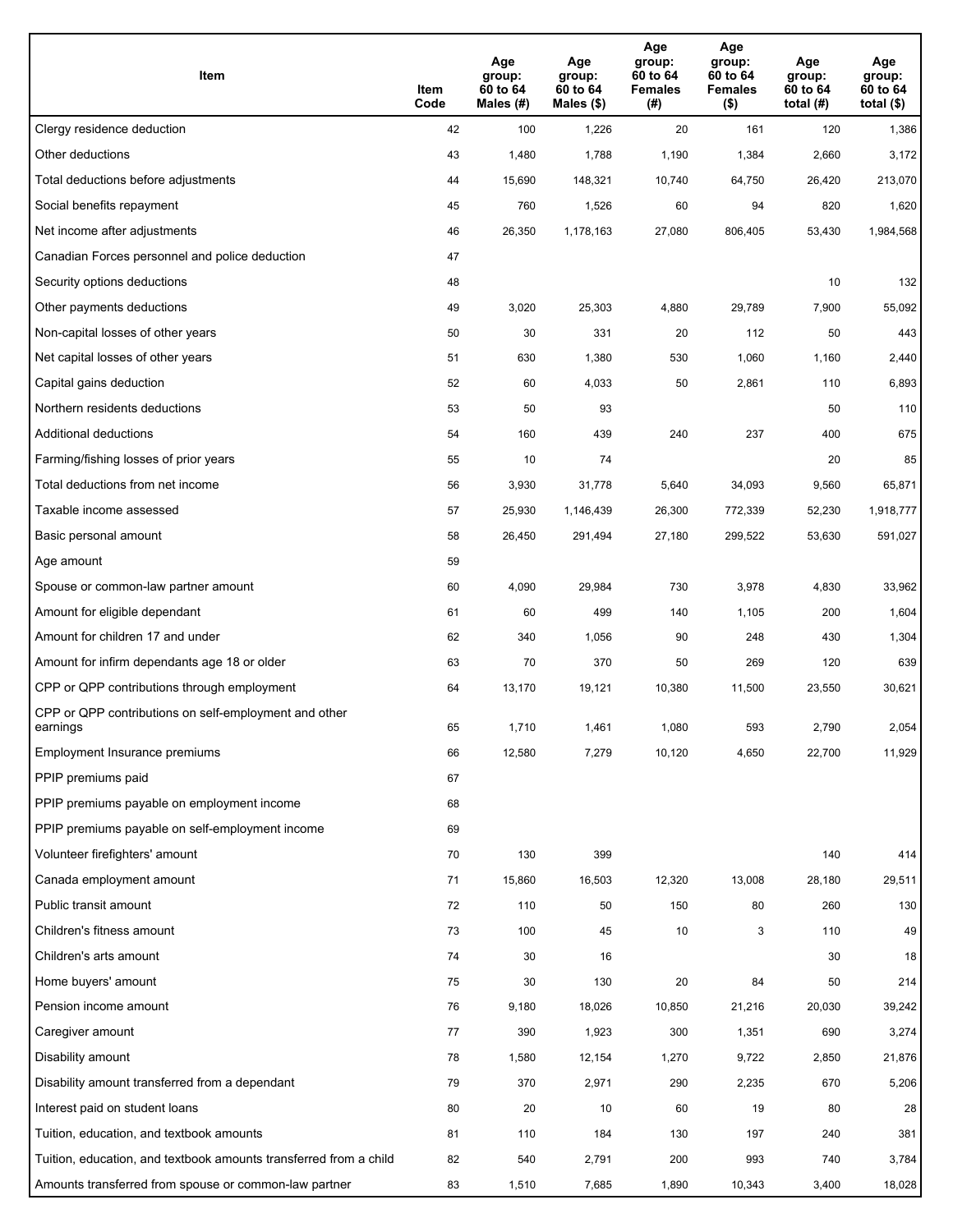| Item | Item Code | Age group: 60 to 64 Males (#) | Age group: 60 to 64 Males ($) | Age group: 60 to 64 Females (#) | Age group: 60 to 64 Females ($) | Age group: 60 to 64 total (#) | Age group: 60 to 64 total ($) |
|---|---|---|---|---|---|---|---|
| Clergy residence deduction | 42 | 100 | 1,226 | 20 | 161 | 120 | 1,386 |
| Other deductions | 43 | 1,480 | 1,788 | 1,190 | 1,384 | 2,660 | 3,172 |
| Total deductions before adjustments | 44 | 15,690 | 148,321 | 10,740 | 64,750 | 26,420 | 213,070 |
| Social benefits repayment | 45 | 760 | 1,526 | 60 | 94 | 820 | 1,620 |
| Net income after adjustments | 46 | 26,350 | 1,178,163 | 27,080 | 806,405 | 53,430 | 1,984,568 |
| Canadian Forces personnel and police deduction | 47 | | | | | | |
| Security options deductions | 48 | | | | | 10 | 132 |
| Other payments deductions | 49 | 3,020 | 25,303 | 4,880 | 29,789 | 7,900 | 55,092 |
| Non-capital losses of other years | 50 | 30 | 331 | 20 | 112 | 50 | 443 |
| Net capital losses of other years | 51 | 630 | 1,380 | 530 | 1,060 | 1,160 | 2,440 |
| Capital gains deduction | 52 | 60 | 4,033 | 50 | 2,861 | 110 | 6,893 |
| Northern residents deductions | 53 | 50 | 93 | | | 50 | 110 |
| Additional deductions | 54 | 160 | 439 | 240 | 237 | 400 | 675 |
| Farming/fishing losses of prior years | 55 | 10 | 74 | | | 20 | 85 |
| Total deductions from net income | 56 | 3,930 | 31,778 | 5,640 | 34,093 | 9,560 | 65,871 |
| Taxable income assessed | 57 | 25,930 | 1,146,439 | 26,300 | 772,339 | 52,230 | 1,918,777 |
| Basic personal amount | 58 | 26,450 | 291,494 | 27,180 | 299,522 | 53,630 | 591,027 |
| Age amount | 59 | | | | | | |
| Spouse or common-law partner amount | 60 | 4,090 | 29,984 | 730 | 3,978 | 4,830 | 33,962 |
| Amount for eligible dependant | 61 | 60 | 499 | 140 | 1,105 | 200 | 1,604 |
| Amount for children 17 and under | 62 | 340 | 1,056 | 90 | 248 | 430 | 1,304 |
| Amount for infirm dependants age 18 or older | 63 | 70 | 370 | 50 | 269 | 120 | 639 |
| CPP or QPP contributions through employment | 64 | 13,170 | 19,121 | 10,380 | 11,500 | 23,550 | 30,621 |
| CPP or QPP contributions on self-employment and other earnings | 65 | 1,710 | 1,461 | 1,080 | 593 | 2,790 | 2,054 |
| Employment Insurance premiums | 66 | 12,580 | 7,279 | 10,120 | 4,650 | 22,700 | 11,929 |
| PPIP premiums paid | 67 | | | | | | |
| PPIP premiums payable on employment income | 68 | | | | | | |
| PPIP premiums payable on self-employment income | 69 | | | | | | |
| Volunteer firefighters' amount | 70 | 130 | 399 | | | 140 | 414 |
| Canada employment amount | 71 | 15,860 | 16,503 | 12,320 | 13,008 | 28,180 | 29,511 |
| Public transit amount | 72 | 110 | 50 | 150 | 80 | 260 | 130 |
| Children's fitness amount | 73 | 100 | 45 | 10 | 3 | 110 | 49 |
| Children's arts amount | 74 | 30 | 16 | | | 30 | 18 |
| Home buyers' amount | 75 | 30 | 130 | 20 | 84 | 50 | 214 |
| Pension income amount | 76 | 9,180 | 18,026 | 10,850 | 21,216 | 20,030 | 39,242 |
| Caregiver amount | 77 | 390 | 1,923 | 300 | 1,351 | 690 | 3,274 |
| Disability amount | 78 | 1,580 | 12,154 | 1,270 | 9,722 | 2,850 | 21,876 |
| Disability amount transferred from a dependant | 79 | 370 | 2,971 | 290 | 2,235 | 670 | 5,206 |
| Interest paid on student loans | 80 | 20 | 10 | 60 | 19 | 80 | 28 |
| Tuition, education, and textbook amounts | 81 | 110 | 184 | 130 | 197 | 240 | 381 |
| Tuition, education, and textbook amounts transferred from a child | 82 | 540 | 2,791 | 200 | 993 | 740 | 3,784 |
| Amounts transferred from spouse or common-law partner | 83 | 1,510 | 7,685 | 1,890 | 10,343 | 3,400 | 18,028 |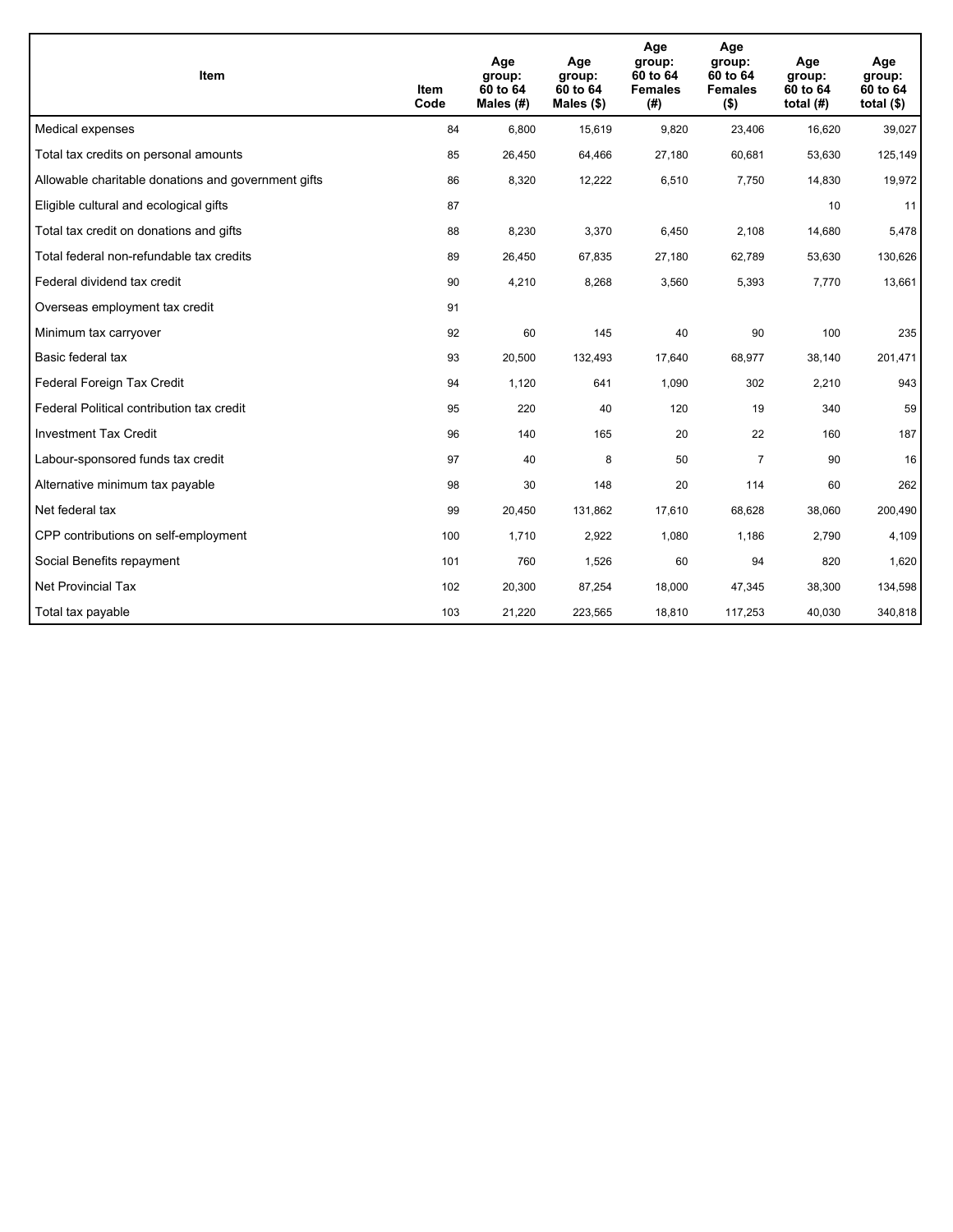| Item | Item Code | Age group: 60 to 64 Males (#) | Age group: 60 to 64 Males ($) | Age group: 60 to 64 Females (#) | Age group: 60 to 64 Females ($) | Age group: 60 to 64 total (#) | Age group: 60 to 64 total ($) |
|---|---|---|---|---|---|---|---|
| Medical expenses | 84 | 6,800 | 15,619 | 9,820 | 23,406 | 16,620 | 39,027 |
| Total tax credits on personal amounts | 85 | 26,450 | 64,466 | 27,180 | 60,681 | 53,630 | 125,149 |
| Allowable charitable donations and government gifts | 86 | 8,320 | 12,222 | 6,510 | 7,750 | 14,830 | 19,972 |
| Eligible cultural and ecological gifts | 87 | | | | | 10 | 11 |
| Total tax credit on donations and gifts | 88 | 8,230 | 3,370 | 6,450 | 2,108 | 14,680 | 5,478 |
| Total federal non-refundable tax credits | 89 | 26,450 | 67,835 | 27,180 | 62,789 | 53,630 | 130,626 |
| Federal dividend tax credit | 90 | 4,210 | 8,268 | 3,560 | 5,393 | 7,770 | 13,661 |
| Overseas employment tax credit | 91 | | | | | | |
| Minimum tax carryover | 92 | 60 | 145 | 40 | 90 | 100 | 235 |
| Basic federal tax | 93 | 20,500 | 132,493 | 17,640 | 68,977 | 38,140 | 201,471 |
| Federal Foreign Tax Credit | 94 | 1,120 | 641 | 1,090 | 302 | 2,210 | 943 |
| Federal Political contribution tax credit | 95 | 220 | 40 | 120 | 19 | 340 | 59 |
| Investment Tax Credit | 96 | 140 | 165 | 20 | 22 | 160 | 187 |
| Labour-sponsored funds tax credit | 97 | 40 | 8 | 50 | 7 | 90 | 16 |
| Alternative minimum tax payable | 98 | 30 | 148 | 20 | 114 | 60 | 262 |
| Net federal tax | 99 | 20,450 | 131,862 | 17,610 | 68,628 | 38,060 | 200,490 |
| CPP contributions on self-employment | 100 | 1,710 | 2,922 | 1,080 | 1,186 | 2,790 | 4,109 |
| Social Benefits repayment | 101 | 760 | 1,526 | 60 | 94 | 820 | 1,620 |
| Net Provincial Tax | 102 | 20,300 | 87,254 | 18,000 | 47,345 | 38,300 | 134,598 |
| Total tax payable | 103 | 21,220 | 223,565 | 18,810 | 117,253 | 40,030 | 340,818 |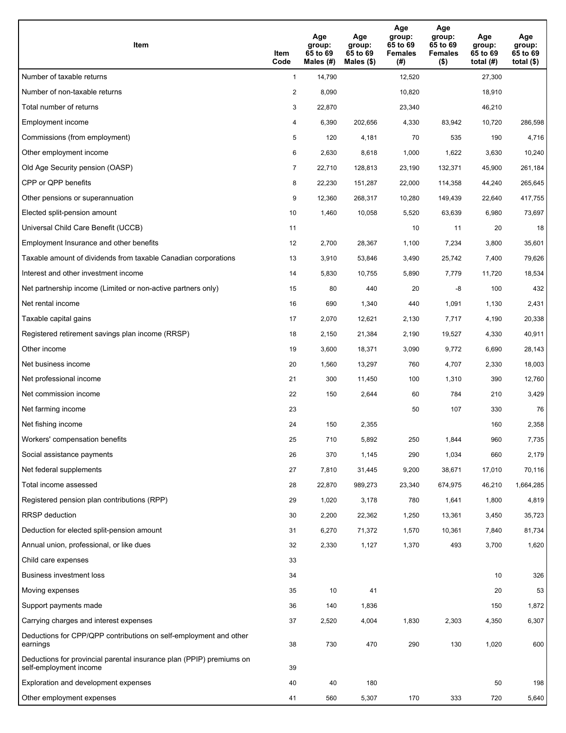| Item | Item Code | Age group: 65 to 69 Males (#) | Age group: 65 to 69 Males ($) | Age group: 65 to 69 Females (#) | Age group: 65 to 69 Females ($) | Age group: 65 to 69 total (#) | Age group: 65 to 69 total ($) |
|---|---|---|---|---|---|---|---|
| Number of taxable returns | 1 | 14,790 | | 12,520 | | 27,300 | |
| Number of non-taxable returns | 2 | 8,090 | | 10,820 | | 18,910 | |
| Total number of returns | 3 | 22,870 | | 23,340 | | 46,210 | |
| Employment income | 4 | 6,390 | 202,656 | 4,330 | 83,942 | 10,720 | 286,598 |
| Commissions (from employment) | 5 | 120 | 4,181 | 70 | 535 | 190 | 4,716 |
| Other employment income | 6 | 2,630 | 8,618 | 1,000 | 1,622 | 3,630 | 10,240 |
| Old Age Security pension (OASP) | 7 | 22,710 | 128,813 | 23,190 | 132,371 | 45,900 | 261,184 |
| CPP or QPP benefits | 8 | 22,230 | 151,287 | 22,000 | 114,358 | 44,240 | 265,645 |
| Other pensions or superannuation | 9 | 12,360 | 268,317 | 10,280 | 149,439 | 22,640 | 417,755 |
| Elected split-pension amount | 10 | 1,460 | 10,058 | 5,520 | 63,639 | 6,980 | 73,697 |
| Universal Child Care Benefit (UCCB) | 11 | | | 10 | 11 | 20 | 18 |
| Employment Insurance and other benefits | 12 | 2,700 | 28,367 | 1,100 | 7,234 | 3,800 | 35,601 |
| Taxable amount of dividends from taxable Canadian corporations | 13 | 3,910 | 53,846 | 3,490 | 25,742 | 7,400 | 79,626 |
| Interest and other investment income | 14 | 5,830 | 10,755 | 5,890 | 7,779 | 11,720 | 18,534 |
| Net partnership income (Limited or non-active partners only) | 15 | 80 | 440 | 20 | -8 | 100 | 432 |
| Net rental income | 16 | 690 | 1,340 | 440 | 1,091 | 1,130 | 2,431 |
| Taxable capital gains | 17 | 2,070 | 12,621 | 2,130 | 7,717 | 4,190 | 20,338 |
| Registered retirement savings plan income (RRSP) | 18 | 2,150 | 21,384 | 2,190 | 19,527 | 4,330 | 40,911 |
| Other income | 19 | 3,600 | 18,371 | 3,090 | 9,772 | 6,690 | 28,143 |
| Net business income | 20 | 1,560 | 13,297 | 760 | 4,707 | 2,330 | 18,003 |
| Net professional income | 21 | 300 | 11,450 | 100 | 1,310 | 390 | 12,760 |
| Net commission income | 22 | 150 | 2,644 | 60 | 784 | 210 | 3,429 |
| Net farming income | 23 | | | 50 | 107 | 330 | 76 |
| Net fishing income | 24 | 150 | 2,355 | | | 160 | 2,358 |
| Workers' compensation benefits | 25 | 710 | 5,892 | 250 | 1,844 | 960 | 7,735 |
| Social assistance payments | 26 | 370 | 1,145 | 290 | 1,034 | 660 | 2,179 |
| Net federal supplements | 27 | 7,810 | 31,445 | 9,200 | 38,671 | 17,010 | 70,116 |
| Total income assessed | 28 | 22,870 | 989,273 | 23,340 | 674,975 | 46,210 | 1,664,285 |
| Registered pension plan contributions (RPP) | 29 | 1,020 | 3,178 | 780 | 1,641 | 1,800 | 4,819 |
| RRSP deduction | 30 | 2,200 | 22,362 | 1,250 | 13,361 | 3,450 | 35,723 |
| Deduction for elected split-pension amount | 31 | 6,270 | 71,372 | 1,570 | 10,361 | 7,840 | 81,734 |
| Annual union, professional, or like dues | 32 | 2,330 | 1,127 | 1,370 | 493 | 3,700 | 1,620 |
| Child care expenses | 33 | | | | | | |
| Business investment loss | 34 | | | | | 10 | 326 |
| Moving expenses | 35 | 10 | 41 | | | 20 | 53 |
| Support payments made | 36 | 140 | 1,836 | | | 150 | 1,872 |
| Carrying charges and interest expenses | 37 | 2,520 | 4,004 | 1,830 | 2,303 | 4,350 | 6,307 |
| Deductions for CPP/QPP contributions on self-employment and other earnings | 38 | 730 | 470 | 290 | 130 | 1,020 | 600 |
| Deductions for provincial parental insurance plan (PPIP) premiums on self-employment income | 39 | | | | | | |
| Exploration and development expenses | 40 | 40 | 180 | | | 50 | 198 |
| Other employment expenses | 41 | 560 | 5,307 | 170 | 333 | 720 | 5,640 |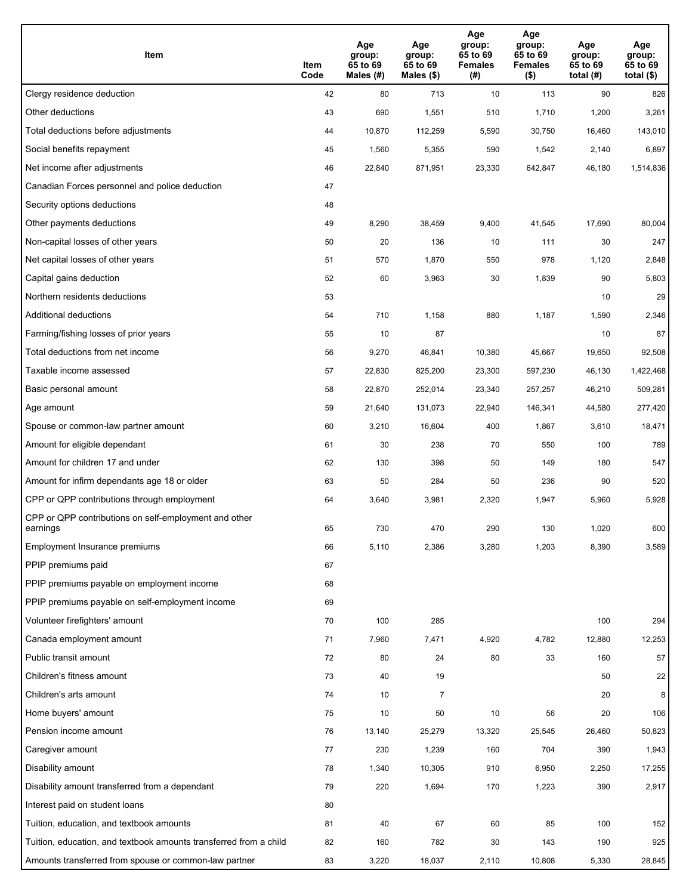| Item | Item Code | Age group: 65 to 69 Males (#) | Age group: 65 to 69 Males ($) | Age group: 65 to 69 Females (#) | Age group: 65 to 69 Females ($) | Age group: 65 to 69 total (#) | Age group: 65 to 69 total ($) |
|---|---|---|---|---|---|---|---|
| Clergy residence deduction | 42 | 80 | 713 | 10 | 113 | 90 | 826 |
| Other deductions | 43 | 690 | 1,551 | 510 | 1,710 | 1,200 | 3,261 |
| Total deductions before adjustments | 44 | 10,870 | 112,259 | 5,590 | 30,750 | 16,460 | 143,010 |
| Social benefits repayment | 45 | 1,560 | 5,355 | 590 | 1,542 | 2,140 | 6,897 |
| Net income after adjustments | 46 | 22,840 | 871,951 | 23,330 | 642,847 | 46,180 | 1,514,836 |
| Canadian Forces personnel and police deduction | 47 | | | | | | |
| Security options deductions | 48 | | | | | | |
| Other payments deductions | 49 | 8,290 | 38,459 | 9,400 | 41,545 | 17,690 | 80,004 |
| Non-capital losses of other years | 50 | 20 | 136 | 10 | 111 | 30 | 247 |
| Net capital losses of other years | 51 | 570 | 1,870 | 550 | 978 | 1,120 | 2,848 |
| Capital gains deduction | 52 | 60 | 3,963 | 30 | 1,839 | 90 | 5,803 |
| Northern residents deductions | 53 | | | | | 10 | 29 |
| Additional deductions | 54 | 710 | 1,158 | 880 | 1,187 | 1,590 | 2,346 |
| Farming/fishing losses of prior years | 55 | 10 | 87 | | | 10 | 87 |
| Total deductions from net income | 56 | 9,270 | 46,841 | 10,380 | 45,667 | 19,650 | 92,508 |
| Taxable income assessed | 57 | 22,830 | 825,200 | 23,300 | 597,230 | 46,130 | 1,422,468 |
| Basic personal amount | 58 | 22,870 | 252,014 | 23,340 | 257,257 | 46,210 | 509,281 |
| Age amount | 59 | 21,640 | 131,073 | 22,940 | 146,341 | 44,580 | 277,420 |
| Spouse or common-law partner amount | 60 | 3,210 | 16,604 | 400 | 1,867 | 3,610 | 18,471 |
| Amount for eligible dependant | 61 | 30 | 238 | 70 | 550 | 100 | 789 |
| Amount for children 17 and under | 62 | 130 | 398 | 50 | 149 | 180 | 547 |
| Amount for infirm dependants age 18 or older | 63 | 50 | 284 | 50 | 236 | 90 | 520 |
| CPP or QPP contributions through employment | 64 | 3,640 | 3,981 | 2,320 | 1,947 | 5,960 | 5,928 |
| CPP or QPP contributions on self-employment and other earnings | 65 | 730 | 470 | 290 | 130 | 1,020 | 600 |
| Employment Insurance premiums | 66 | 5,110 | 2,386 | 3,280 | 1,203 | 8,390 | 3,589 |
| PPIP premiums paid | 67 | | | | | | |
| PPIP premiums payable on employment income | 68 | | | | | | |
| PPIP premiums payable on self-employment income | 69 | | | | | | |
| Volunteer firefighters' amount | 70 | 100 | 285 | | | 100 | 294 |
| Canada employment amount | 71 | 7,960 | 7,471 | 4,920 | 4,782 | 12,880 | 12,253 |
| Public transit amount | 72 | 80 | 24 | 80 | 33 | 160 | 57 |
| Children's fitness amount | 73 | 40 | 19 | | | 50 | 22 |
| Children's arts amount | 74 | 10 | 7 | | | 20 | 8 |
| Home buyers' amount | 75 | 10 | 50 | 10 | 56 | 20 | 106 |
| Pension income amount | 76 | 13,140 | 25,279 | 13,320 | 25,545 | 26,460 | 50,823 |
| Caregiver amount | 77 | 230 | 1,239 | 160 | 704 | 390 | 1,943 |
| Disability amount | 78 | 1,340 | 10,305 | 910 | 6,950 | 2,250 | 17,255 |
| Disability amount transferred from a dependant | 79 | 220 | 1,694 | 170 | 1,223 | 390 | 2,917 |
| Interest paid on student loans | 80 | | | | | | |
| Tuition, education, and textbook amounts | 81 | 40 | 67 | 60 | 85 | 100 | 152 |
| Tuition, education, and textbook amounts transferred from a child | 82 | 160 | 782 | 30 | 143 | 190 | 925 |
| Amounts transferred from spouse or common-law partner | 83 | 3,220 | 18,037 | 2,110 | 10,808 | 5,330 | 28,845 |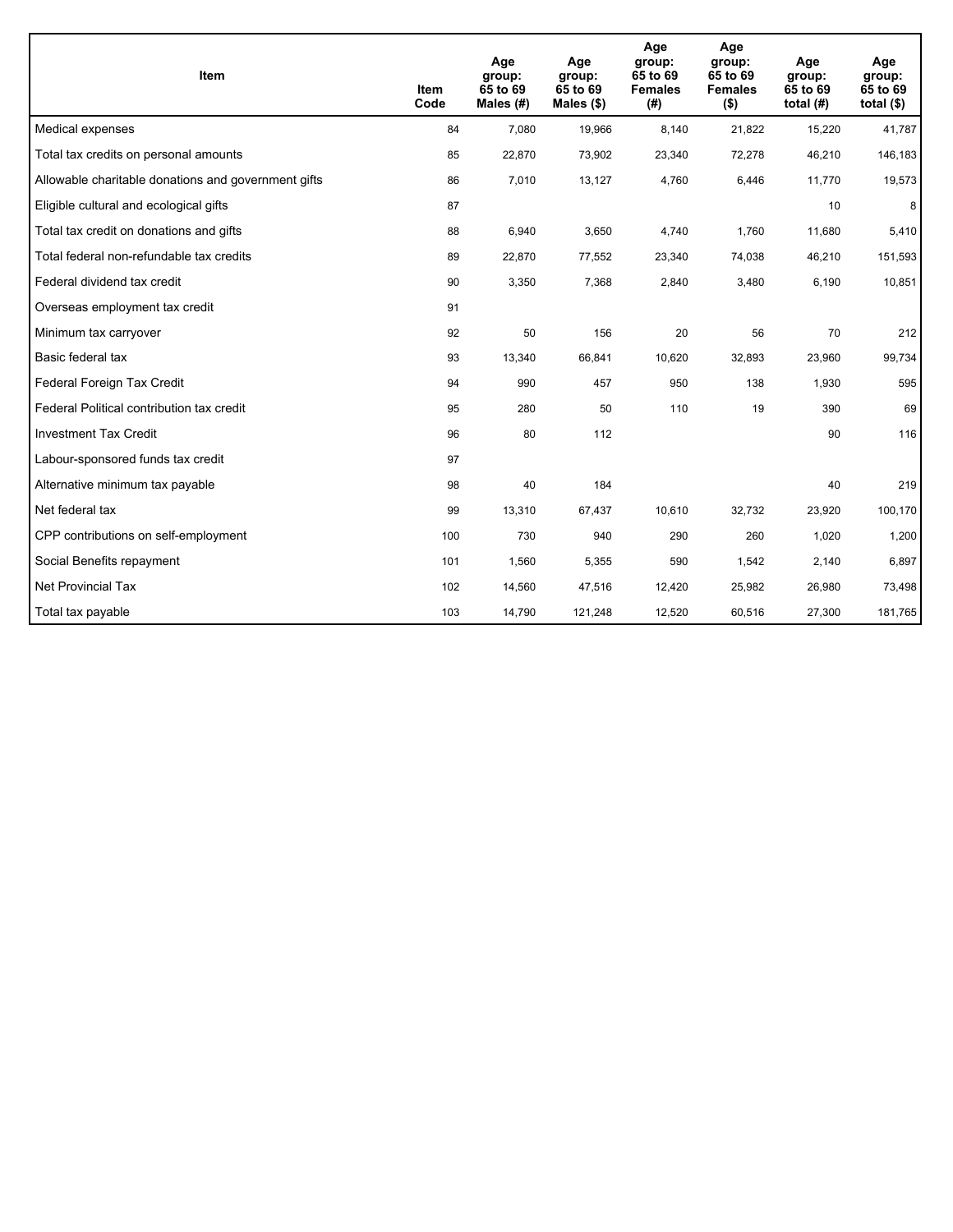| Item | Item Code | Age group: 65 to 69 Males (#) | Age group: 65 to 69 Males ($) | Age group: 65 to 69 Females (#) | Age group: 65 to 69 Females ($) | Age group: 65 to 69 total (#) | Age group: 65 to 69 total ($) |
|---|---|---|---|---|---|---|---|
| Medical expenses | 84 | 7,080 | 19,966 | 8,140 | 21,822 | 15,220 | 41,787 |
| Total tax credits on personal amounts | 85 | 22,870 | 73,902 | 23,340 | 72,278 | 46,210 | 146,183 |
| Allowable charitable donations and government gifts | 86 | 7,010 | 13,127 | 4,760 | 6,446 | 11,770 | 19,573 |
| Eligible cultural and ecological gifts | 87 | | | | | 10 | 8 |
| Total tax credit on donations and gifts | 88 | 6,940 | 3,650 | 4,740 | 1,760 | 11,680 | 5,410 |
| Total federal non-refundable tax credits | 89 | 22,870 | 77,552 | 23,340 | 74,038 | 46,210 | 151,593 |
| Federal dividend tax credit | 90 | 3,350 | 7,368 | 2,840 | 3,480 | 6,190 | 10,851 |
| Overseas employment tax credit | 91 | | | | | | |
| Minimum tax carryover | 92 | 50 | 156 | 20 | 56 | 70 | 212 |
| Basic federal tax | 93 | 13,340 | 66,841 | 10,620 | 32,893 | 23,960 | 99,734 |
| Federal Foreign Tax Credit | 94 | 990 | 457 | 950 | 138 | 1,930 | 595 |
| Federal Political contribution tax credit | 95 | 280 | 50 | 110 | 19 | 390 | 69 |
| Investment Tax Credit | 96 | 80 | 112 | | | 90 | 116 |
| Labour-sponsored funds tax credit | 97 | | | | | | |
| Alternative minimum tax payable | 98 | 40 | 184 | | | 40 | 219 |
| Net federal tax | 99 | 13,310 | 67,437 | 10,610 | 32,732 | 23,920 | 100,170 |
| CPP contributions on self-employment | 100 | 730 | 940 | 290 | 260 | 1,020 | 1,200 |
| Social Benefits repayment | 101 | 1,560 | 5,355 | 590 | 1,542 | 2,140 | 6,897 |
| Net Provincial Tax | 102 | 14,560 | 47,516 | 12,420 | 25,982 | 26,980 | 73,498 |
| Total tax payable | 103 | 14,790 | 121,248 | 12,520 | 60,516 | 27,300 | 181,765 |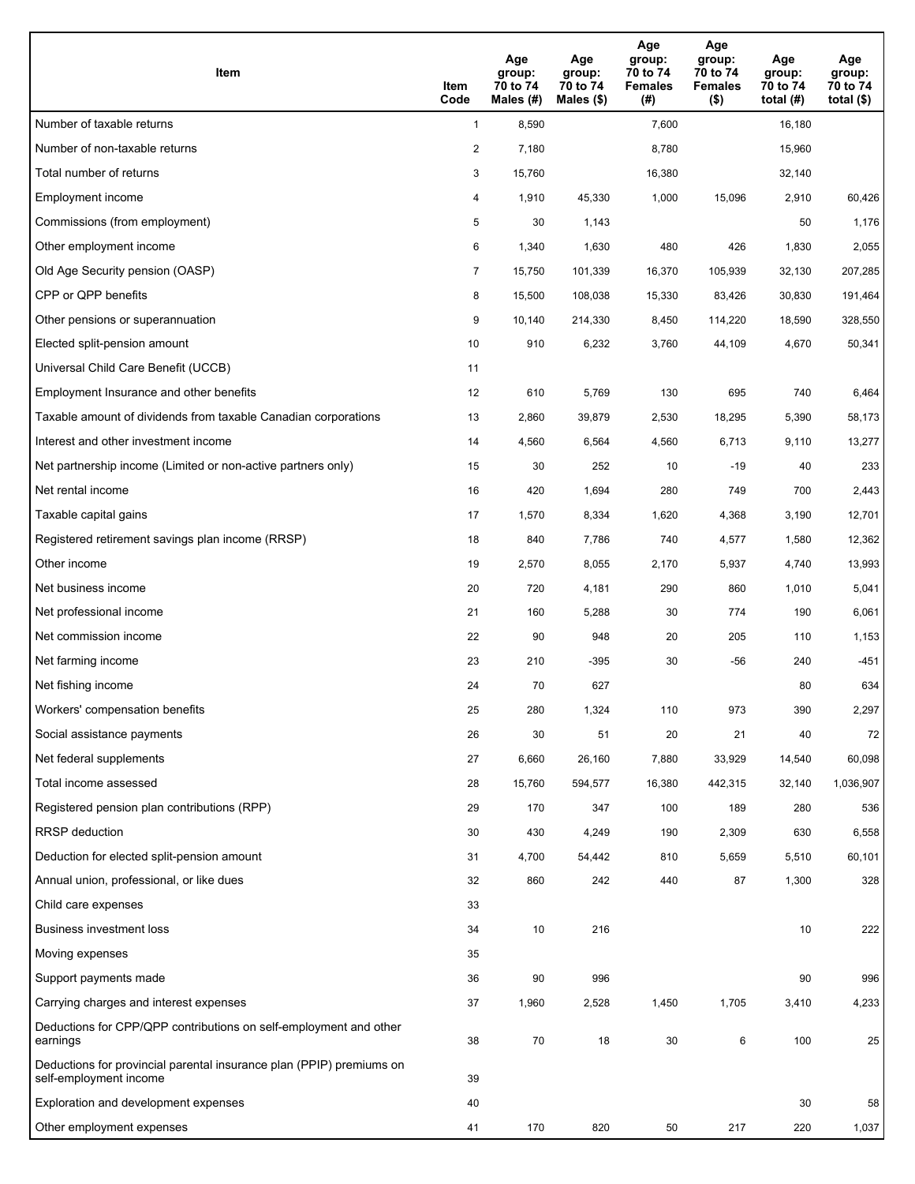| Item | Item Code | Age group: 70 to 74 Males (#) | Age group: 70 to 74 Males ($) | Age group: 70 to 74 Females (#) | Age group: 70 to 74 Females ($) | Age group: 70 to 74 total (#) | Age group: 70 to 74 total ($) |
|---|---|---|---|---|---|---|---|
| Number of taxable returns | 1 | 8,590 | | 7,600 | | 16,180 | |
| Number of non-taxable returns | 2 | 7,180 | | 8,780 | | 15,960 | |
| Total number of returns | 3 | 15,760 | | 16,380 | | 32,140 | |
| Employment income | 4 | 1,910 | 45,330 | 1,000 | 15,096 | 2,910 | 60,426 |
| Commissions (from employment) | 5 | 30 | 1,143 | | | 50 | 1,176 |
| Other employment income | 6 | 1,340 | 1,630 | 480 | 426 | 1,830 | 2,055 |
| Old Age Security pension (OASP) | 7 | 15,750 | 101,339 | 16,370 | 105,939 | 32,130 | 207,285 |
| CPP or QPP benefits | 8 | 15,500 | 108,038 | 15,330 | 83,426 | 30,830 | 191,464 |
| Other pensions or superannuation | 9 | 10,140 | 214,330 | 8,450 | 114,220 | 18,590 | 328,550 |
| Elected split-pension amount | 10 | 910 | 6,232 | 3,760 | 44,109 | 4,670 | 50,341 |
| Universal Child Care Benefit (UCCB) | 11 | | | | | | |
| Employment Insurance and other benefits | 12 | 610 | 5,769 | 130 | 695 | 740 | 6,464 |
| Taxable amount of dividends from taxable Canadian corporations | 13 | 2,860 | 39,879 | 2,530 | 18,295 | 5,390 | 58,173 |
| Interest and other investment income | 14 | 4,560 | 6,564 | 4,560 | 6,713 | 9,110 | 13,277 |
| Net partnership income (Limited or non-active partners only) | 15 | 30 | 252 | 10 | -19 | 40 | 233 |
| Net rental income | 16 | 420 | 1,694 | 280 | 749 | 700 | 2,443 |
| Taxable capital gains | 17 | 1,570 | 8,334 | 1,620 | 4,368 | 3,190 | 12,701 |
| Registered retirement savings plan income (RRSP) | 18 | 840 | 7,786 | 740 | 4,577 | 1,580 | 12,362 |
| Other income | 19 | 2,570 | 8,055 | 2,170 | 5,937 | 4,740 | 13,993 |
| Net business income | 20 | 720 | 4,181 | 290 | 860 | 1,010 | 5,041 |
| Net professional income | 21 | 160 | 5,288 | 30 | 774 | 190 | 6,061 |
| Net commission income | 22 | 90 | 948 | 20 | 205 | 110 | 1,153 |
| Net farming income | 23 | 210 | -395 | 30 | -56 | 240 | -451 |
| Net fishing income | 24 | 70 | 627 | | | 80 | 634 |
| Workers' compensation benefits | 25 | 280 | 1,324 | 110 | 973 | 390 | 2,297 |
| Social assistance payments | 26 | 30 | 51 | 20 | 21 | 40 | 72 |
| Net federal supplements | 27 | 6,660 | 26,160 | 7,880 | 33,929 | 14,540 | 60,098 |
| Total income assessed | 28 | 15,760 | 594,577 | 16,380 | 442,315 | 32,140 | 1,036,907 |
| Registered pension plan contributions (RPP) | 29 | 170 | 347 | 100 | 189 | 280 | 536 |
| RRSP deduction | 30 | 430 | 4,249 | 190 | 2,309 | 630 | 6,558 |
| Deduction for elected split-pension amount | 31 | 4,700 | 54,442 | 810 | 5,659 | 5,510 | 60,101 |
| Annual union, professional, or like dues | 32 | 860 | 242 | 440 | 87 | 1,300 | 328 |
| Child care expenses | 33 | | | | | | |
| Business investment loss | 34 | 10 | 216 | | | 10 | 222 |
| Moving expenses | 35 | | | | | | |
| Support payments made | 36 | 90 | 996 | | | 90 | 996 |
| Carrying charges and interest expenses | 37 | 1,960 | 2,528 | 1,450 | 1,705 | 3,410 | 4,233 |
| Deductions for CPP/QPP contributions on self-employment and other earnings | 38 | 70 | 18 | 30 | 6 | 100 | 25 |
| Deductions for provincial parental insurance plan (PPIP) premiums on self-employment income | 39 | | | | | | |
| Exploration and development expenses | 40 | | | | | 30 | 58 |
| Other employment expenses | 41 | 170 | 820 | 50 | 217 | 220 | 1,037 |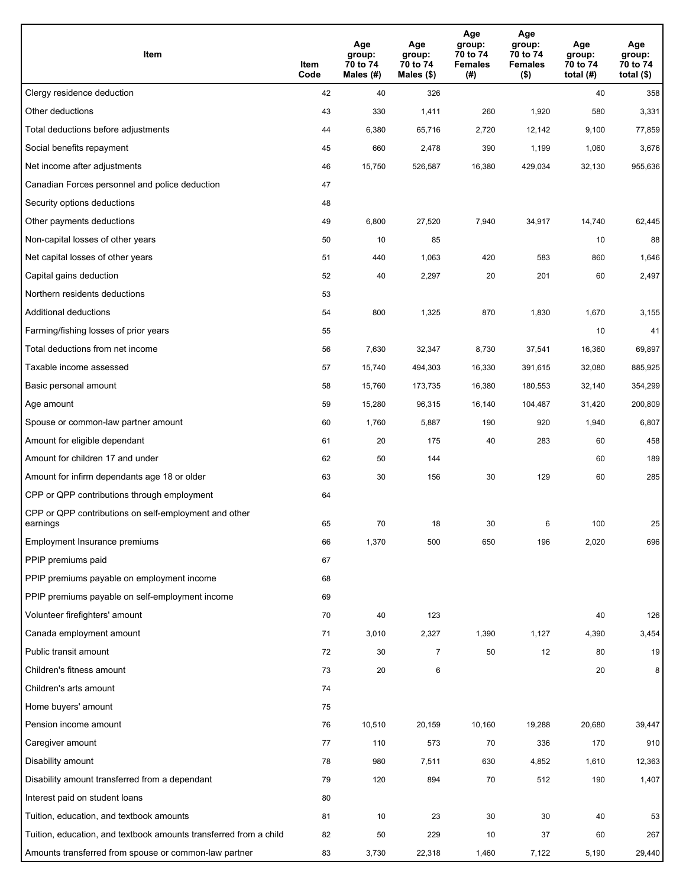| Item | Item Code | Age group: 70 to 74 Males (#) | Age group: 70 to 74 Males ($) | Age group: 70 to 74 Females (#) | Age group: 70 to 74 Females ($) | Age group: 70 to 74 total (#) | Age group: 70 to 74 total ($) |
|---|---|---|---|---|---|---|---|
| Clergy residence deduction | 42 | 40 | 326 | | | 40 | 358 |
| Other deductions | 43 | 330 | 1,411 | 260 | 1,920 | 580 | 3,331 |
| Total deductions before adjustments | 44 | 6,380 | 65,716 | 2,720 | 12,142 | 9,100 | 77,859 |
| Social benefits repayment | 45 | 660 | 2,478 | 390 | 1,199 | 1,060 | 3,676 |
| Net income after adjustments | 46 | 15,750 | 526,587 | 16,380 | 429,034 | 32,130 | 955,636 |
| Canadian Forces personnel and police deduction | 47 | | | | | | |
| Security options deductions | 48 | | | | | | |
| Other payments deductions | 49 | 6,800 | 27,520 | 7,940 | 34,917 | 14,740 | 62,445 |
| Non-capital losses of other years | 50 | 10 | 85 | | | 10 | 88 |
| Net capital losses of other years | 51 | 440 | 1,063 | 420 | 583 | 860 | 1,646 |
| Capital gains deduction | 52 | 40 | 2,297 | 20 | 201 | 60 | 2,497 |
| Northern residents deductions | 53 | | | | | | |
| Additional deductions | 54 | 800 | 1,325 | 870 | 1,830 | 1,670 | 3,155 |
| Farming/fishing losses of prior years | 55 | | | | | 10 | 41 |
| Total deductions from net income | 56 | 7,630 | 32,347 | 8,730 | 37,541 | 16,360 | 69,897 |
| Taxable income assessed | 57 | 15,740 | 494,303 | 16,330 | 391,615 | 32,080 | 885,925 |
| Basic personal amount | 58 | 15,760 | 173,735 | 16,380 | 180,553 | 32,140 | 354,299 |
| Age amount | 59 | 15,280 | 96,315 | 16,140 | 104,487 | 31,420 | 200,809 |
| Spouse or common-law partner amount | 60 | 1,760 | 5,887 | 190 | 920 | 1,940 | 6,807 |
| Amount for eligible dependant | 61 | 20 | 175 | 40 | 283 | 60 | 458 |
| Amount for children 17 and under | 62 | 50 | 144 | | | 60 | 189 |
| Amount for infirm dependants age 18 or older | 63 | 30 | 156 | 30 | 129 | 60 | 285 |
| CPP or QPP contributions through employment | 64 | | | | | | |
| CPP or QPP contributions on self-employment and other earnings | 65 | 70 | 18 | 30 | 6 | 100 | 25 |
| Employment Insurance premiums | 66 | 1,370 | 500 | 650 | 196 | 2,020 | 696 |
| PPIP premiums paid | 67 | | | | | | |
| PPIP premiums payable on employment income | 68 | | | | | | |
| PPIP premiums payable on self-employment income | 69 | | | | | | |
| Volunteer firefighters' amount | 70 | 40 | 123 | | | 40 | 126 |
| Canada employment amount | 71 | 3,010 | 2,327 | 1,390 | 1,127 | 4,390 | 3,454 |
| Public transit amount | 72 | 30 | 7 | 50 | 12 | 80 | 19 |
| Children's fitness amount | 73 | 20 | 6 | | | 20 | 8 |
| Children's arts amount | 74 | | | | | | |
| Home buyers' amount | 75 | | | | | | |
| Pension income amount | 76 | 10,510 | 20,159 | 10,160 | 19,288 | 20,680 | 39,447 |
| Caregiver amount | 77 | 110 | 573 | 70 | 336 | 170 | 910 |
| Disability amount | 78 | 980 | 7,511 | 630 | 4,852 | 1,610 | 12,363 |
| Disability amount transferred from a dependant | 79 | 120 | 894 | 70 | 512 | 190 | 1,407 |
| Interest paid on student loans | 80 | | | | | | |
| Tuition, education, and textbook amounts | 81 | 10 | 23 | 30 | 30 | 40 | 53 |
| Tuition, education, and textbook amounts transferred from a child | 82 | 50 | 229 | 10 | 37 | 60 | 267 |
| Amounts transferred from spouse or common-law partner | 83 | 3,730 | 22,318 | 1,460 | 7,122 | 5,190 | 29,440 |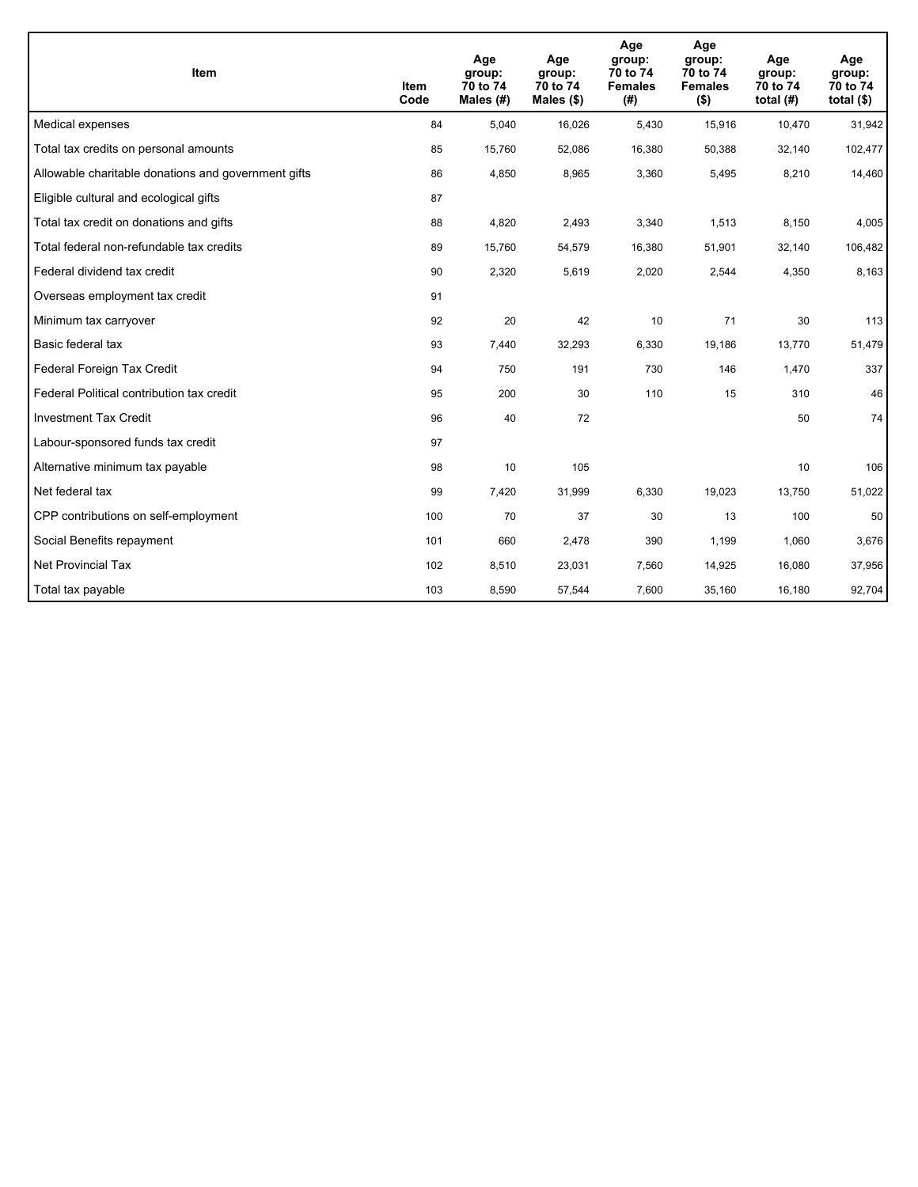| Item | Item Code | Age group: 70 to 74 Males (#) | Age group: 70 to 74 Males ($) | Age group: 70 to 74 Females (#) | Age group: 70 to 74 Females ($) | Age group: 70 to 74 total (#) | Age group: 70 to 74 total ($) |
|---|---|---|---|---|---|---|---|
| Medical expenses | 84 | 5,040 | 16,026 | 5,430 | 15,916 | 10,470 | 31,942 |
| Total tax credits on personal amounts | 85 | 15,760 | 52,086 | 16,380 | 50,388 | 32,140 | 102,477 |
| Allowable charitable donations and government gifts | 86 | 4,850 | 8,965 | 3,360 | 5,495 | 8,210 | 14,460 |
| Eligible cultural and ecological gifts | 87 | | | | | | |
| Total tax credit on donations and gifts | 88 | 4,820 | 2,493 | 3,340 | 1,513 | 8,150 | 4,005 |
| Total federal non-refundable tax credits | 89 | 15,760 | 54,579 | 16,380 | 51,901 | 32,140 | 106,482 |
| Federal dividend tax credit | 90 | 2,320 | 5,619 | 2,020 | 2,544 | 4,350 | 8,163 |
| Overseas employment tax credit | 91 | | | | | | |
| Minimum tax carryover | 92 | 20 | 42 | 10 | 71 | 30 | 113 |
| Basic federal tax | 93 | 7,440 | 32,293 | 6,330 | 19,186 | 13,770 | 51,479 |
| Federal Foreign Tax Credit | 94 | 750 | 191 | 730 | 146 | 1,470 | 337 |
| Federal Political contribution tax credit | 95 | 200 | 30 | 110 | 15 | 310 | 46 |
| Investment Tax Credit | 96 | 40 | 72 | | | 50 | 74 |
| Labour-sponsored funds tax credit | 97 | | | | | | |
| Alternative minimum tax payable | 98 | 10 | 105 | | | 10 | 106 |
| Net federal tax | 99 | 7,420 | 31,999 | 6,330 | 19,023 | 13,750 | 51,022 |
| CPP contributions on self-employment | 100 | 70 | 37 | 30 | 13 | 100 | 50 |
| Social Benefits repayment | 101 | 660 | 2,478 | 390 | 1,199 | 1,060 | 3,676 |
| Net Provincial Tax | 102 | 8,510 | 23,031 | 7,560 | 14,925 | 16,080 | 37,956 |
| Total tax payable | 103 | 8,590 | 57,544 | 7,600 | 35,160 | 16,180 | 92,704 |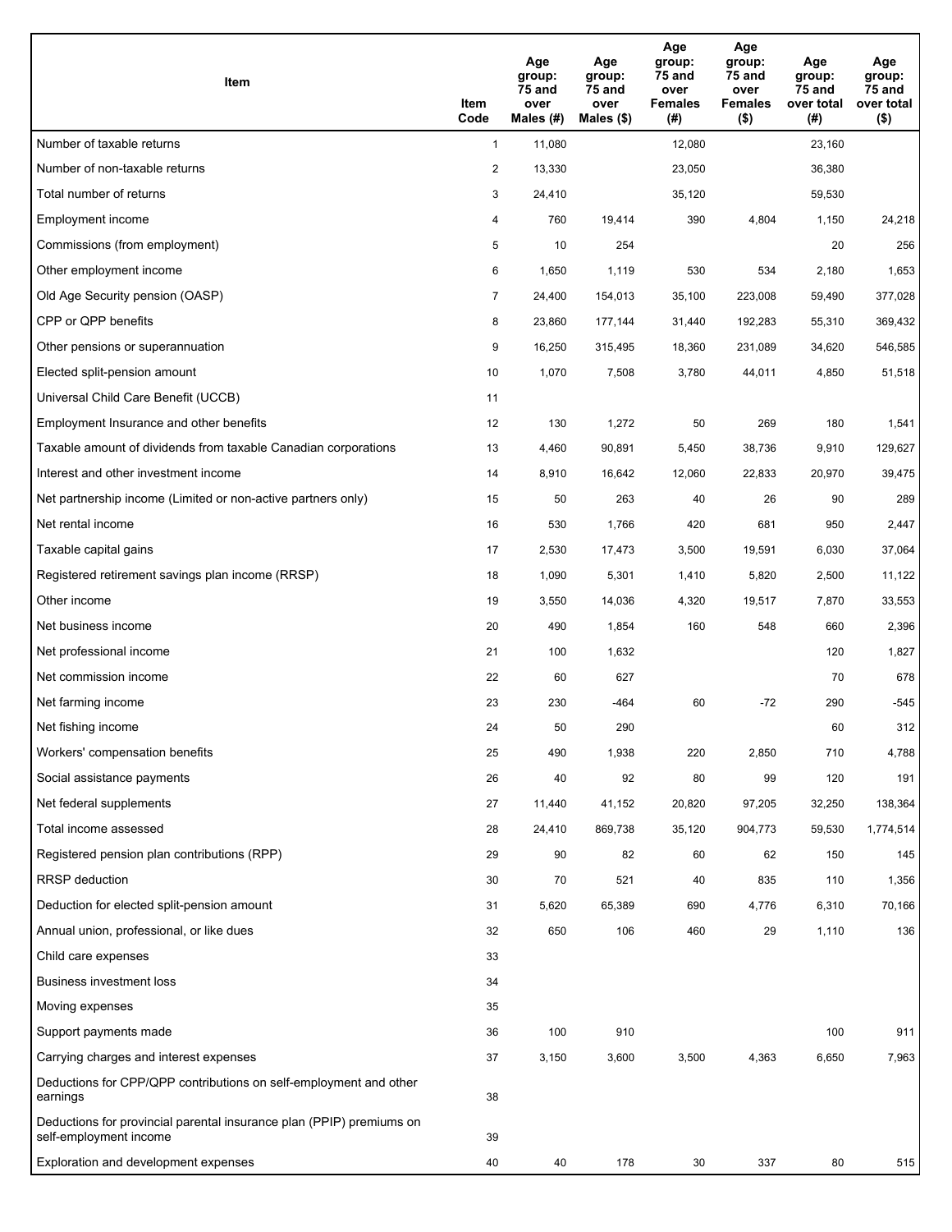| Item | Item Code | Age group: 75 and over Males (#) | Age group: 75 and over Males ($) | Age group: 75 and over Females (#) | Age group: 75 and over Females ($) | Age group: 75 and over total (#) | Age group: 75 and over total ($) |
|---|---|---|---|---|---|---|---|
| Number of taxable returns | 1 | 11,080 | | 12,080 | | 23,160 | |
| Number of non-taxable returns | 2 | 13,330 | | 23,050 | | 36,380 | |
| Total number of returns | 3 | 24,410 | | 35,120 | | 59,530 | |
| Employment income | 4 | 760 | 19,414 | 390 | 4,804 | 1,150 | 24,218 |
| Commissions (from employment) | 5 | 10 | 254 | | | 20 | 256 |
| Other employment income | 6 | 1,650 | 1,119 | 530 | 534 | 2,180 | 1,653 |
| Old Age Security pension (OASP) | 7 | 24,400 | 154,013 | 35,100 | 223,008 | 59,490 | 377,028 |
| CPP or QPP benefits | 8 | 23,860 | 177,144 | 31,440 | 192,283 | 55,310 | 369,432 |
| Other pensions or superannuation | 9 | 16,250 | 315,495 | 18,360 | 231,089 | 34,620 | 546,585 |
| Elected split-pension amount | 10 | 1,070 | 7,508 | 3,780 | 44,011 | 4,850 | 51,518 |
| Universal Child Care Benefit (UCCB) | 11 | | | | | | |
| Employment Insurance and other benefits | 12 | 130 | 1,272 | 50 | 269 | 180 | 1,541 |
| Taxable amount of dividends from taxable Canadian corporations | 13 | 4,460 | 90,891 | 5,450 | 38,736 | 9,910 | 129,627 |
| Interest and other investment income | 14 | 8,910 | 16,642 | 12,060 | 22,833 | 20,970 | 39,475 |
| Net partnership income (Limited or non-active partners only) | 15 | 50 | 263 | 40 | 26 | 90 | 289 |
| Net rental income | 16 | 530 | 1,766 | 420 | 681 | 950 | 2,447 |
| Taxable capital gains | 17 | 2,530 | 17,473 | 3,500 | 19,591 | 6,030 | 37,064 |
| Registered retirement savings plan income (RRSP) | 18 | 1,090 | 5,301 | 1,410 | 5,820 | 2,500 | 11,122 |
| Other income | 19 | 3,550 | 14,036 | 4,320 | 19,517 | 7,870 | 33,553 |
| Net business income | 20 | 490 | 1,854 | 160 | 548 | 660 | 2,396 |
| Net professional income | 21 | 100 | 1,632 | | | 120 | 1,827 |
| Net commission income | 22 | 60 | 627 | | | 70 | 678 |
| Net farming income | 23 | 230 | -464 | 60 | -72 | 290 | -545 |
| Net fishing income | 24 | 50 | 290 | | | 60 | 312 |
| Workers' compensation benefits | 25 | 490 | 1,938 | 220 | 2,850 | 710 | 4,788 |
| Social assistance payments | 26 | 40 | 92 | 80 | 99 | 120 | 191 |
| Net federal supplements | 27 | 11,440 | 41,152 | 20,820 | 97,205 | 32,250 | 138,364 |
| Total income assessed | 28 | 24,410 | 869,738 | 35,120 | 904,773 | 59,530 | 1,774,514 |
| Registered pension plan contributions (RPP) | 29 | 90 | 82 | 60 | 62 | 150 | 145 |
| RRSP deduction | 30 | 70 | 521 | 40 | 835 | 110 | 1,356 |
| Deduction for elected split-pension amount | 31 | 5,620 | 65,389 | 690 | 4,776 | 6,310 | 70,166 |
| Annual union, professional, or like dues | 32 | 650 | 106 | 460 | 29 | 1,110 | 136 |
| Child care expenses | 33 | | | | | | |
| Business investment loss | 34 | | | | | | |
| Moving expenses | 35 | | | | | | |
| Support payments made | 36 | 100 | 910 | | | 100 | 911 |
| Carrying charges and interest expenses | 37 | 3,150 | 3,600 | 3,500 | 4,363 | 6,650 | 7,963 |
| Deductions for CPP/QPP contributions on self-employment and other earnings | 38 | | | | | | |
| Deductions for provincial parental insurance plan (PPIP) premiums on self-employment income | 39 | | | | | | |
| Exploration and development expenses | 40 | 40 | 178 | 30 | 337 | 80 | 515 |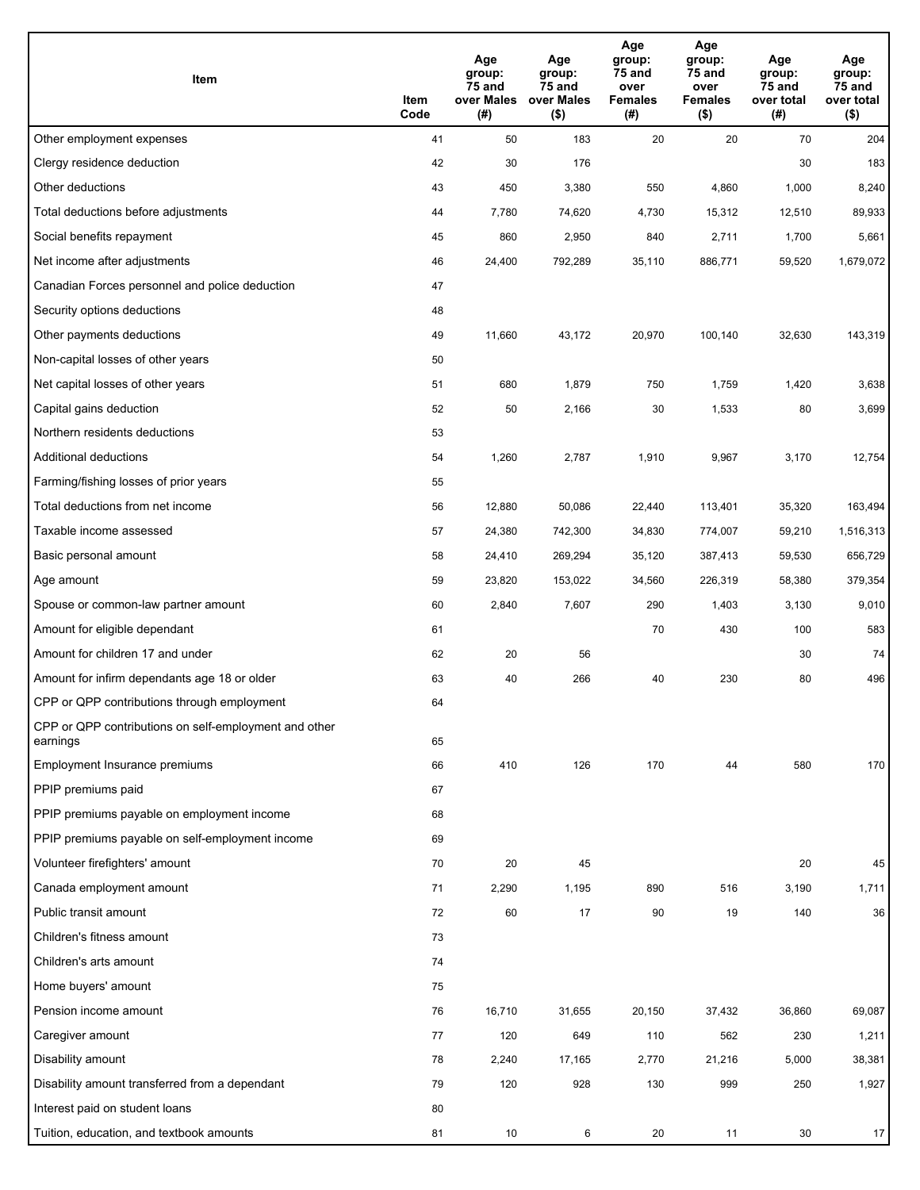| Item | Item Code | Age group: 75 and over Males (#) | Age group: 75 and over Males ($) | Age group: 75 and over Females (#) | Age group: 75 and over Females ($) | Age group: 75 and over total (#) | Age group: 75 and over total ($) |
|---|---|---|---|---|---|---|---|
| Other employment expenses | 41 | 50 | 183 | 20 | 20 | 70 | 204 |
| Clergy residence deduction | 42 | 30 | 176 | | | 30 | 183 |
| Other deductions | 43 | 450 | 3,380 | 550 | 4,860 | 1,000 | 8,240 |
| Total deductions before adjustments | 44 | 7,780 | 74,620 | 4,730 | 15,312 | 12,510 | 89,933 |
| Social benefits repayment | 45 | 860 | 2,950 | 840 | 2,711 | 1,700 | 5,661 |
| Net income after adjustments | 46 | 24,400 | 792,289 | 35,110 | 886,771 | 59,520 | 1,679,072 |
| Canadian Forces personnel and police deduction | 47 | | | | | | |
| Security options deductions | 48 | | | | | | |
| Other payments deductions | 49 | 11,660 | 43,172 | 20,970 | 100,140 | 32,630 | 143,319 |
| Non-capital losses of other years | 50 | | | | | | |
| Net capital losses of other years | 51 | 680 | 1,879 | 750 | 1,759 | 1,420 | 3,638 |
| Capital gains deduction | 52 | 50 | 2,166 | 30 | 1,533 | 80 | 3,699 |
| Northern residents deductions | 53 | | | | | | |
| Additional deductions | 54 | 1,260 | 2,787 | 1,910 | 9,967 | 3,170 | 12,754 |
| Farming/fishing losses of prior years | 55 | | | | | | |
| Total deductions from net income | 56 | 12,880 | 50,086 | 22,440 | 113,401 | 35,320 | 163,494 |
| Taxable income assessed | 57 | 24,380 | 742,300 | 34,830 | 774,007 | 59,210 | 1,516,313 |
| Basic personal amount | 58 | 24,410 | 269,294 | 35,120 | 387,413 | 59,530 | 656,729 |
| Age amount | 59 | 23,820 | 153,022 | 34,560 | 226,319 | 58,380 | 379,354 |
| Spouse or common-law partner amount | 60 | 2,840 | 7,607 | 290 | 1,403 | 3,130 | 9,010 |
| Amount for eligible dependant | 61 | | | 70 | 430 | 100 | 583 |
| Amount for children 17 and under | 62 | 20 | 56 | | | 30 | 74 |
| Amount for infirm dependants age 18 or older | 63 | 40 | 266 | 40 | 230 | 80 | 496 |
| CPP or QPP contributions through employment | 64 | | | | | | |
| CPP or QPP contributions on self-employment and other earnings | 65 | | | | | | |
| Employment Insurance premiums | 66 | 410 | 126 | 170 | 44 | 580 | 170 |
| PPIP premiums paid | 67 | | | | | | |
| PPIP premiums payable on employment income | 68 | | | | | | |
| PPIP premiums payable on self-employment income | 69 | | | | | | |
| Volunteer firefighters' amount | 70 | 20 | 45 | | | 20 | 45 |
| Canada employment amount | 71 | 2,290 | 1,195 | 890 | 516 | 3,190 | 1,711 |
| Public transit amount | 72 | 60 | 17 | 90 | 19 | 140 | 36 |
| Children's fitness amount | 73 | | | | | | |
| Children's arts amount | 74 | | | | | | |
| Home buyers' amount | 75 | | | | | | |
| Pension income amount | 76 | 16,710 | 31,655 | 20,150 | 37,432 | 36,860 | 69,087 |
| Caregiver amount | 77 | 120 | 649 | 110 | 562 | 230 | 1,211 |
| Disability amount | 78 | 2,240 | 17,165 | 2,770 | 21,216 | 5,000 | 38,381 |
| Disability amount transferred from a dependant | 79 | 120 | 928 | 130 | 999 | 250 | 1,927 |
| Interest paid on student loans | 80 | | | | | | |
| Tuition, education, and textbook amounts | 81 | 10 | 6 | 20 | 11 | 30 | 17 |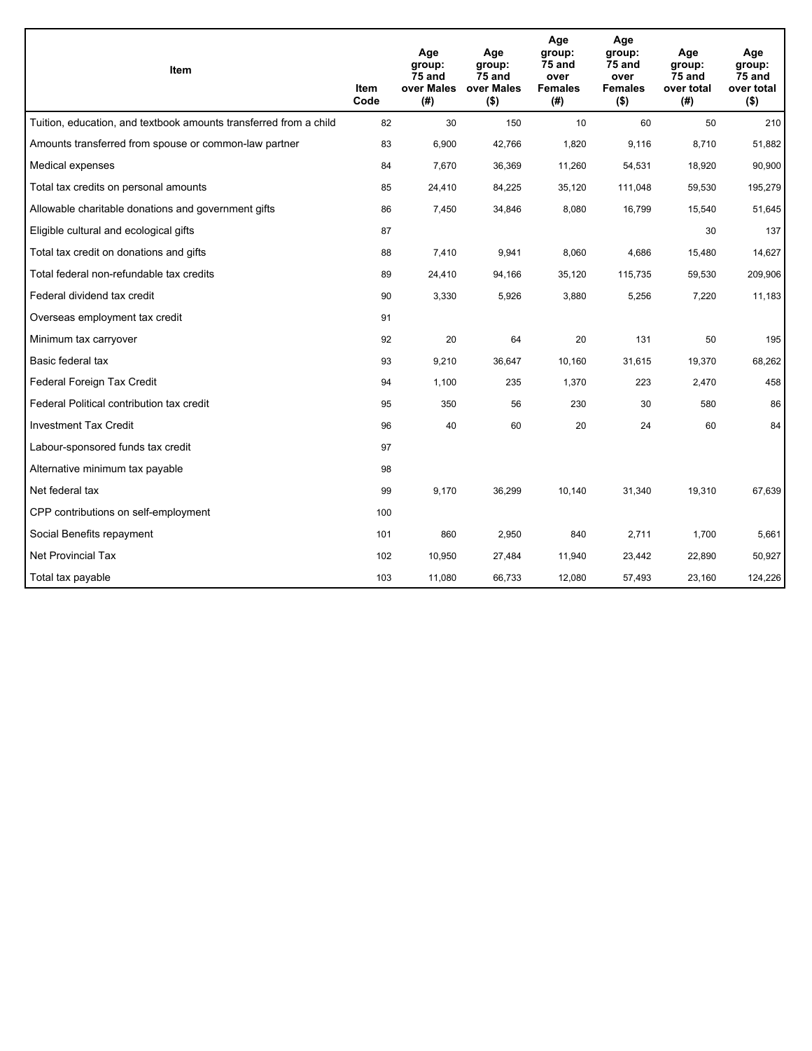| Item | Item Code | Age group: 75 and over Males (#) | Age group: 75 and over Males ($) | Age group: 75 and over Females (#) | Age group: 75 and over Females ($) | Age group: 75 and over total (#) | Age group: 75 and over total ($) |
|---|---|---|---|---|---|---|---|
| Tuition, education, and textbook amounts transferred from a child | 82 | 30 | 150 | 10 | 60 | 50 | 210 |
| Amounts transferred from spouse or common-law partner | 83 | 6,900 | 42,766 | 1,820 | 9,116 | 8,710 | 51,882 |
| Medical expenses | 84 | 7,670 | 36,369 | 11,260 | 54,531 | 18,920 | 90,900 |
| Total tax credits on personal amounts | 85 | 24,410 | 84,225 | 35,120 | 111,048 | 59,530 | 195,279 |
| Allowable charitable donations and government gifts | 86 | 7,450 | 34,846 | 8,080 | 16,799 | 15,540 | 51,645 |
| Eligible cultural and ecological gifts | 87 | | | | | 30 | 137 |
| Total tax credit on donations and gifts | 88 | 7,410 | 9,941 | 8,060 | 4,686 | 15,480 | 14,627 |
| Total federal non-refundable tax credits | 89 | 24,410 | 94,166 | 35,120 | 115,735 | 59,530 | 209,906 |
| Federal dividend tax credit | 90 | 3,330 | 5,926 | 3,880 | 5,256 | 7,220 | 11,183 |
| Overseas employment tax credit | 91 | | | | | | |
| Minimum tax carryover | 92 | 20 | 64 | 20 | 131 | 50 | 195 |
| Basic federal tax | 93 | 9,210 | 36,647 | 10,160 | 31,615 | 19,370 | 68,262 |
| Federal Foreign Tax Credit | 94 | 1,100 | 235 | 1,370 | 223 | 2,470 | 458 |
| Federal Political contribution tax credit | 95 | 350 | 56 | 230 | 30 | 580 | 86 |
| Investment Tax Credit | 96 | 40 | 60 | 20 | 24 | 60 | 84 |
| Labour-sponsored funds tax credit | 97 | | | | | | |
| Alternative minimum tax payable | 98 | | | | | | |
| Net federal tax | 99 | 9,170 | 36,299 | 10,140 | 31,340 | 19,310 | 67,639 |
| CPP contributions on self-employment | 100 | | | | | | |
| Social Benefits repayment | 101 | 860 | 2,950 | 840 | 2,711 | 1,700 | 5,661 |
| Net Provincial Tax | 102 | 10,950 | 27,484 | 11,940 | 23,442 | 22,890 | 50,927 |
| Total tax payable | 103 | 11,080 | 66,733 | 12,080 | 57,493 | 23,160 | 124,226 |